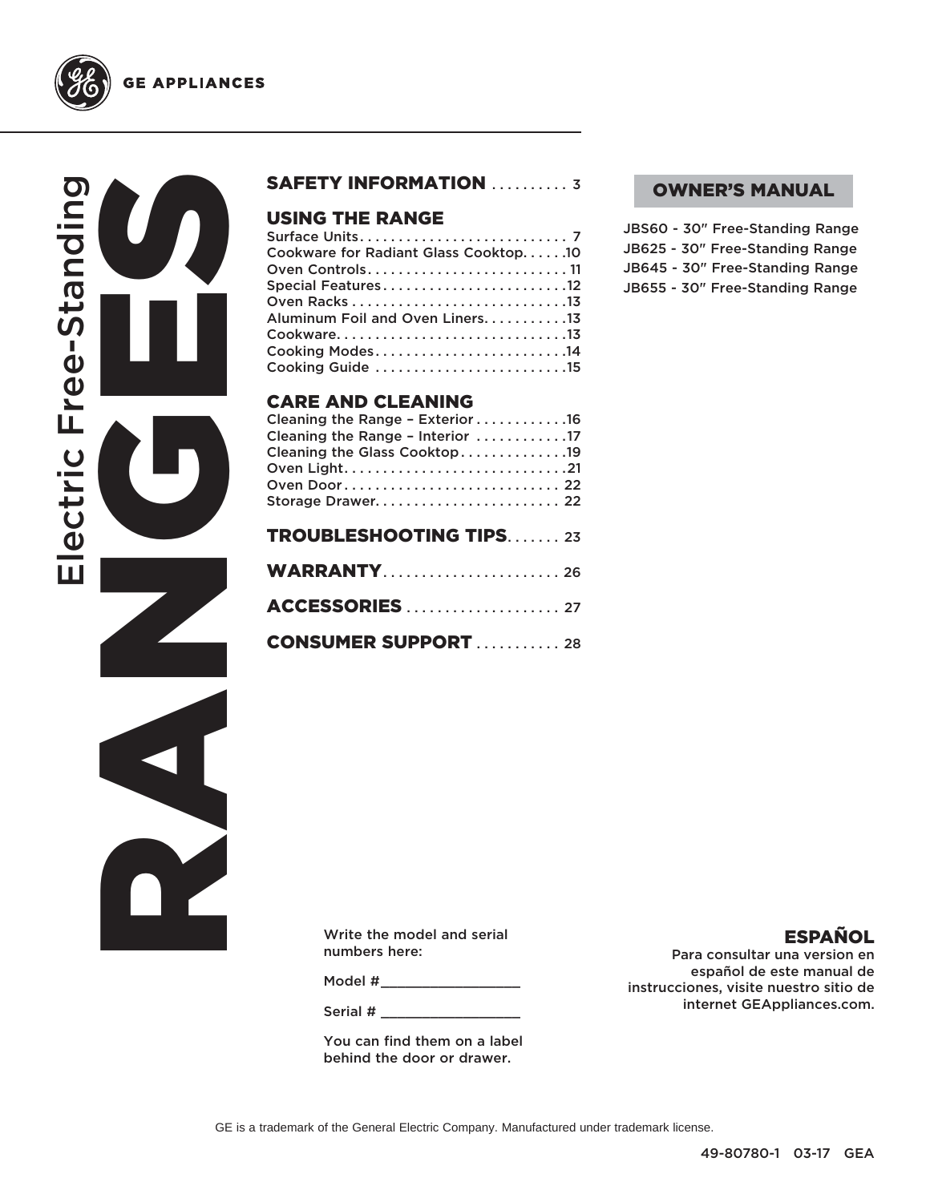GE APPLIANCES

# RANGES

## Electric Free-Standing

**OWNER'S MANUAL**

JBS60 - 30" Free-Standing Range
JB625 - 30" Free-Standing Range
JB645 - 30" Free-Standing Range
JB655 - 30" Free-Standing Range

**SAFETY INFORMATION** .......... 3

**USING THE RANGE**

Surface Units........................... 7
Cookware for Radiant Glass Cooktop......10
Oven Controls.......................... 11
Special Features........................12
Oven Racks.............................13
Aluminum Foil and Oven Liners...........13
Cookware..............................13
Cooking Modes.........................14
Cooking Guide.........................15

**CARE AND CLEANING**

Cleaning the Range – Exterior............16
Cleaning the Range – Interior ............17
Cleaning the Glass Cooktop..............19
Oven Light.............................21
Oven Door............................ 22
Storage Drawer........................ 22

**TROUBLESHOOTING TIPS**....... 23

**WARRANTY**....................... 26

**ACCESSORIES**.................... 27

**CONSUMER SUPPORT**........... 28

Write the model and serial numbers here:

Model #_________________

Serial # _________________

You can find them on a label behind the door or drawer.

**ESPAÑOL**

Para consultar una version en español de este manual de instrucciones, visite nuestro sitio de internet GEAppliances.com.

GE is a trademark of the General Electric Company. Manufactured under trademark license.

49-80780-1 03-17 GEA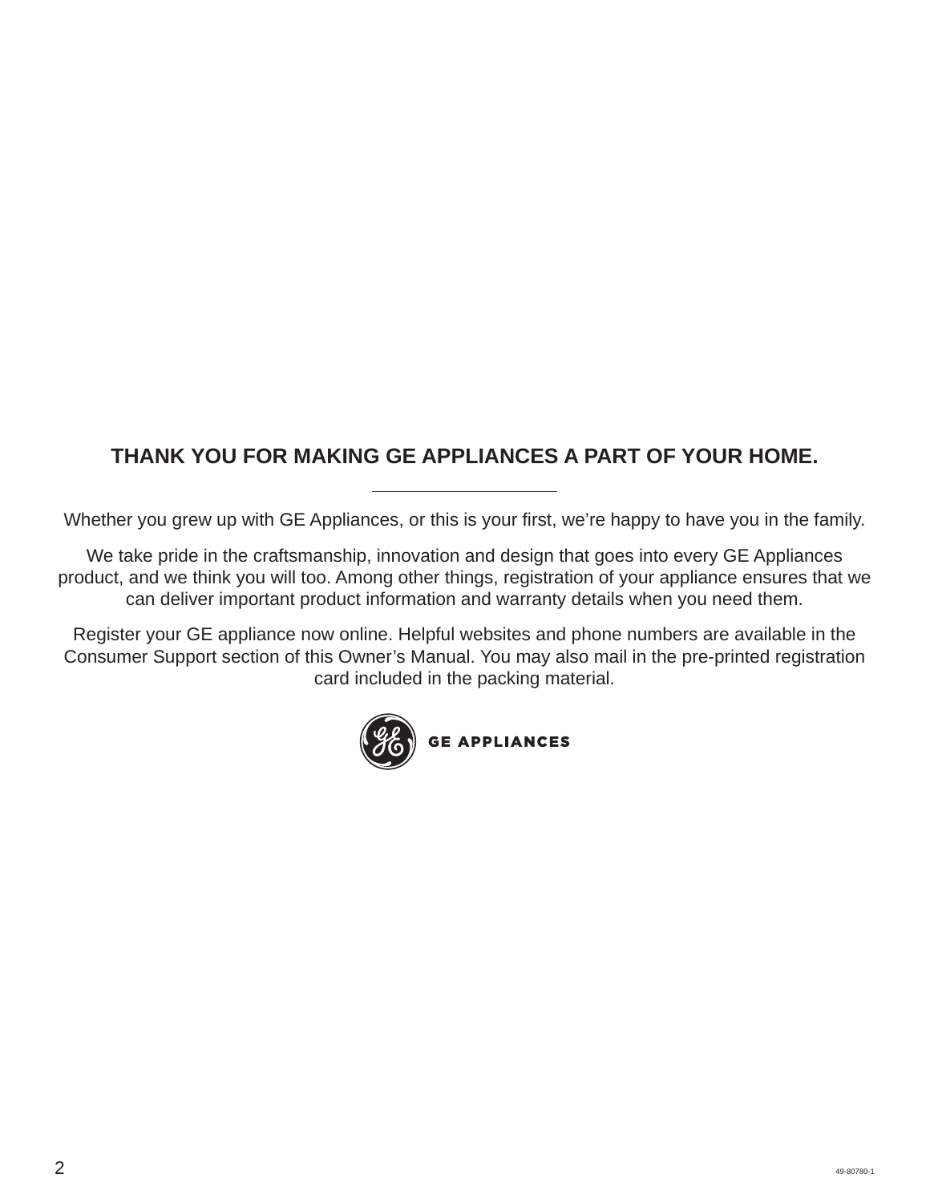## THANK YOU FOR MAKING GE APPLIANCES A PART OF YOUR HOME.

---

Whether you grew up with GE Appliances, or this is your first, we're happy to have you in the family.

We take pride in the craftsmanship, innovation and design that goes into every GE Appliances product, and we think you will too. Among other things, registration of your appliance ensures that we can deliver important product information and warranty details when you need them.

Register your GE appliance now online. Helpful websites and phone numbers are available in the Consumer Support section of this Owner's Manual. You may also mail in the pre-printed registration card included in the packing material.

GE APPLIANCES

49-80780-1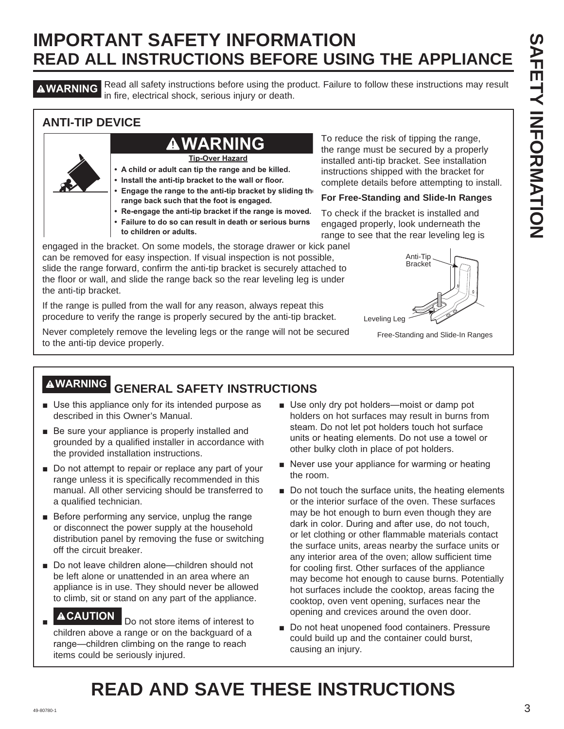# IMPORTANT SAFETY INFORMATION
## READ ALL INSTRUCTIONS BEFORE USING THE APPLIANCE

**⚠WARNING** Read all safety instructions before using the product. Failure to follow these instructions may result in fire, electrical shock, serious injury or death.

### ANTI-TIP DEVICE

**⚠WARNING**

**Tip-Over Hazard**

- **A child or adult can tip the range and be killed.**
- **Install the anti-tip bracket to the wall or floor.**
- **Engage the range to the anti-tip bracket by sliding the range back such that the foot is engaged.**
- **Re-engage the anti-tip bracket if the range is moved.**
- **Failure to do so can result in death or serious burns to children or adults.**

To reduce the risk of tipping the range, the range must be secured by a properly installed anti-tip bracket. See installation instructions shipped with the bracket for complete details before attempting to install.

**For Free-Standing and Slide-In Ranges**

To check if the bracket is installed and engaged properly, look underneath the range to see that the rear leveling leg is engaged in the bracket. On some models, the storage drawer or kick panel can be removed for easy inspection. If visual inspection is not possible, slide the range forward, confirm the anti-tip bracket is securely attached to the floor or wall, and slide the range back so the rear leveling leg is under the anti-tip bracket.

If the range is pulled from the wall for any reason, always repeat this procedure to verify the range is properly secured by the anti-tip bracket.

Never completely remove the leveling legs or the range will not be secured to the anti-tip device properly.

Anti-Tip Bracket

Leveling Leg

Free-Standing and Slide-In Ranges

### ⚠WARNING GENERAL SAFETY INSTRUCTIONS

- Use this appliance only for its intended purpose as described in this Owner's Manual.
- Be sure your appliance is properly installed and grounded by a qualified installer in accordance with the provided installation instructions.
- Do not attempt to repair or replace any part of your range unless it is specifically recommended in this manual. All other servicing should be transferred to a qualified technician.
- Before performing any service, unplug the range or disconnect the power supply at the household distribution panel by removing the fuse or switching off the circuit breaker.
- Do not leave children alone—children should not be left alone or unattended in an area where an appliance is in use. They should never be allowed to climb, sit or stand on any part of the appliance.
- **⚠CAUTION** Do not store items of interest to children above a range or on the backguard of a range—children climbing on the range to reach items could be seriously injured.
- Use only dry pot holders—moist or damp pot holders on hot surfaces may result in burns from steam. Do not let pot holders touch hot surface units or heating elements. Do not use a towel or other bulky cloth in place of pot holders.
- Never use your appliance for warming or heating the room.
- Do not touch the surface units, the heating elements or the interior surface of the oven. These surfaces may be hot enough to burn even though they are dark in color. During and after use, do not touch, or let clothing or other flammable materials contact the surface units, areas nearby the surface units or any interior area of the oven; allow sufficient time for cooling first. Other surfaces of the appliance may become hot enough to cause burns. Potentially hot surfaces include the cooktop, areas facing the cooktop, oven vent opening, surfaces near the opening and crevices around the oven door.
- Do not heat unopened food containers. Pressure could build up and the container could burst, causing an injury.

## READ AND SAVE THESE INSTRUCTIONS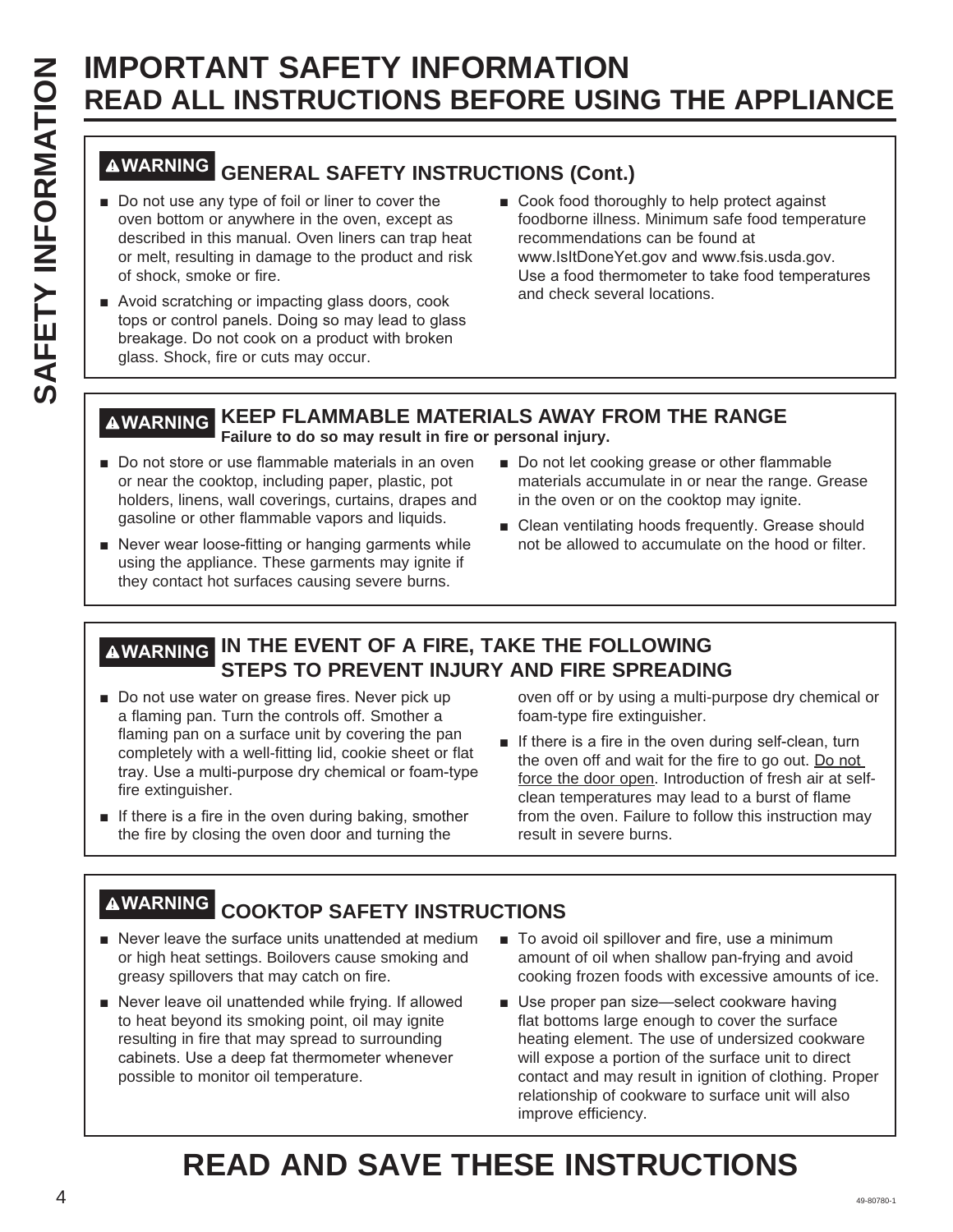# IMPORTANT SAFETY INFORMATION
# READ ALL INSTRUCTIONS BEFORE USING THE APPLIANCE

## ⚠WARNING GENERAL SAFETY INSTRUCTIONS (Cont.)

- Do not use any type of foil or liner to cover the oven bottom or anywhere in the oven, except as described in this manual. Oven liners can trap heat or melt, resulting in damage to the product and risk of shock, smoke or fire.
- Avoid scratching or impacting glass doors, cook tops or control panels. Doing so may lead to glass breakage. Do not cook on a product with broken glass. Shock, fire or cuts may occur.
- Cook food thoroughly to help protect against foodborne illness. Minimum safe food temperature recommendations can be found at www.IsItDoneYet.gov and www.fsis.usda.gov. Use a food thermometer to take food temperatures and check several locations.

## ⚠WARNING KEEP FLAMMABLE MATERIALS AWAY FROM THE RANGE

**Failure to do so may result in fire or personal injury.**

- Do not store or use flammable materials in an oven or near the cooktop, including paper, plastic, pot holders, linens, wall coverings, curtains, drapes and gasoline or other flammable vapors and liquids.
- Never wear loose-fitting or hanging garments while using the appliance. These garments may ignite if they contact hot surfaces causing severe burns.
- Do not let cooking grease or other flammable materials accumulate in or near the range. Grease in the oven or on the cooktop may ignite.
- Clean ventilating hoods frequently. Grease should not be allowed to accumulate on the hood or filter.

## ⚠WARNING IN THE EVENT OF A FIRE, TAKE THE FOLLOWING STEPS TO PREVENT INJURY AND FIRE SPREADING

- Do not use water on grease fires. Never pick up a flaming pan. Turn the controls off. Smother a flaming pan on a surface unit by covering the pan completely with a well-fitting lid, cookie sheet or flat tray. Use a multi-purpose dry chemical or foam-type fire extinguisher.
- If there is a fire in the oven during baking, smother the fire by closing the oven door and turning the oven off or by using a multi-purpose dry chemical or foam-type fire extinguisher.
- If there is a fire in the oven during self-clean, turn the oven off and wait for the fire to go out. <u>Do not force the door open</u>. Introduction of fresh air at self-clean temperatures may lead to a burst of flame from the oven. Failure to follow this instruction may result in severe burns.

## ⚠WARNING COOKTOP SAFETY INSTRUCTIONS

- Never leave the surface units unattended at medium or high heat settings. Boilovers cause smoking and greasy spillovers that may catch on fire.
- Never leave oil unattended while frying. If allowed to heat beyond its smoking point, oil may ignite resulting in fire that may spread to surrounding cabinets. Use a deep fat thermometer whenever possible to monitor oil temperature.
- To avoid oil spillover and fire, use a minimum amount of oil when shallow pan-frying and avoid cooking frozen foods with excessive amounts of ice.
- Use proper pan size—select cookware having flat bottoms large enough to cover the surface heating element. The use of undersized cookware will expose a portion of the surface unit to direct contact and may result in ignition of clothing. Proper relationship of cookware to surface unit will also improve efficiency.

# READ AND SAVE THESE INSTRUCTIONS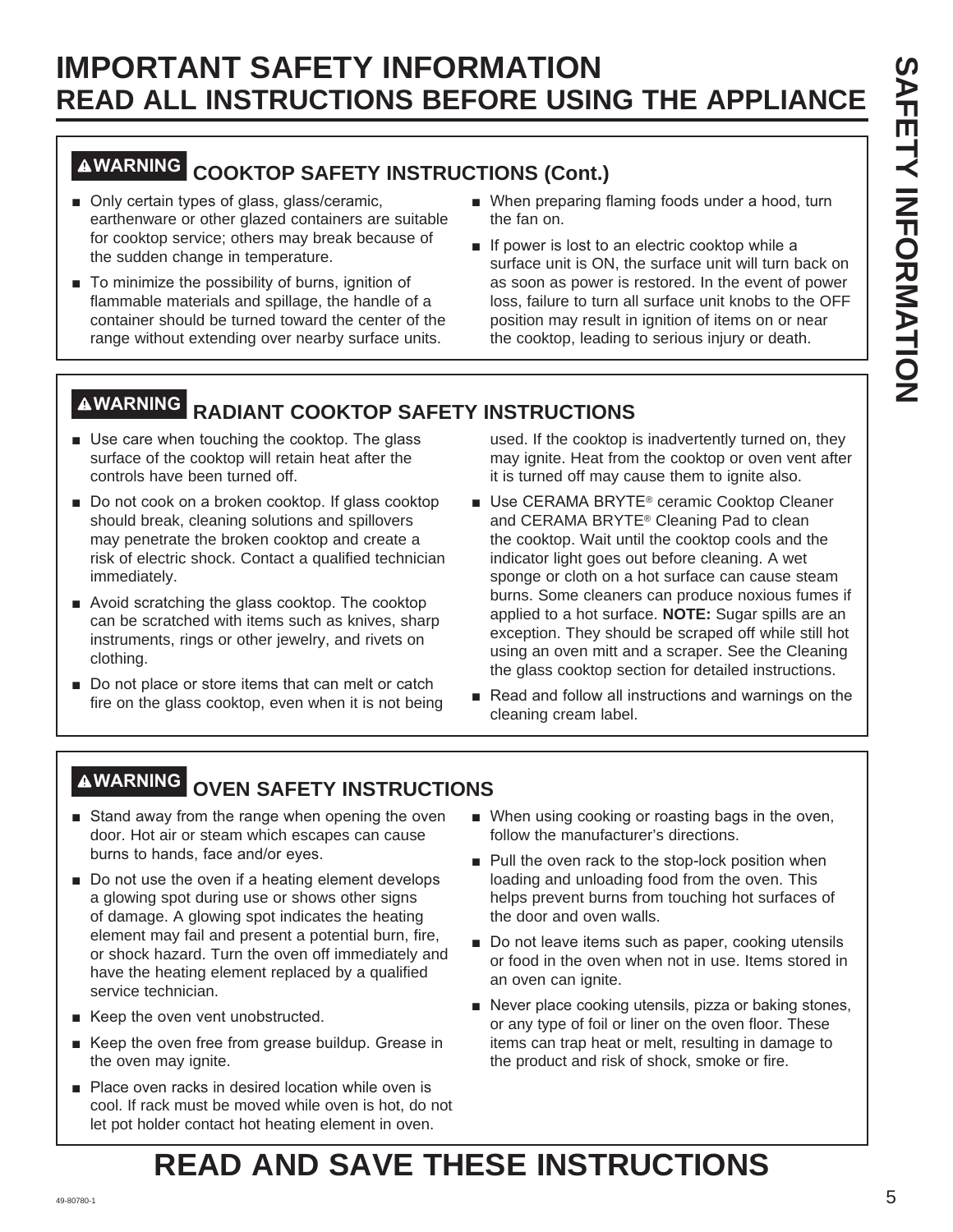# IMPORTANT SAFETY INFORMATION
## READ ALL INSTRUCTIONS BEFORE USING THE APPLIANCE

### ⚠WARNING COOKTOP SAFETY INSTRUCTIONS (Cont.)

- Only certain types of glass, glass/ceramic, earthenware or other glazed containers are suitable for cooktop service; others may break because of the sudden change in temperature.
- To minimize the possibility of burns, ignition of flammable materials and spillage, the handle of a container should be turned toward the center of the range without extending over nearby surface units.
- When preparing flaming foods under a hood, turn the fan on.
- If power is lost to an electric cooktop while a surface unit is ON, the surface unit will turn back on as soon as power is restored. In the event of power loss, failure to turn all surface unit knobs to the OFF position may result in ignition of items on or near the cooktop, leading to serious injury or death.

### ⚠WARNING RADIANT COOKTOP SAFETY INSTRUCTIONS

- Use care when touching the cooktop. The glass surface of the cooktop will retain heat after the controls have been turned off.
- Do not cook on a broken cooktop. If glass cooktop should break, cleaning solutions and spillovers may penetrate the broken cooktop and create a risk of electric shock. Contact a qualified technician immediately.
- Avoid scratching the glass cooktop. The cooktop can be scratched with items such as knives, sharp instruments, rings or other jewelry, and rivets on clothing.
- Do not place or store items that can melt or catch fire on the glass cooktop, even when it is not being used. If the cooktop is inadvertently turned on, they may ignite. Heat from the cooktop or oven vent after it is turned off may cause them to ignite also.
- Use CERAMA BRYTE® ceramic Cooktop Cleaner and CERAMA BRYTE® Cleaning Pad to clean the cooktop. Wait until the cooktop cools and the indicator light goes out before cleaning. A wet sponge or cloth on a hot surface can cause steam burns. Some cleaners can produce noxious fumes if applied to a hot surface. **NOTE:** Sugar spills are an exception. They should be scraped off while still hot using an oven mitt and a scraper. See the Cleaning the glass cooktop section for detailed instructions.
- Read and follow all instructions and warnings on the cleaning cream label.

### ⚠WARNING OVEN SAFETY INSTRUCTIONS

- Stand away from the range when opening the oven door. Hot air or steam which escapes can cause burns to hands, face and/or eyes.
- Do not use the oven if a heating element develops a glowing spot during use or shows other signs of damage. A glowing spot indicates the heating element may fail and present a potential burn, fire, or shock hazard. Turn the oven off immediately and have the heating element replaced by a qualified service technician.
- Keep the oven vent unobstructed.
- Keep the oven free from grease buildup. Grease in the oven may ignite.
- Place oven racks in desired location while oven is cool. If rack must be moved while oven is hot, do not let pot holder contact hot heating element in oven.
- When using cooking or roasting bags in the oven, follow the manufacturer's directions.
- Pull the oven rack to the stop-lock position when loading and unloading food from the oven. This helps prevent burns from touching hot surfaces of the door and oven walls.
- Do not leave items such as paper, cooking utensils or food in the oven when not in use. Items stored in an oven can ignite.
- Never place cooking utensils, pizza or baking stones, or any type of foil or liner on the oven floor. These items can trap heat or melt, resulting in damage to the product and risk of shock, smoke or fire.

# READ AND SAVE THESE INSTRUCTIONS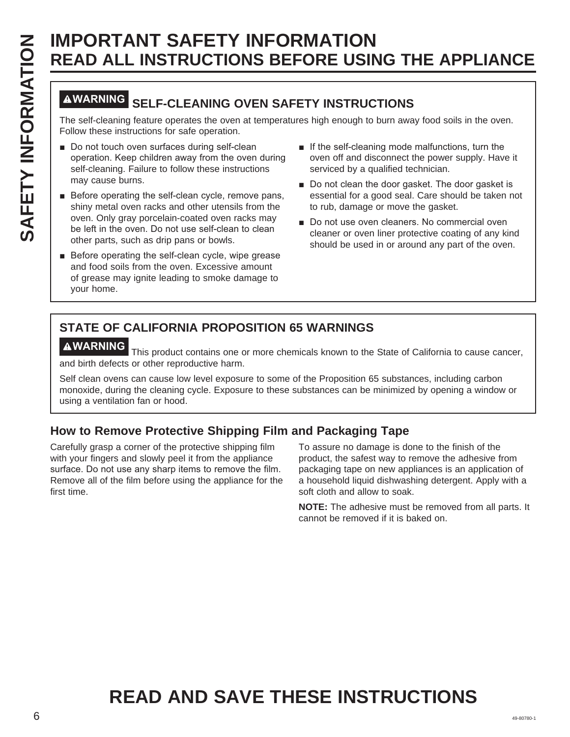# IMPORTANT SAFETY INFORMATION
# READ ALL INSTRUCTIONS BEFORE USING THE APPLIANCE

## ⚠WARNING SELF-CLEANING OVEN SAFETY INSTRUCTIONS

The self-cleaning feature operates the oven at temperatures high enough to burn away food soils in the oven. Follow these instructions for safe operation.

- Do not touch oven surfaces during self-clean operation. Keep children away from the oven during self-cleaning. Failure to follow these instructions may cause burns.
- Before operating the self-clean cycle, remove pans, shiny metal oven racks and other utensils from the oven. Only gray porcelain-coated oven racks may be left in the oven. Do not use self-clean to clean other parts, such as drip pans or bowls.
- Before operating the self-clean cycle, wipe grease and food soils from the oven. Excessive amount of grease may ignite leading to smoke damage to your home.
- If the self-cleaning mode malfunctions, turn the oven off and disconnect the power supply. Have it serviced by a qualified technician.
- Do not clean the door gasket. The door gasket is essential for a good seal. Care should be taken not to rub, damage or move the gasket.
- Do not use oven cleaners. No commercial oven cleaner or oven liner protective coating of any kind should be used in or around any part of the oven.

## STATE OF CALIFORNIA PROPOSITION 65 WARNINGS

**⚠WARNING** This product contains one or more chemicals known to the State of California to cause cancer, and birth defects or other reproductive harm.

Self clean ovens can cause low level exposure to some of the Proposition 65 substances, including carbon monoxide, during the cleaning cycle. Exposure to these substances can be minimized by opening a window or using a ventilation fan or hood.

### How to Remove Protective Shipping Film and Packaging Tape

Carefully grasp a corner of the protective shipping film with your fingers and slowly peel it from the appliance surface. Do not use any sharp items to remove the film. Remove all of the film before using the appliance for the first time.

To assure no damage is done to the finish of the product, the safest way to remove the adhesive from packaging tape on new appliances is an application of a household liquid dishwashing detergent. Apply with a soft cloth and allow to soak.

**NOTE:** The adhesive must be removed from all parts. It cannot be removed if it is baked on.

# READ AND SAVE THESE INSTRUCTIONS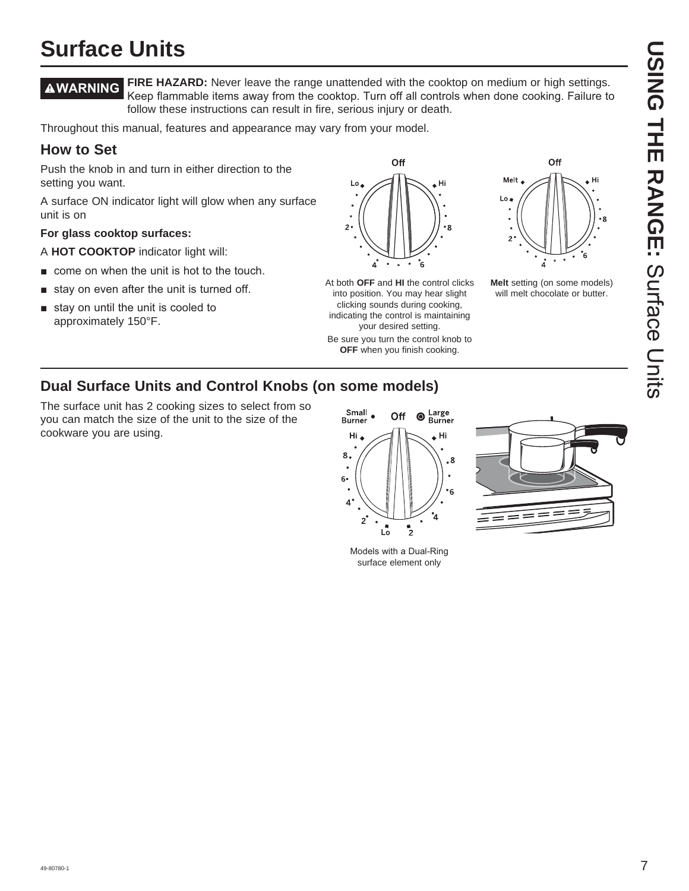# Surface Units

**⚠WARNING** **FIRE HAZARD:** Never leave the range unattended with the cooktop on medium or high settings. Keep flammable items away from the cooktop. Turn off all controls when done cooking. Failure to follow these instructions can result in fire, serious injury or death.

Throughout this manual, features and appearance may vary from your model.

## How to Set

Push the knob in and turn in either direction to the setting you want.

A surface ON indicator light will glow when any surface unit is on

**For glass cooktop surfaces:**

A **HOT COOKTOP** indicator light will:

- come on when the unit is hot to the touch.
- stay on even after the unit is turned off.
- stay on until the unit is cooled to approximately 150°F.

At both **OFF** and **HI** the control clicks into position. You may hear slight clicking sounds during cooking, indicating the control is maintaining your desired setting.

Be sure you turn the control knob to **OFF** when you finish cooking.

**Melt** setting (on some models) will melt chocolate or butter.

## Dual Surface Units and Control Knobs (on some models)

The surface unit has 2 cooking sizes to select from so you can match the size of the unit to the size of the cookware you are using.

Models with a Dual-Ring surface element only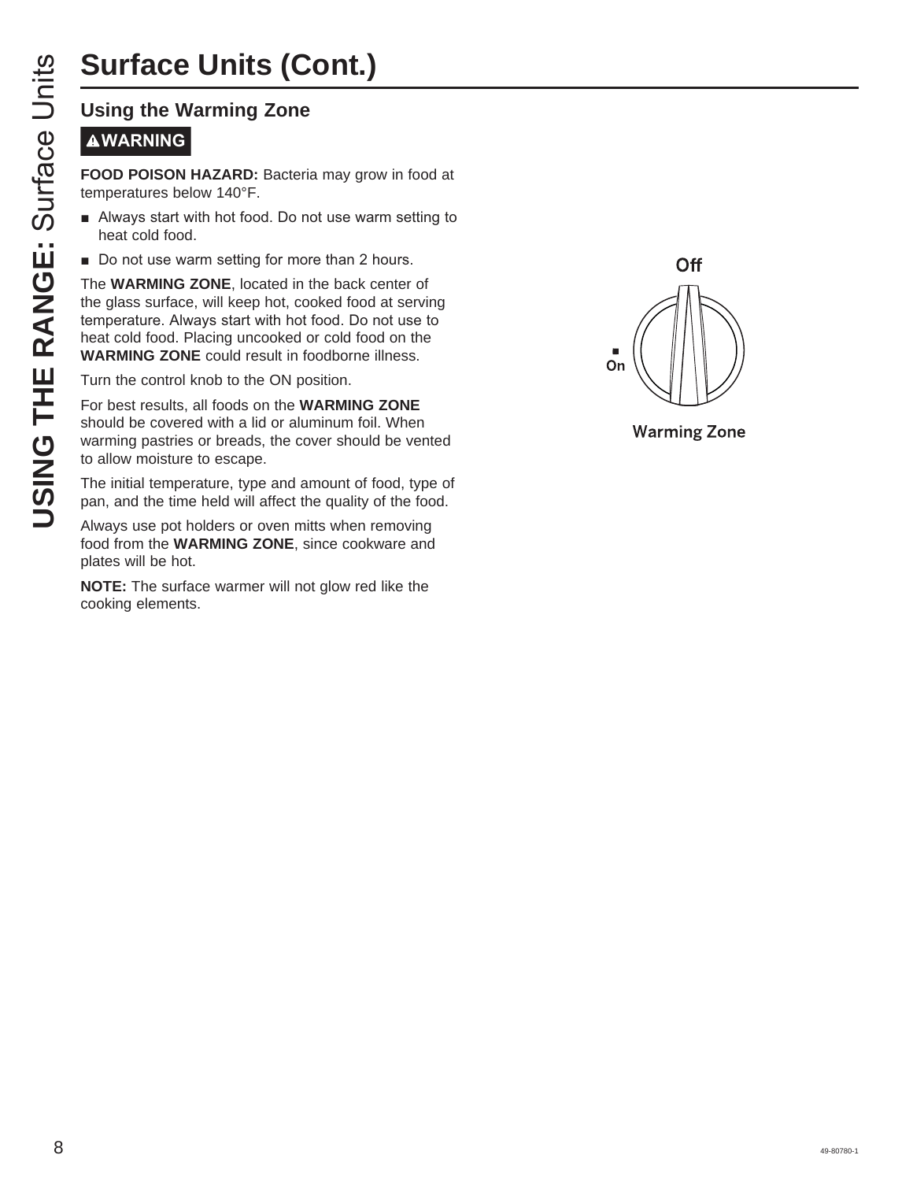# Surface Units (Cont.)

## Using the Warming Zone

**⚠WARNING**

**FOOD POISON HAZARD:** Bacteria may grow in food at temperatures below 140°F.

- Always start with hot food. Do not use warm setting to heat cold food.
- Do not use warm setting for more than 2 hours.

The **WARMING ZONE**, located in the back center of the glass surface, will keep hot, cooked food at serving temperature. Always start with hot food. Do not use to heat cold food. Placing uncooked or cold food on the **WARMING ZONE** could result in foodborne illness.

Turn the control knob to the ON position.

For best results, all foods on the **WARMING ZONE** should be covered with a lid or aluminum foil. When warming pastries or breads, the cover should be vented to allow moisture to escape.

The initial temperature, type and amount of food, type of pan, and the time held will affect the quality of the food.

Always use pot holders or oven mitts when removing food from the **WARMING ZONE**, since cookware and plates will be hot.

**NOTE:** The surface warmer will not glow red like the cooking elements.

Off

On

Warming Zone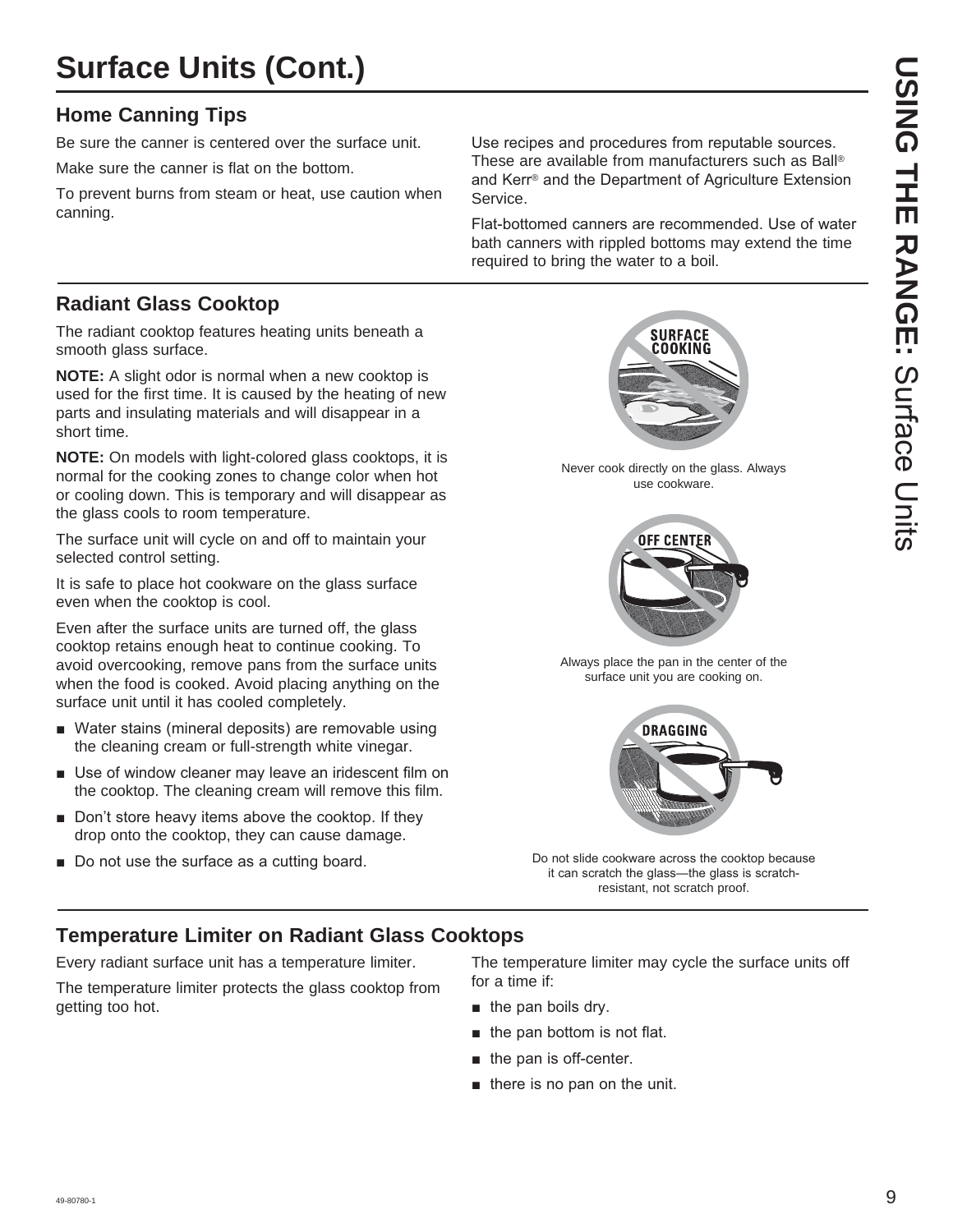# Surface Units (Cont.)

## Home Canning Tips

Be sure the canner is centered over the surface unit.

Make sure the canner is flat on the bottom.

To prevent burns from steam or heat, use caution when canning.

Use recipes and procedures from reputable sources. These are available from manufacturers such as Ball® and Kerr® and the Department of Agriculture Extension Service.

Flat-bottomed canners are recommended. Use of water bath canners with rippled bottoms may extend the time required to bring the water to a boil.

## Radiant Glass Cooktop

The radiant cooktop features heating units beneath a smooth glass surface.

**NOTE:** A slight odor is normal when a new cooktop is used for the first time. It is caused by the heating of new parts and insulating materials and will disappear in a short time.

**NOTE:** On models with light-colored glass cooktops, it is normal for the cooking zones to change color when hot or cooling down. This is temporary and will disappear as the glass cools to room temperature.

The surface unit will cycle on and off to maintain your selected control setting.

It is safe to place hot cookware on the glass surface even when the cooktop is cool.

Even after the surface units are turned off, the glass cooktop retains enough heat to continue cooking. To avoid overcooking, remove pans from the surface units when the food is cooked. Avoid placing anything on the surface unit until it has cooled completely.

- Water stains (mineral deposits) are removable using the cleaning cream or full-strength white vinegar.
- Use of window cleaner may leave an iridescent film on the cooktop. The cleaning cream will remove this film.
- Don't store heavy items above the cooktop. If they drop onto the cooktop, they can cause damage.
- Do not use the surface as a cutting board.

SURFACE COOKING

Never cook directly on the glass. Always use cookware.

OFF CENTER

Always place the pan in the center of the surface unit you are cooking on.

DRAGGING

Do not slide cookware across the cooktop because it can scratch the glass—the glass is scratch-resistant, not scratch proof.

## Temperature Limiter on Radiant Glass Cooktops

Every radiant surface unit has a temperature limiter.

The temperature limiter protects the glass cooktop from getting too hot.

The temperature limiter may cycle the surface units off for a time if:

- the pan boils dry.
- the pan bottom is not flat.
- the pan is off-center.
- there is no pan on the unit.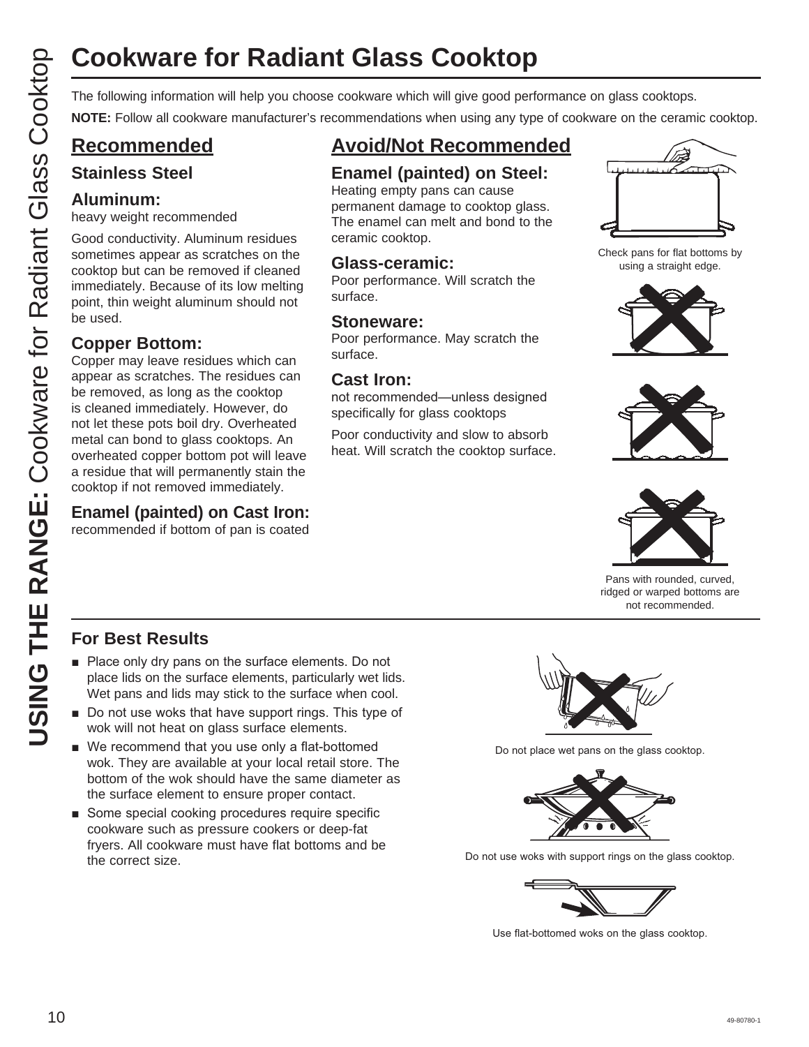# Cookware for Radiant Glass Cooktop

The following information will help you choose cookware which will give good performance on glass cooktops.

**NOTE:** Follow all cookware manufacturer's recommendations when using any type of cookware on the ceramic cooktop.

## Recommended

### Stainless Steel

### Aluminum:

heavy weight recommended

Good conductivity. Aluminum residues sometimes appear as scratches on the cooktop but can be removed if cleaned immediately. Because of its low melting point, thin weight aluminum should not be used.

### Copper Bottom:

Copper may leave residues which can appear as scratches. The residues can be removed, as long as the cooktop is cleaned immediately. However, do not let these pots boil dry. Overheated metal can bond to glass cooktops. An overheated copper bottom pot will leave a residue that will permanently stain the cooktop if not removed immediately.

### Enamel (painted) on Cast Iron:

recommended if bottom of pan is coated

## Avoid/Not Recommended

### Enamel (painted) on Steel:

Heating empty pans can cause permanent damage to cooktop glass. The enamel can melt and bond to the ceramic cooktop.

### Glass-ceramic:

Poor performance. Will scratch the surface.

### Stoneware:

Poor performance. May scratch the surface.

### Cast Iron:

not recommended—unless designed specifically for glass cooktops

Poor conductivity and slow to absorb heat. Will scratch the cooktop surface.

Check pans for flat bottoms by using a straight edge.

Pans with rounded, curved, ridged or warped bottoms are not recommended.

## For Best Results

- Place only dry pans on the surface elements. Do not place lids on the surface elements, particularly wet lids. Wet pans and lids may stick to the surface when cool.
- Do not use woks that have support rings. This type of wok will not heat on glass surface elements.
- We recommend that you use only a flat-bottomed wok. They are available at your local retail store. The bottom of the wok should have the same diameter as the surface element to ensure proper contact.
- Some special cooking procedures require specific cookware such as pressure cookers or deep-fat fryers. All cookware must have flat bottoms and be the correct size.

Do not place wet pans on the glass cooktop.

Do not use woks with support rings on the glass cooktop.

Use flat-bottomed woks on the glass cooktop.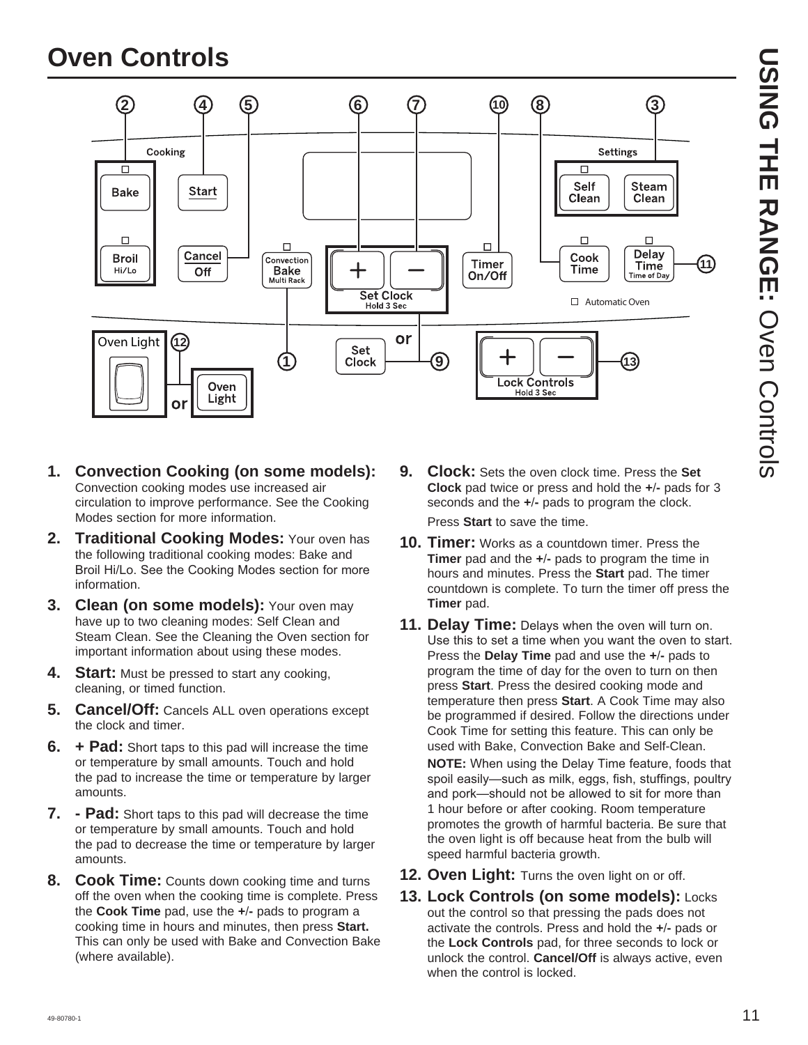# Oven Controls

1. **Convection Cooking (on some models):** Convection cooking modes use increased air circulation to improve performance. See the Cooking Modes section for more information.
2. **Traditional Cooking Modes:** Your oven has the following traditional cooking modes: Bake and Broil Hi/Lo. See the Cooking Modes section for more information.
3. **Clean (on some models):** Your oven may have up to two cleaning modes: Self Clean and Steam Clean. See the Cleaning the Oven section for important information about using these modes.
4. **Start:** Must be pressed to start any cooking, cleaning, or timed function.
5. **Cancel/Off:** Cancels ALL oven operations except the clock and timer.
6. **+ Pad:** Short taps to this pad will increase the time or temperature by small amounts. Touch and hold the pad to increase the time or temperature by larger amounts.
7. **- Pad:** Short taps to this pad will decrease the time or temperature by small amounts. Touch and hold the pad to decrease the time or temperature by larger amounts.
8. **Cook Time:** Counts down cooking time and turns off the oven when the cooking time is complete. Press the **Cook Time** pad, use the **+**/**-** pads to program a cooking time in hours and minutes, then press **Start.** This can only be used with Bake and Convection Bake (where available).
9. **Clock:** Sets the oven clock time. Press the **Set Clock** pad twice or press and hold the **+**/**-** pads for 3 seconds and the **+**/**-** pads to program the clock.

   Press **Start** to save the time.
10. **Timer:** Works as a countdown timer. Press the **Timer** pad and the **+**/**-** pads to program the time in hours and minutes. Press the **Start** pad. The timer countdown is complete. To turn the timer off press the **Timer** pad.
11. **Delay Time:** Delays when the oven will turn on. Use this to set a time when you want the oven to start. Press the **Delay Time** pad and use the **+**/**-** pads to program the time of day for the oven to turn on then press **Start**. Press the desired cooking mode and temperature then press **Start**. A Cook Time may also be programmed if desired. Follow the directions under Cook Time for setting this feature. This can only be used with Bake, Convection Bake and Self-Clean.

    **NOTE:** When using the Delay Time feature, foods that spoil easily—such as milk, eggs, fish, stuffings, poultry and pork—should not be allowed to sit for more than 1 hour before or after cooking. Room temperature promotes the growth of harmful bacteria. Be sure that the oven light is off because heat from the bulb will speed harmful bacteria growth.
12. **Oven Light:** Turns the oven light on or off.
13. **Lock Controls (on some models):** Locks out the control so that pressing the pads does not activate the controls. Press and hold the **+**/**-** pads or the **Lock Controls** pad, for three seconds to lock or unlock the control. **Cancel/Off** is always active, even when the control is locked.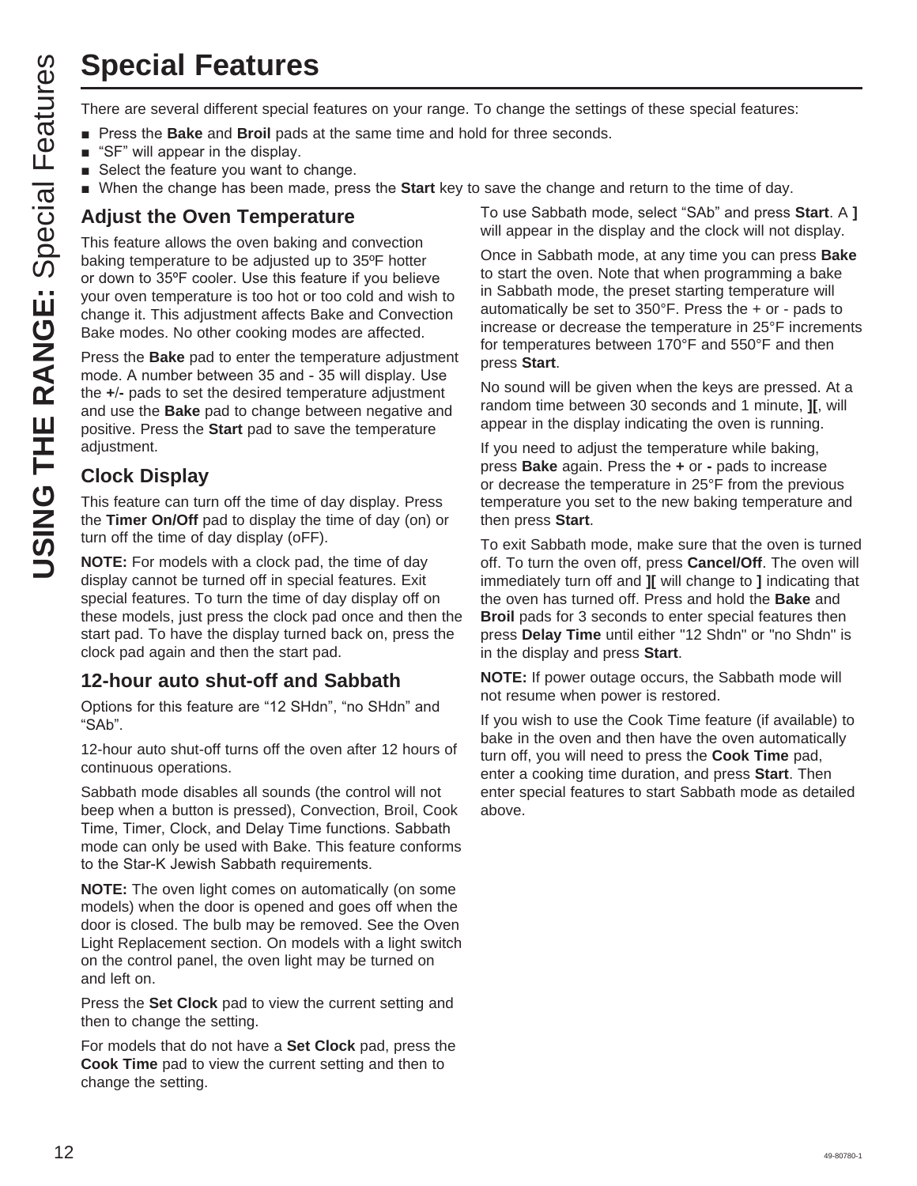# Special Features

There are several different special features on your range. To change the settings of these special features:

- Press the **Bake** and **Broil** pads at the same time and hold for three seconds.
- "SF" will appear in the display.
- Select the feature you want to change.
- When the change has been made, press the **Start** key to save the change and return to the time of day.

## Adjust the Oven Temperature

This feature allows the oven baking and convection baking temperature to be adjusted up to 35ºF hotter or down to 35ºF cooler. Use this feature if you believe your oven temperature is too hot or too cold and wish to change it. This adjustment affects Bake and Convection Bake modes. No other cooking modes are affected.

Press the **Bake** pad to enter the temperature adjustment mode. A number between 35 and - 35 will display. Use the **+/-** pads to set the desired temperature adjustment and use the **Bake** pad to change between negative and positive. Press the **Start** pad to save the temperature adjustment.

## Clock Display

This feature can turn off the time of day display. Press the **Timer On/Off** pad to display the time of day (on) or turn off the time of day display (oFF).

**NOTE:** For models with a clock pad, the time of day display cannot be turned off in special features. Exit special features. To turn the time of day display off on these models, just press the clock pad once and then the start pad. To have the display turned back on, press the clock pad again and then the start pad.

## 12-hour auto shut-off and Sabbath

Options for this feature are "12 SHdn", "no SHdn" and "SAb".

12-hour auto shut-off turns off the oven after 12 hours of continuous operations.

Sabbath mode disables all sounds (the control will not beep when a button is pressed), Convection, Broil, Cook Time, Timer, Clock, and Delay Time functions. Sabbath mode can only be used with Bake. This feature conforms to the Star-K Jewish Sabbath requirements.

**NOTE:** The oven light comes on automatically (on some models) when the door is opened and goes off when the door is closed. The bulb may be removed. See the Oven Light Replacement section. On models with a light switch on the control panel, the oven light may be turned on and left on.

Press the **Set Clock** pad to view the current setting and then to change the setting.

For models that do not have a **Set Clock** pad, press the **Cook Time** pad to view the current setting and then to change the setting.

To use Sabbath mode, select "SAb" and press **Start**. A **]** will appear in the display and the clock will not display.

Once in Sabbath mode, at any time you can press **Bake** to start the oven. Note that when programming a bake in Sabbath mode, the preset starting temperature will automatically be set to 350°F. Press the + or - pads to increase or decrease the temperature in 25°F increments for temperatures between 170°F and 550°F and then press **Start**.

No sound will be given when the keys are pressed. At a random time between 30 seconds and 1 minute, **][**, will appear in the display indicating the oven is running.

If you need to adjust the temperature while baking, press **Bake** again. Press the **+** or **-** pads to increase or decrease the temperature in 25°F from the previous temperature you set to the new baking temperature and then press **Start**.

To exit Sabbath mode, make sure that the oven is turned off. To turn the oven off, press **Cancel/Off**. The oven will immediately turn off and **][** will change to **]** indicating that the oven has turned off. Press and hold the **Bake** and **Broil** pads for 3 seconds to enter special features then press **Delay Time** until either "12 Shdn" or "no Shdn" is in the display and press **Start**.

**NOTE:** If power outage occurs, the Sabbath mode will not resume when power is restored.

If you wish to use the Cook Time feature (if available) to bake in the oven and then have the oven automatically turn off, you will need to press the **Cook Time** pad, enter a cooking time duration, and press **Start**. Then enter special features to start Sabbath mode as detailed above.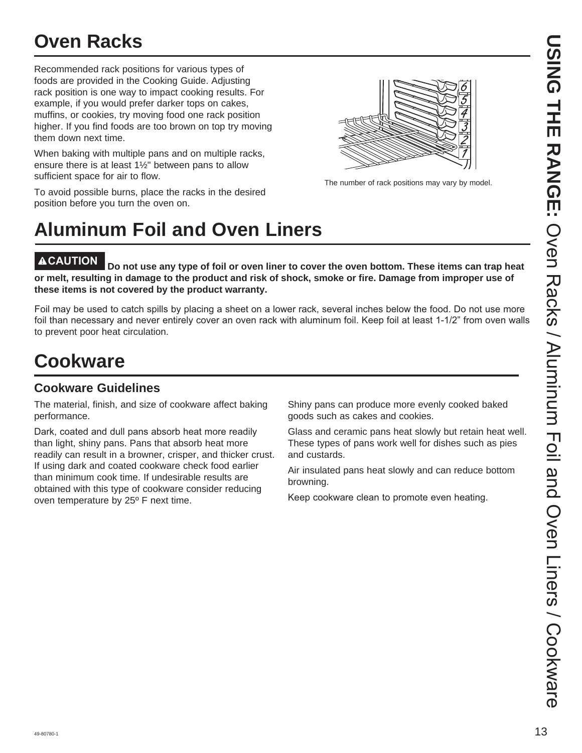# Oven Racks

Recommended rack positions for various types of foods are provided in the Cooking Guide. Adjusting rack position is one way to impact cooking results. For example, if you would prefer darker tops on cakes, muffins, or cookies, try moving food one rack position higher. If you find foods are too brown on top try moving them down next time.

When baking with multiple pans and on multiple racks, ensure there is at least 1½" between pans to allow sufficient space for air to flow.

To avoid possible burns, place the racks in the desired position before you turn the oven on.

The number of rack positions may vary by model.

# Aluminum Foil and Oven Liners

**⚠CAUTION Do not use any type of foil or oven liner to cover the oven bottom. These items can trap heat or melt, resulting in damage to the product and risk of shock, smoke or fire. Damage from improper use of these items is not covered by the product warranty.**

Foil may be used to catch spills by placing a sheet on a lower rack, several inches below the food. Do not use more foil than necessary and never entirely cover an oven rack with aluminum foil. Keep foil at least 1-1/2" from oven walls to prevent poor heat circulation.

# Cookware

## Cookware Guidelines

The material, finish, and size of cookware affect baking performance.

Dark, coated and dull pans absorb heat more readily than light, shiny pans. Pans that absorb heat more readily can result in a browner, crisper, and thicker crust. If using dark and coated cookware check food earlier than minimum cook time. If undesirable results are obtained with this type of cookware consider reducing oven temperature by 25º F next time.

Shiny pans can produce more evenly cooked baked goods such as cakes and cookies.

Glass and ceramic pans heat slowly but retain heat well. These types of pans work well for dishes such as pies and custards.

Air insulated pans heat slowly and can reduce bottom browning.

Keep cookware clean to promote even heating.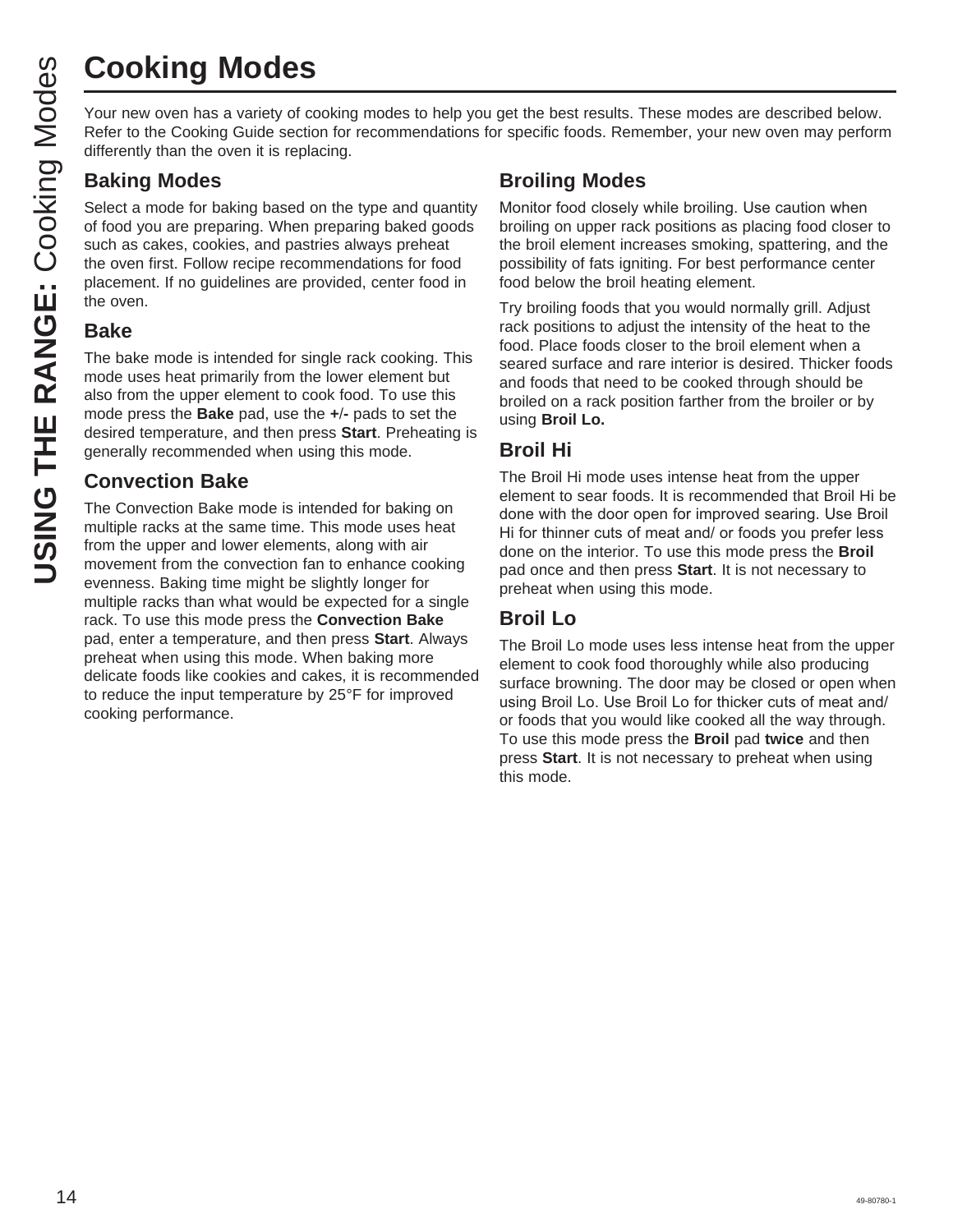# Cooking Modes

Your new oven has a variety of cooking modes to help you get the best results. These modes are described below. Refer to the Cooking Guide section for recommendations for specific foods. Remember, your new oven may perform differently than the oven it is replacing.

## Baking Modes

Select a mode for baking based on the type and quantity of food you are preparing. When preparing baked goods such as cakes, cookies, and pastries always preheat the oven first. Follow recipe recommendations for food placement. If no guidelines are provided, center food in the oven.

### Bake

The bake mode is intended for single rack cooking. This mode uses heat primarily from the lower element but also from the upper element to cook food. To use this mode press the **Bake** pad, use the **+**/**-** pads to set the desired temperature, and then press **Start**. Preheating is generally recommended when using this mode.

### Convection Bake

The Convection Bake mode is intended for baking on multiple racks at the same time. This mode uses heat from the upper and lower elements, along with air movement from the convection fan to enhance cooking evenness. Baking time might be slightly longer for multiple racks than what would be expected for a single rack. To use this mode press the **Convection Bake** pad, enter a temperature, and then press **Start**. Always preheat when using this mode. When baking more delicate foods like cookies and cakes, it is recommended to reduce the input temperature by 25°F for improved cooking performance.

## Broiling Modes

Monitor food closely while broiling. Use caution when broiling on upper rack positions as placing food closer to the broil element increases smoking, spattering, and the possibility of fats igniting. For best performance center food below the broil heating element.

Try broiling foods that you would normally grill. Adjust rack positions to adjust the intensity of the heat to the food. Place foods closer to the broil element when a seared surface and rare interior is desired. Thicker foods and foods that need to be cooked through should be broiled on a rack position farther from the broiler or by using **Broil Lo.**

### Broil Hi

The Broil Hi mode uses intense heat from the upper element to sear foods. It is recommended that Broil Hi be done with the door open for improved searing. Use Broil Hi for thinner cuts of meat and/ or foods you prefer less done on the interior. To use this mode press the **Broil** pad once and then press **Start**. It is not necessary to preheat when using this mode.

### Broil Lo

The Broil Lo mode uses less intense heat from the upper element to cook food thoroughly while also producing surface browning. The door may be closed or open when using Broil Lo. Use Broil Lo for thicker cuts of meat and/ or foods that you would like cooked all the way through. To use this mode press the **Broil** pad **twice** and then press **Start**. It is not necessary to preheat when using this mode.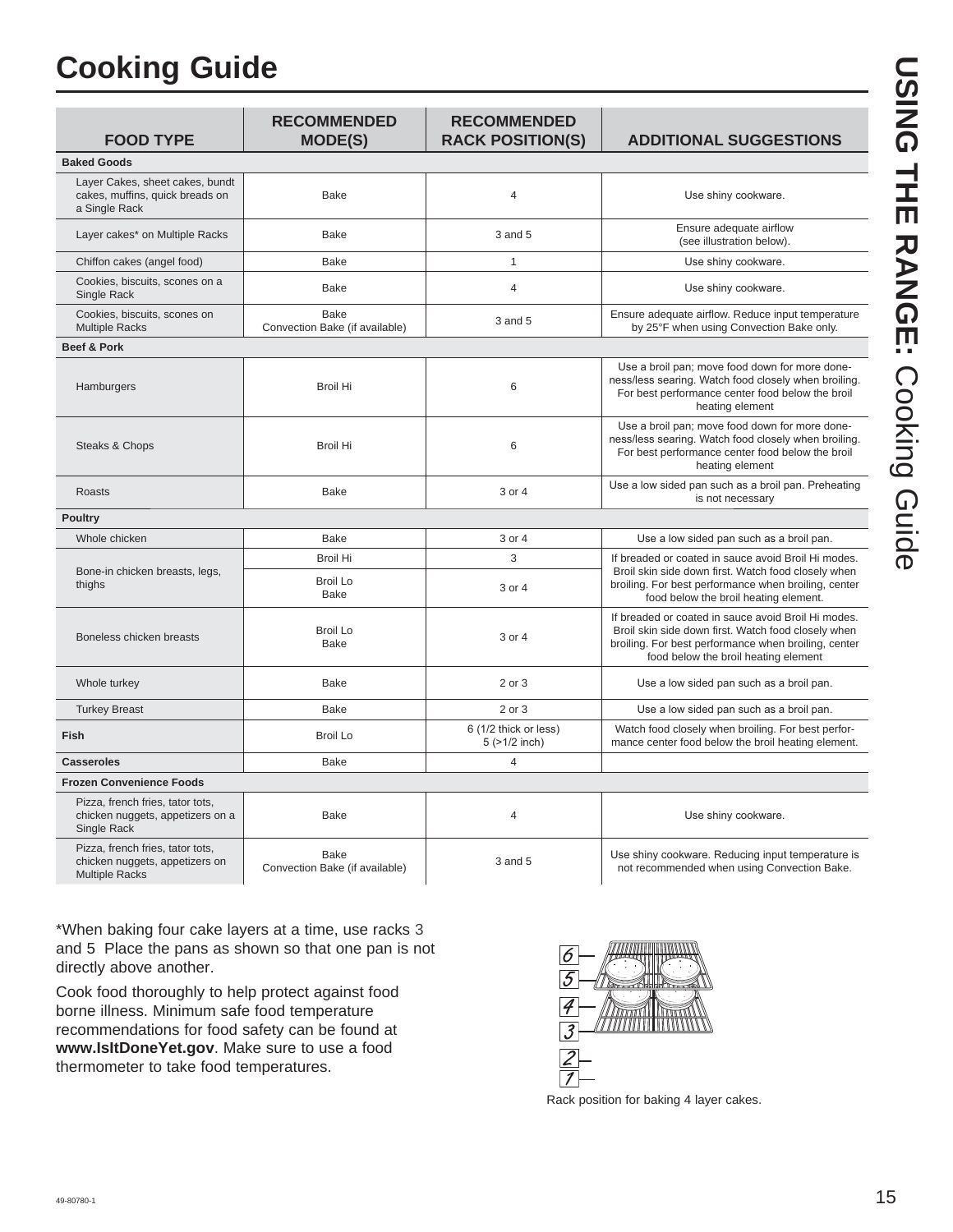# Cooking Guide

| FOOD TYPE | RECOMMENDED MODE(S) | RECOMMENDED RACK POSITION(S) | ADDITIONAL SUGGESTIONS |
|---|---|---|---|
| **Baked Goods** | | | |
| Layer Cakes, sheet cakes, bundt cakes, muffins, quick breads on a Single Rack | Bake | 4 | Use shiny cookware. |
| Layer cakes* on Multiple Racks | Bake | 3 and 5 | Ensure adequate airflow (see illustration below). |
| Chiffon cakes (angel food) | Bake | 1 | Use shiny cookware. |
| Cookies, biscuits, scones on a Single Rack | Bake | 4 | Use shiny cookware. |
| Cookies, biscuits, scones on Multiple Racks | Bake<br>Convection Bake (if available) | 3 and 5 | Ensure adequate airflow. Reduce input temperature by 25°F when using Convection Bake only. |
| **Beef & Pork** | | | |
| Hamburgers | Broil Hi | 6 | Use a broil pan; move food down for more doneness/less searing. Watch food closely when broiling. For best performance center food below the broil heating element |
| Steaks & Chops | Broil Hi | 6 | Use a broil pan; move food down for more doneness/less searing. Watch food closely when broiling. For best performance center food below the broil heating element |
| Roasts | Bake | 3 or 4 | Use a low sided pan such as a broil pan. Preheating is not necessary |
| **Poultry** | | | |
| Whole chicken | Bake | 3 or 4 | Use a low sided pan such as a broil pan. |
| Bone-in chicken breasts, legs, thighs | Broil Hi | 3 | If breaded or coated in sauce avoid Broil Hi modes. Broil skin side down first. Watch food closely when broiling. For best performance when broiling, center food below the broil heating element. |
| | Broil Lo<br>Bake | 3 or 4 | |
| Boneless chicken breasts | Broil Lo<br>Bake | 3 or 4 | If breaded or coated in sauce avoid Broil Hi modes. Broil skin side down first. Watch food closely when broiling. For best performance when broiling, center food below the broil heating element |
| Whole turkey | Bake | 2 or 3 | Use a low sided pan such as a broil pan. |
| Turkey Breast | Bake | 2 or 3 | Use a low sided pan such as a broil pan. |
| **Fish** | Broil Lo | 6 (1/2 thick or less)<br>5 (>1/2 inch) | Watch food closely when broiling. For best performance center food below the broil heating element. |
| **Casseroles** | Bake | 4 | |
| **Frozen Convenience Foods** | | | |
| Pizza, french fries, tator tots, chicken nuggets, appetizers on a Single Rack | Bake | 4 | Use shiny cookware. |
| Pizza, french fries, tator tots, chicken nuggets, appetizers on Multiple Racks | Bake<br>Convection Bake (if available) | 3 and 5 | Use shiny cookware. Reducing input temperature is not recommended when using Convection Bake. |

*When baking four cake layers at a time, use racks 3 and 5 Place the pans as shown so that one pan is not directly above another.

Cook food thoroughly to help protect against food borne illness. Minimum safe food temperature recommendations for food safety can be found at **www.IsItDoneYet.gov**. Make sure to use a food thermometer to take food temperatures.

Rack position for baking 4 layer cakes.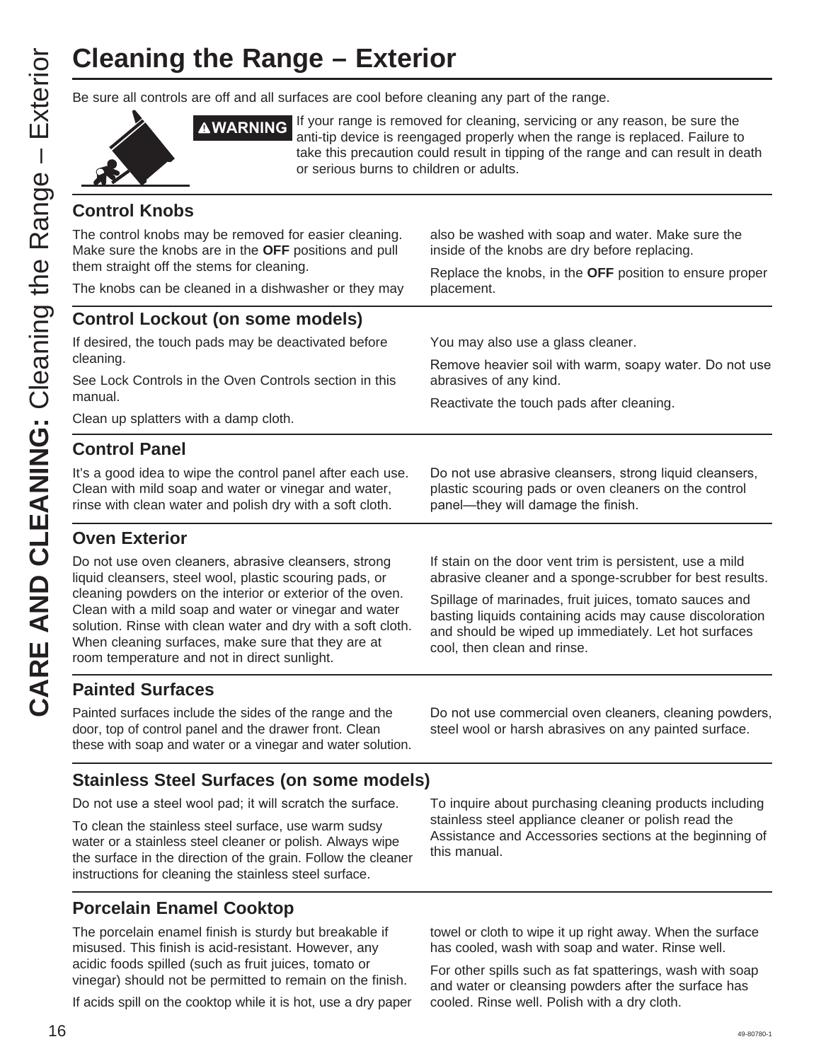# Cleaning the Range – Exterior

Be sure all controls are off and all surfaces are cool before cleaning any part of the range.

**⚠WARNING** If your range is removed for cleaning, servicing or any reason, be sure the anti-tip device is reengaged properly when the range is replaced. Failure to take this precaution could result in tipping of the range and can result in death or serious burns to children or adults.

## Control Knobs

The control knobs may be removed for easier cleaning. Make sure the knobs are in the **OFF** positions and pull them straight off the stems for cleaning.

The knobs can be cleaned in a dishwasher or they may also be washed with soap and water. Make sure the inside of the knobs are dry before replacing.

Replace the knobs, in the **OFF** position to ensure proper placement.

## Control Lockout (on some models)

If desired, the touch pads may be deactivated before cleaning.

See Lock Controls in the Oven Controls section in this manual.

Clean up splatters with a damp cloth.

You may also use a glass cleaner.

Remove heavier soil with warm, soapy water. Do not use abrasives of any kind.

Reactivate the touch pads after cleaning.

## Control Panel

It's a good idea to wipe the control panel after each use. Clean with mild soap and water or vinegar and water, rinse with clean water and polish dry with a soft cloth.

Do not use abrasive cleansers, strong liquid cleansers, plastic scouring pads or oven cleaners on the control panel—they will damage the finish.

## Oven Exterior

Do not use oven cleaners, abrasive cleansers, strong liquid cleansers, steel wool, plastic scouring pads, or cleaning powders on the interior or exterior of the oven. Clean with a mild soap and water or vinegar and water solution. Rinse with clean water and dry with a soft cloth. When cleaning surfaces, make sure that they are at room temperature and not in direct sunlight.

If stain on the door vent trim is persistent, use a mild abrasive cleaner and a sponge-scrubber for best results.

Spillage of marinades, fruit juices, tomato sauces and basting liquids containing acids may cause discoloration and should be wiped up immediately. Let hot surfaces cool, then clean and rinse.

## Painted Surfaces

Painted surfaces include the sides of the range and the door, top of control panel and the drawer front. Clean these with soap and water or a vinegar and water solution.

Do not use commercial oven cleaners, cleaning powders, steel wool or harsh abrasives on any painted surface.

## Stainless Steel Surfaces (on some models)

Do not use a steel wool pad; it will scratch the surface.

To clean the stainless steel surface, use warm sudsy water or a stainless steel cleaner or polish. Always wipe the surface in the direction of the grain. Follow the cleaner instructions for cleaning the stainless steel surface.

To inquire about purchasing cleaning products including stainless steel appliance cleaner or polish read the Assistance and Accessories sections at the beginning of this manual.

## Porcelain Enamel Cooktop

The porcelain enamel finish is sturdy but breakable if misused. This finish is acid-resistant. However, any acidic foods spilled (such as fruit juices, tomato or vinegar) should not be permitted to remain on the finish.

If acids spill on the cooktop while it is hot, use a dry paper towel or cloth to wipe it up right away. When the surface has cooled, wash with soap and water. Rinse well.

For other spills such as fat spatterings, wash with soap and water or cleansing powders after the surface has cooled. Rinse well. Polish with a dry cloth.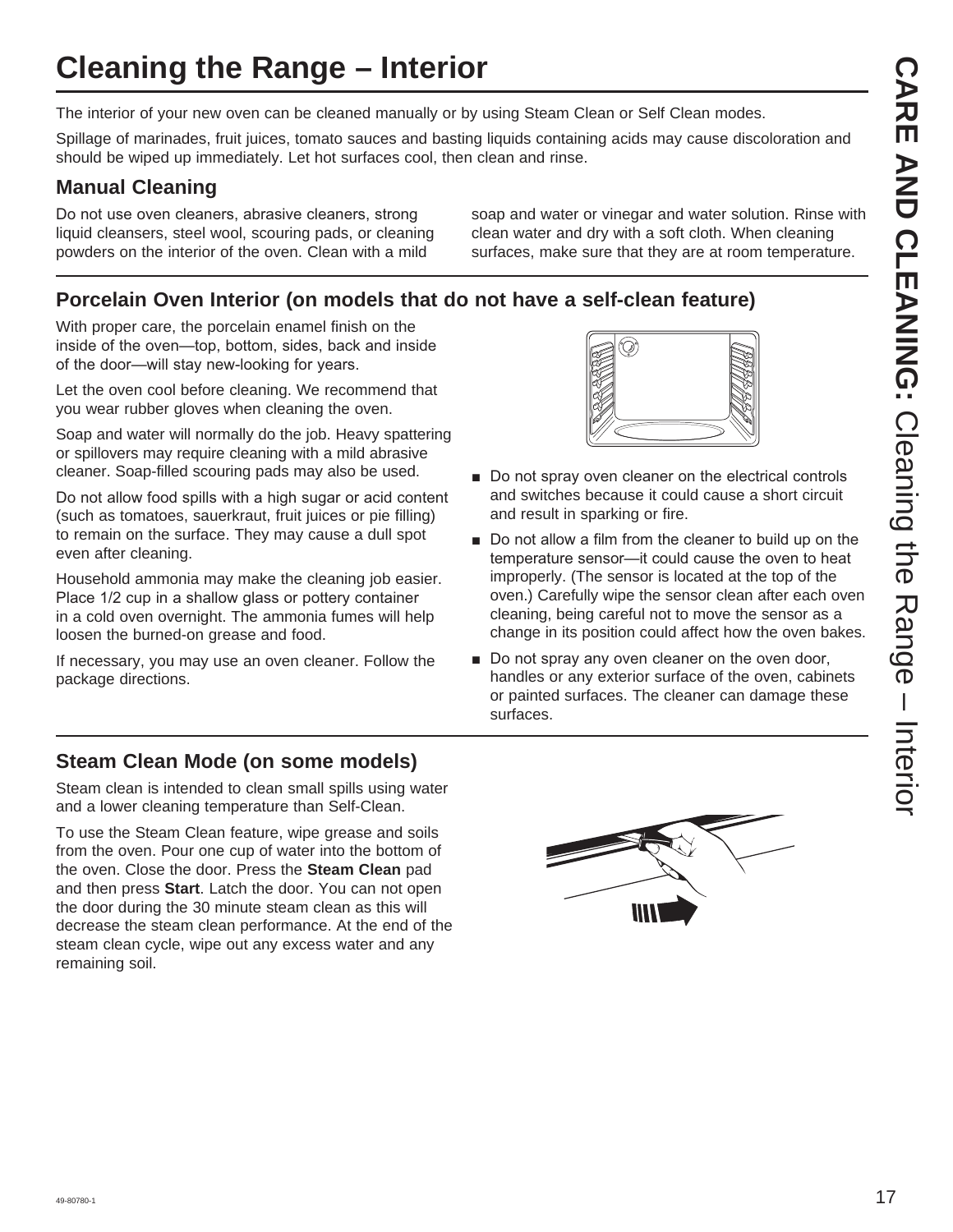# Cleaning the Range – Interior

The interior of your new oven can be cleaned manually or by using Steam Clean or Self Clean modes.

Spillage of marinades, fruit juices, tomato sauces and basting liquids containing acids may cause discoloration and should be wiped up immediately. Let hot surfaces cool, then clean and rinse.

## Manual Cleaning

Do not use oven cleaners, abrasive cleaners, strong liquid cleansers, steel wool, scouring pads, or cleaning powders on the interior of the oven. Clean with a mild soap and water or vinegar and water solution. Rinse with clean water and dry with a soft cloth. When cleaning surfaces, make sure that they are at room temperature.

## Porcelain Oven Interior (on models that do not have a self-clean feature)

With proper care, the porcelain enamel finish on the inside of the oven—top, bottom, sides, back and inside of the door—will stay new-looking for years.

Let the oven cool before cleaning. We recommend that you wear rubber gloves when cleaning the oven.

Soap and water will normally do the job. Heavy spattering or spillovers may require cleaning with a mild abrasive cleaner. Soap-filled scouring pads may also be used.

Do not allow food spills with a high sugar or acid content (such as tomatoes, sauerkraut, fruit juices or pie filling) to remain on the surface. They may cause a dull spot even after cleaning.

Household ammonia may make the cleaning job easier. Place 1/2 cup in a shallow glass or pottery container in a cold oven overnight. The ammonia fumes will help loosen the burned-on grease and food.

If necessary, you may use an oven cleaner. Follow the package directions.

- Do not spray oven cleaner on the electrical controls and switches because it could cause a short circuit and result in sparking or fire.
- Do not allow a film from the cleaner to build up on the temperature sensor—it could cause the oven to heat improperly. (The sensor is located at the top of the oven.) Carefully wipe the sensor clean after each oven cleaning, being careful not to move the sensor as a change in its position could affect how the oven bakes.
- Do not spray any oven cleaner on the oven door, handles or any exterior surface of the oven, cabinets or painted surfaces. The cleaner can damage these surfaces.

## Steam Clean Mode (on some models)

Steam clean is intended to clean small spills using water and a lower cleaning temperature than Self-Clean.

To use the Steam Clean feature, wipe grease and soils from the oven. Pour one cup of water into the bottom of the oven. Close the door. Press the **Steam Clean** pad and then press **Start**. Latch the door. You can not open the door during the 30 minute steam clean as this will decrease the steam clean performance. At the end of the steam clean cycle, wipe out any excess water and any remaining soil.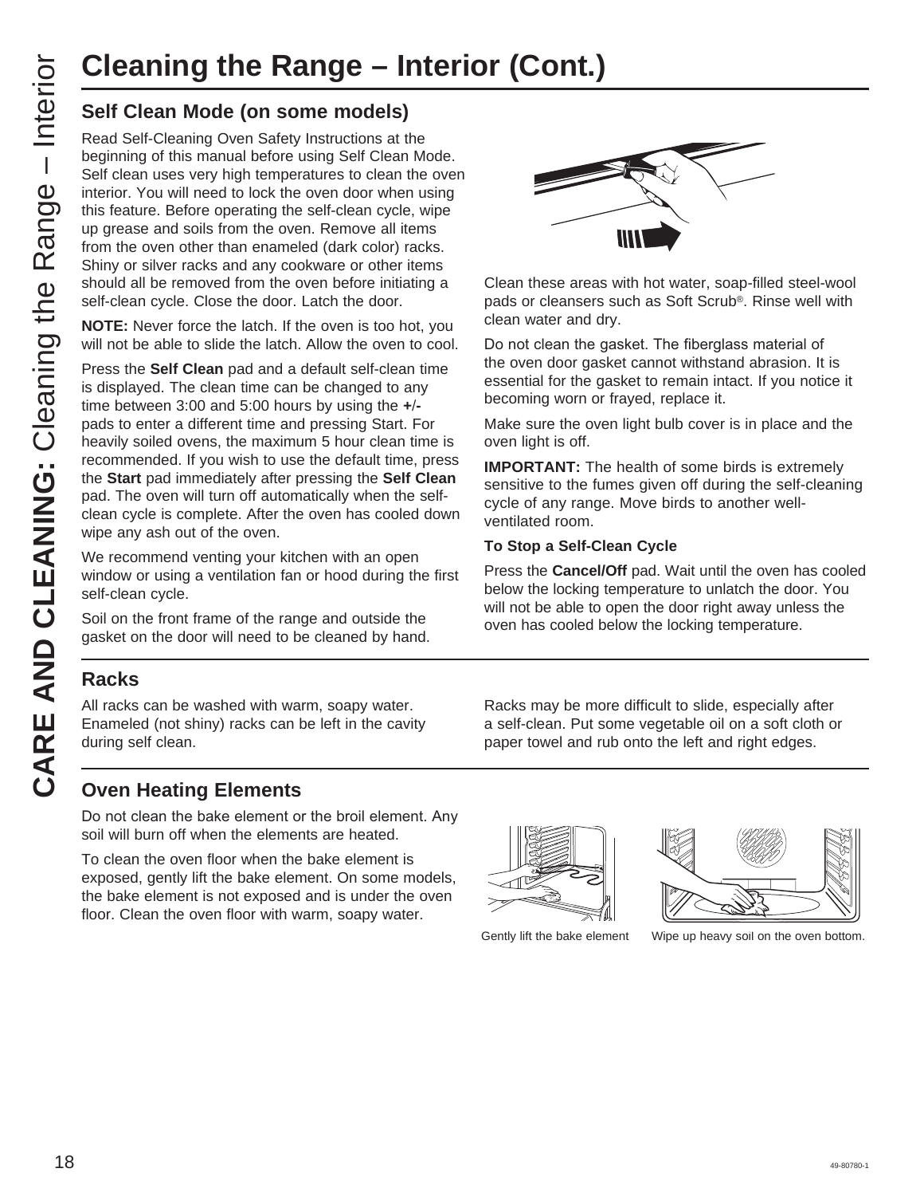# Cleaning the Range – Interior (Cont.)

## Self Clean Mode (on some models)

Read Self-Cleaning Oven Safety Instructions at the beginning of this manual before using Self Clean Mode. Self clean uses very high temperatures to clean the oven interior. You will need to lock the oven door when using this feature. Before operating the self-clean cycle, wipe up grease and soils from the oven. Remove all items from the oven other than enameled (dark color) racks. Shiny or silver racks and any cookware or other items should all be removed from the oven before initiating a self-clean cycle. Close the door. Latch the door.

**NOTE:** Never force the latch. If the oven is too hot, you will not be able to slide the latch. Allow the oven to cool.

Press the **Self Clean** pad and a default self-clean time is displayed. The clean time can be changed to any time between 3:00 and 5:00 hours by using the **+/-** pads to enter a different time and pressing Start. For heavily soiled ovens, the maximum 5 hour clean time is recommended. If you wish to use the default time, press the **Start** pad immediately after pressing the **Self Clean** pad. The oven will turn off automatically when the self-clean cycle is complete. After the oven has cooled down wipe any ash out of the oven.

We recommend venting your kitchen with an open window or using a ventilation fan or hood during the first self-clean cycle.

Soil on the front frame of the range and outside the gasket on the door will need to be cleaned by hand.

Clean these areas with hot water, soap-filled steel-wool pads or cleansers such as Soft Scrub®. Rinse well with clean water and dry.

Do not clean the gasket. The fiberglass material of the oven door gasket cannot withstand abrasion. It is essential for the gasket to remain intact. If you notice it becoming worn or frayed, replace it.

Make sure the oven light bulb cover is in place and the oven light is off.

**IMPORTANT:** The health of some birds is extremely sensitive to the fumes given off during the self-cleaning cycle of any range. Move birds to another well-ventilated room.

**To Stop a Self-Clean Cycle**

Press the **Cancel/Off** pad. Wait until the oven has cooled below the locking temperature to unlatch the door. You will not be able to open the door right away unless the oven has cooled below the locking temperature.

## Racks

All racks can be washed with warm, soapy water. Enameled (not shiny) racks can be left in the cavity during self clean.

Racks may be more difficult to slide, especially after a self-clean. Put some vegetable oil on a soft cloth or paper towel and rub onto the left and right edges.

## Oven Heating Elements

Do not clean the bake element or the broil element. Any soil will burn off when the elements are heated.

To clean the oven floor when the bake element is exposed, gently lift the bake element. On some models, the bake element is not exposed and is under the oven floor. Clean the oven floor with warm, soapy water.

Gently lift the bake element

Wipe up heavy soil on the oven bottom.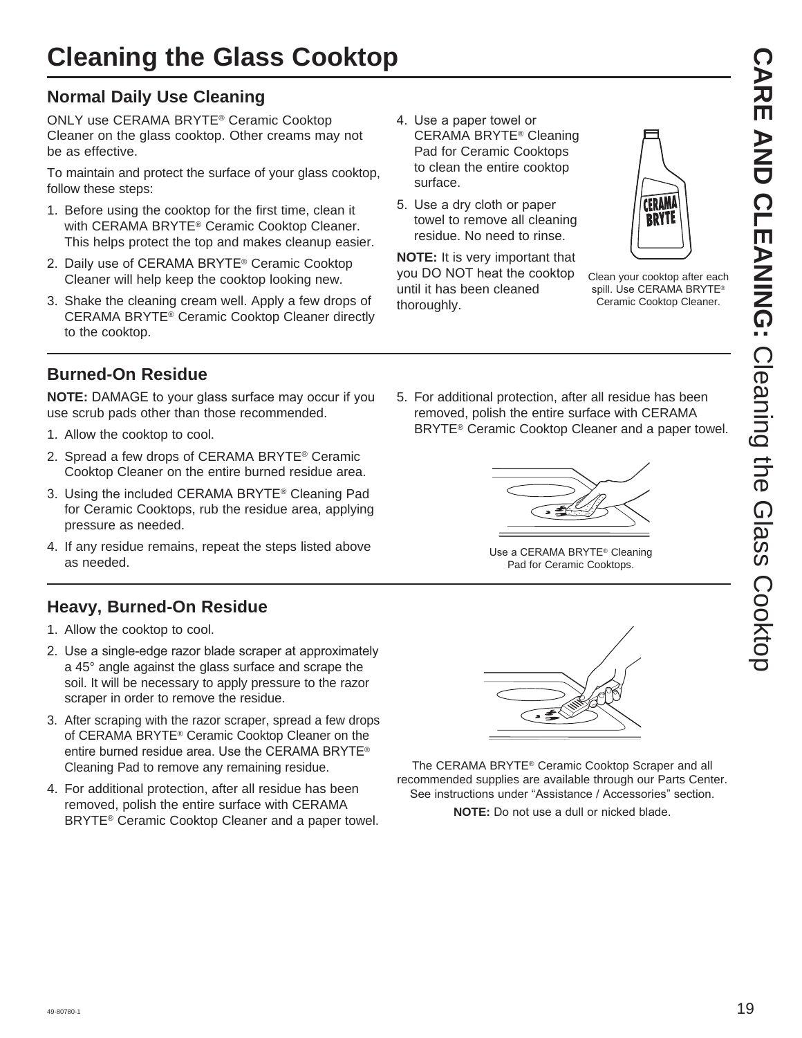# Cleaning the Glass Cooktop

## Normal Daily Use Cleaning

ONLY use CERAMA BRYTE® Ceramic Cooktop Cleaner on the glass cooktop. Other creams may not be as effective.

To maintain and protect the surface of your glass cooktop, follow these steps:

1. Before using the cooktop for the first time, clean it with CERAMA BRYTE® Ceramic Cooktop Cleaner. This helps protect the top and makes cleanup easier.
2. Daily use of CERAMA BRYTE® Ceramic Cooktop Cleaner will help keep the cooktop looking new.
3. Shake the cleaning cream well. Apply a few drops of CERAMA BRYTE® Ceramic Cooktop Cleaner directly to the cooktop.
4. Use a paper towel or CERAMA BRYTE® Cleaning Pad for Ceramic Cooktops to clean the entire cooktop surface.
5. Use a dry cloth or paper towel to remove all cleaning residue. No need to rinse.

**NOTE:** It is very important that you DO NOT heat the cooktop until it has been cleaned thoroughly.

Clean your cooktop after each spill. Use CERAMA BRYTE® Ceramic Cooktop Cleaner.

## Burned-On Residue

**NOTE:** DAMAGE to your glass surface may occur if you use scrub pads other than those recommended.

1. Allow the cooktop to cool.
2. Spread a few drops of CERAMA BRYTE® Ceramic Cooktop Cleaner on the entire burned residue area.
3. Using the included CERAMA BRYTE® Cleaning Pad for Ceramic Cooktops, rub the residue area, applying pressure as needed.
4. If any residue remains, repeat the steps listed above as needed.
5. For additional protection, after all residue has been removed, polish the entire surface with CERAMA BRYTE® Ceramic Cooktop Cleaner and a paper towel.

Use a CERAMA BRYTE® Cleaning Pad for Ceramic Cooktops.

## Heavy, Burned-On Residue

1. Allow the cooktop to cool.
2. Use a single-edge razor blade scraper at approximately a 45° angle against the glass surface and scrape the soil. It will be necessary to apply pressure to the razor scraper in order to remove the residue.
3. After scraping with the razor scraper, spread a few drops of CERAMA BRYTE® Ceramic Cooktop Cleaner on the entire burned residue area. Use the CERAMA BRYTE® Cleaning Pad to remove any remaining residue.
4. For additional protection, after all residue has been removed, polish the entire surface with CERAMA BRYTE® Ceramic Cooktop Cleaner and a paper towel.

The CERAMA BRYTE® Ceramic Cooktop Scraper and all recommended supplies are available through our Parts Center. See instructions under "Assistance / Accessories" section.

**NOTE:** Do not use a dull or nicked blade.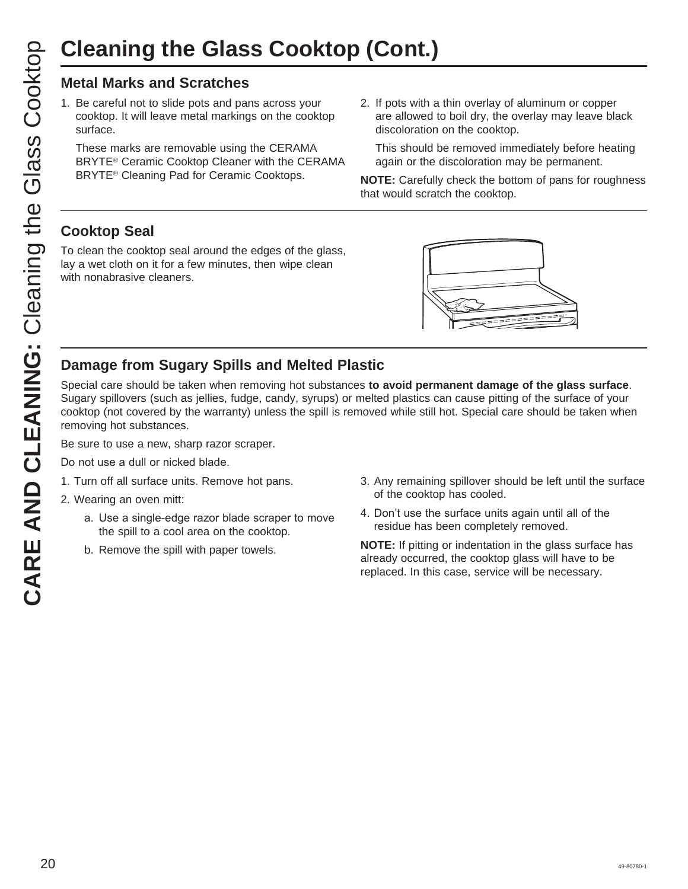# Cleaning the Glass Cooktop (Cont.)

## Metal Marks and Scratches

1. Be careful not to slide pots and pans across your cooktop. It will leave metal markings on the cooktop surface.

   These marks are removable using the CERAMA BRYTE® Ceramic Cooktop Cleaner with the CERAMA BRYTE® Cleaning Pad for Ceramic Cooktops.

2. If pots with a thin overlay of aluminum or copper are allowed to boil dry, the overlay may leave black discoloration on the cooktop.

   This should be removed immediately before heating again or the discoloration may be permanent.

**NOTE:** Carefully check the bottom of pans for roughness that would scratch the cooktop.

## Cooktop Seal

To clean the cooktop seal around the edges of the glass, lay a wet cloth on it for a few minutes, then wipe clean with nonabrasive cleaners.

## Damage from Sugary Spills and Melted Plastic

Special care should be taken when removing hot substances **to avoid permanent damage of the glass surface**. Sugary spillovers (such as jellies, fudge, candy, syrups) or melted plastics can cause pitting of the surface of your cooktop (not covered by the warranty) unless the spill is removed while still hot. Special care should be taken when removing hot substances.

Be sure to use a new, sharp razor scraper.

Do not use a dull or nicked blade.

1. Turn off all surface units. Remove hot pans.
2. Wearing an oven mitt:
   a. Use a single-edge razor blade scraper to move the spill to a cool area on the cooktop.
   b. Remove the spill with paper towels.
3. Any remaining spillover should be left until the surface of the cooktop has cooled.
4. Don't use the surface units again until all of the residue has been completely removed.

**NOTE:** If pitting or indentation in the glass surface has already occurred, the cooktop glass will have to be replaced. In this case, service will be necessary.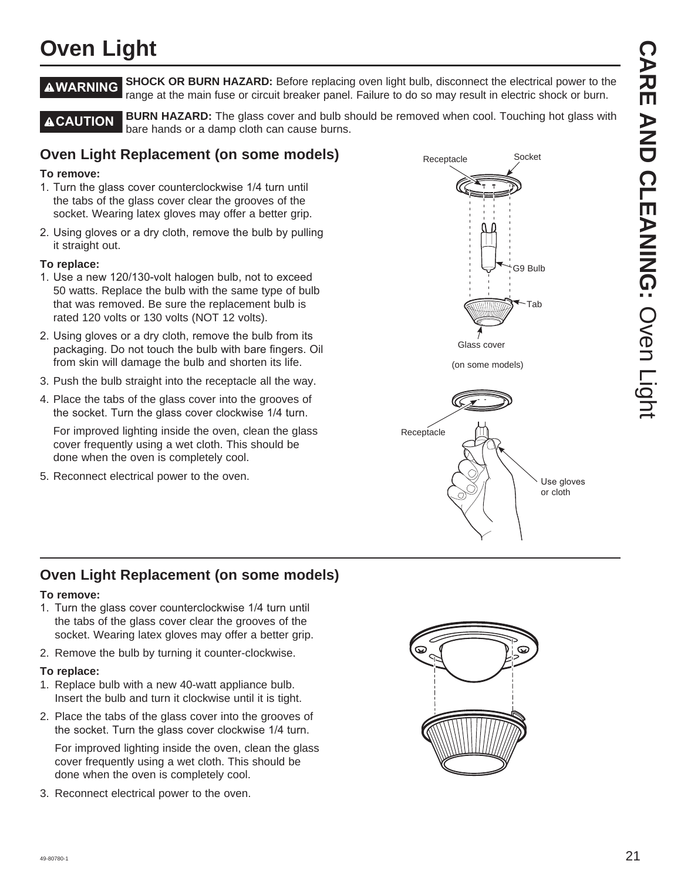# Oven Light

**⚠WARNING** **SHOCK OR BURN HAZARD:** Before replacing oven light bulb, disconnect the electrical power to the range at the main fuse or circuit breaker panel. Failure to do so may result in electric shock or burn.

**⚠CAUTION** **BURN HAZARD:** The glass cover and bulb should be removed when cool. Touching hot glass with bare hands or a damp cloth can cause burns.

## Oven Light Replacement (on some models)

**To remove:**

1. Turn the glass cover counterclockwise 1/4 turn until the tabs of the glass cover clear the grooves of the socket. Wearing latex gloves may offer a better grip.
2. Using gloves or a dry cloth, remove the bulb by pulling it straight out.

**To replace:**

1. Use a new 120/130-volt halogen bulb, not to exceed 50 watts. Replace the bulb with the same type of bulb that was removed. Be sure the replacement bulb is rated 120 volts or 130 volts (NOT 12 volts).
2. Using gloves or a dry cloth, remove the bulb from its packaging. Do not touch the bulb with bare fingers. Oil from skin will damage the bulb and shorten its life.
3. Push the bulb straight into the receptacle all the way.
4. Place the tabs of the glass cover into the grooves of the socket. Turn the glass cover clockwise 1/4 turn.

   For improved lighting inside the oven, clean the glass cover frequently using a wet cloth. This should be done when the oven is completely cool.
5. Reconnect electrical power to the oven.

Receptacle · Socket · G9 Bulb · Tab · Glass cover

(on some models)

Receptacle · Use gloves or cloth

## Oven Light Replacement (on some models)

**To remove:**

1. Turn the glass cover counterclockwise 1/4 turn until the tabs of the glass cover clear the grooves of the socket. Wearing latex gloves may offer a better grip.
2. Remove the bulb by turning it counter-clockwise.

**To replace:**

1. Replace bulb with a new 40-watt appliance bulb. Insert the bulb and turn it clockwise until it is tight.
2. Place the tabs of the glass cover into the grooves of the socket. Turn the glass cover clockwise 1/4 turn.

   For improved lighting inside the oven, clean the glass cover frequently using a wet cloth. This should be done when the oven is completely cool.
3. Reconnect electrical power to the oven.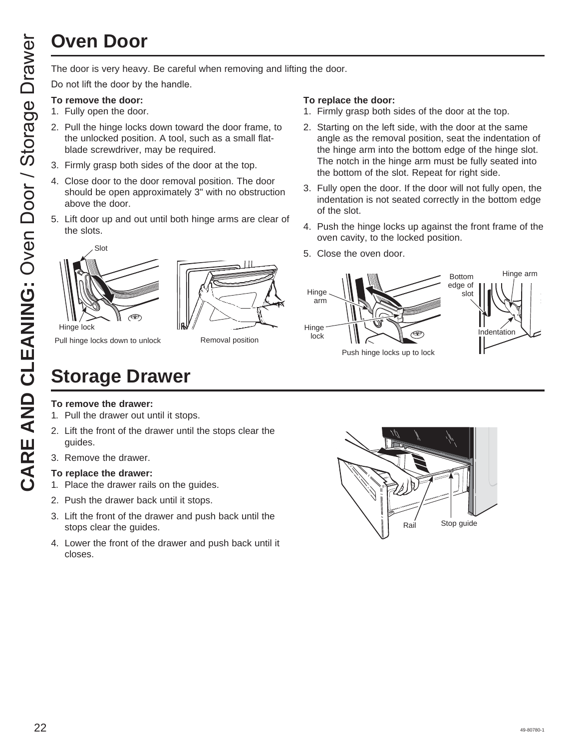# Oven Door

The door is very heavy. Be careful when removing and lifting the door.

Do not lift the door by the handle.

**To remove the door:**

1. Fully open the door.
2. Pull the hinge locks down toward the door frame, to the unlocked position. A tool, such as a small flat-blade screwdriver, may be required.
3. Firmly grasp both sides of the door at the top.
4. Close door to the door removal position. The door should be open approximately 3" with no obstruction above the door.
5. Lift door up and out until both hinge arms are clear of the slots.

Slot

Hinge lock

Pull hinge locks down to unlock

Removal position

**To replace the door:**

1. Firmly grasp both sides of the door at the top.
2. Starting on the left side, with the door at the same angle as the removal position, seat the indentation of the hinge arm into the bottom edge of the hinge slot. The notch in the hinge arm must be fully seated into the bottom of the slot. Repeat for right side.
3. Fully open the door. If the door will not fully open, the indentation is not seated correctly in the bottom edge of the slot.
4. Push the hinge locks up against the front frame of the oven cavity, to the locked position.
5. Close the oven door.

Hinge arm

Hinge lock

Push hinge locks up to lock

Bottom edge of slot

Hinge arm

Indentation

# Storage Drawer

**To remove the drawer:**

1. Pull the drawer out until it stops.
2. Lift the front of the drawer until the stops clear the guides.
3. Remove the drawer.

**To replace the drawer:**

1. Place the drawer rails on the guides.
2. Push the drawer back until it stops.
3. Lift the front of the drawer and push back until the stops clear the guides.
4. Lower the front of the drawer and push back until it closes.

Rail

Stop guide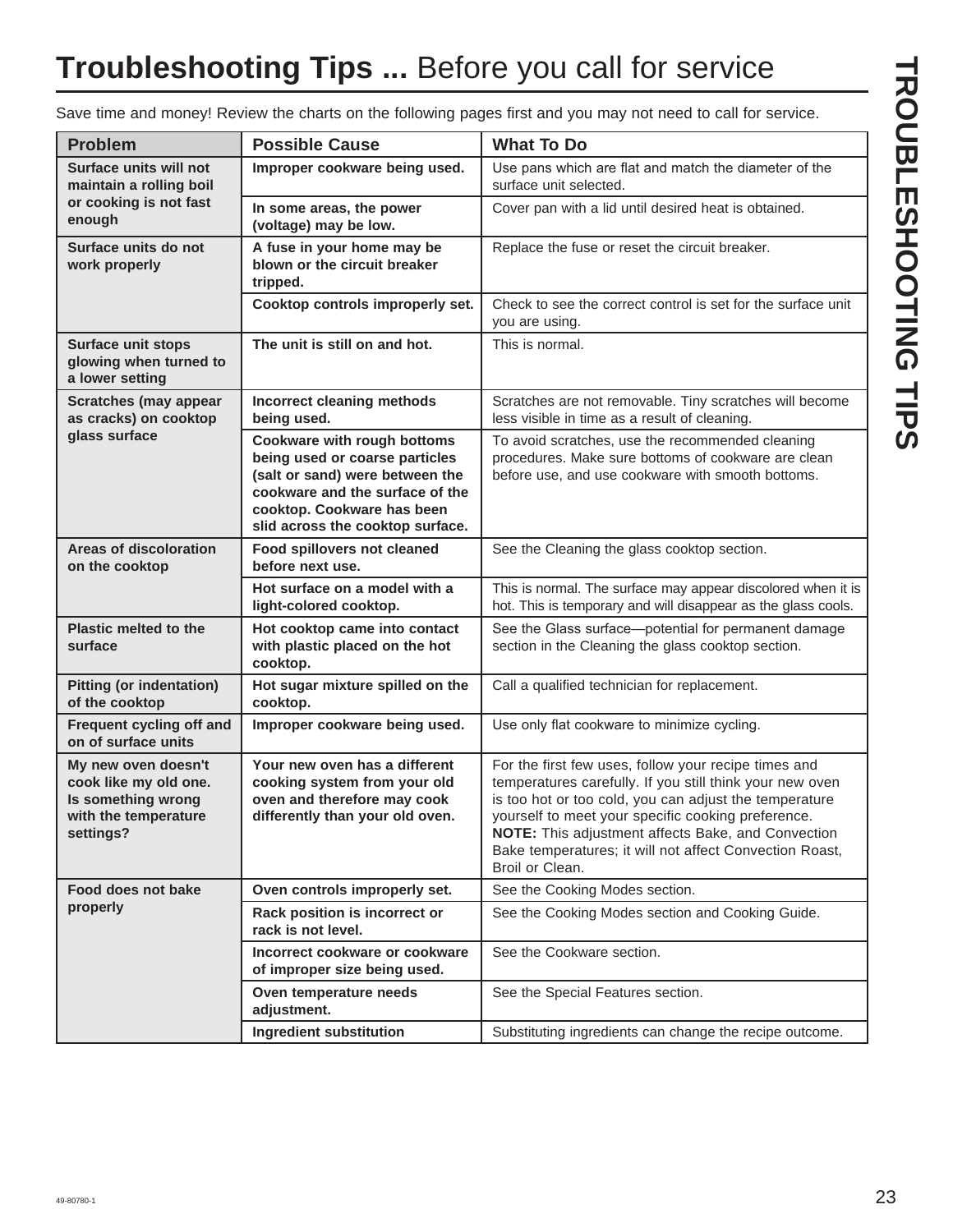# **Troubleshooting Tips ...** Before you call for service

Save time and money! Review the charts on the following pages first and you may not need to call for service.

| Problem | Possible Cause | What To Do |
|---|---|---|
| **Surface units will not maintain a rolling boil or cooking is not fast enough** | **Improper cookware being used.** | Use pans which are flat and match the diameter of the surface unit selected. |
| | **In some areas, the power (voltage) may be low.** | Cover pan with a lid until desired heat is obtained. |
| **Surface units do not work properly** | **A fuse in your home may be blown or the circuit breaker tripped.** | Replace the fuse or reset the circuit breaker. |
| | **Cooktop controls improperly set.** | Check to see the correct control is set for the surface unit you are using. |
| **Surface unit stops glowing when turned to a lower setting** | **The unit is still on and hot.** | This is normal. |
| **Scratches (may appear as cracks) on cooktop glass surface** | **Incorrect cleaning methods being used.** | Scratches are not removable. Tiny scratches will become less visible in time as a result of cleaning. |
| | **Cookware with rough bottoms being used or coarse particles (salt or sand) were between the cookware and the surface of the cooktop. Cookware has been slid across the cooktop surface.** | To avoid scratches, use the recommended cleaning procedures. Make sure bottoms of cookware are clean before use, and use cookware with smooth bottoms. |
| **Areas of discoloration on the cooktop** | **Food spillovers not cleaned before next use.** | See the Cleaning the glass cooktop section. |
| | **Hot surface on a model with a light-colored cooktop.** | This is normal. The surface may appear discolored when it is hot. This is temporary and will disappear as the glass cools. |
| **Plastic melted to the surface** | **Hot cooktop came into contact with plastic placed on the hot cooktop.** | See the Glass surface—potential for permanent damage section in the Cleaning the glass cooktop section. |
| **Pitting (or indentation) of the cooktop** | **Hot sugar mixture spilled on the cooktop.** | Call a qualified technician for replacement. |
| **Frequent cycling off and on of surface units** | **Improper cookware being used.** | Use only flat cookware to minimize cycling. |
| **My new oven doesn't cook like my old one. Is something wrong with the temperature settings?** | **Your new oven has a different cooking system from your old oven and therefore may cook differently than your old oven.** | For the first few uses, follow your recipe times and temperatures carefully. If you still think your new oven is too hot or too cold, you can adjust the temperature yourself to meet your specific cooking preference. **NOTE:** This adjustment affects Bake, and Convection Bake temperatures; it will not affect Convection Roast, Broil or Clean. |
| **Food does not bake properly** | **Oven controls improperly set.** | See the Cooking Modes section. |
| | **Rack position is incorrect or rack is not level.** | See the Cooking Modes section and Cooking Guide. |
| | **Incorrect cookware or cookware of improper size being used.** | See the Cookware section. |
| | **Oven temperature needs adjustment.** | See the Special Features section. |
| | **Ingredient substitution** | Substituting ingredients can change the recipe outcome. |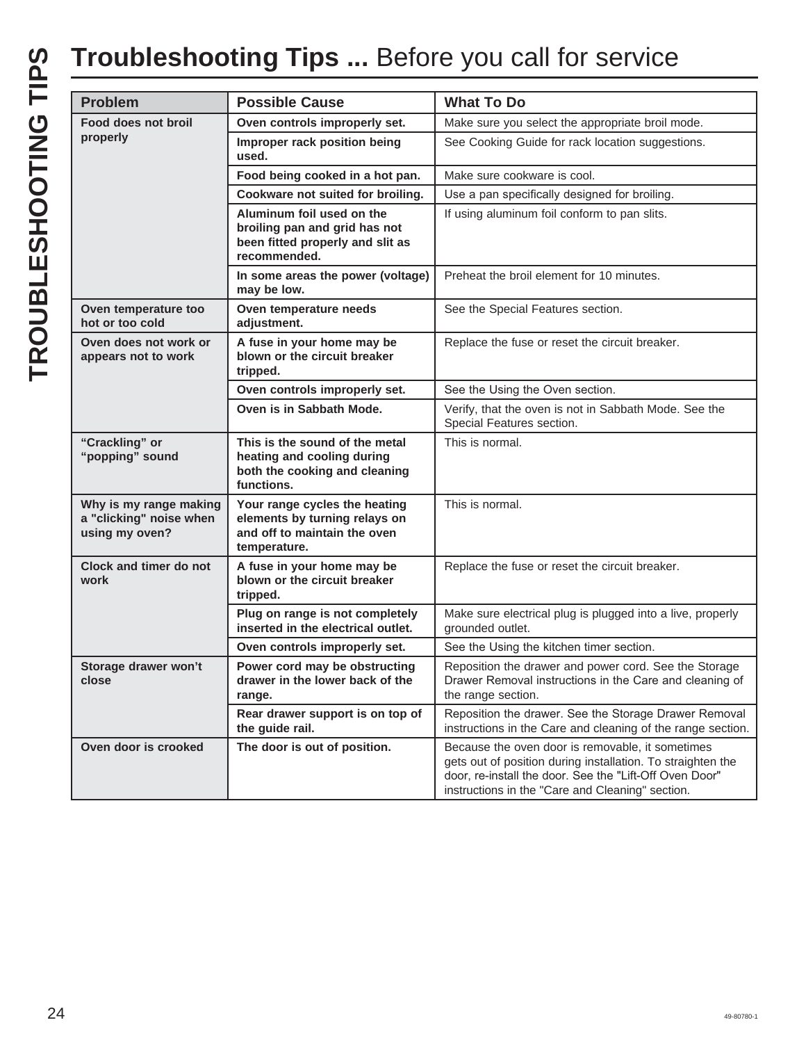# **Troubleshooting Tips ...** Before you call for service

| Problem | Possible Cause | What To Do |
|---|---|---|
| **Food does not broil properly** | **Oven controls improperly set.** | Make sure you select the appropriate broil mode. |
| | **Improper rack position being used.** | See Cooking Guide for rack location suggestions. |
| | **Food being cooked in a hot pan.** | Make sure cookware is cool. |
| | **Cookware not suited for broiling.** | Use a pan specifically designed for broiling. |
| | **Aluminum foil used on the broiling pan and grid has not been fitted properly and slit as recommended.** | If using aluminum foil conform to pan slits. |
| | **In some areas the power (voltage) may be low.** | Preheat the broil element for 10 minutes. |
| **Oven temperature too hot or too cold** | **Oven temperature needs adjustment.** | See the Special Features section. |
| **Oven does not work or appears not to work** | **A fuse in your home may be blown or the circuit breaker tripped.** | Replace the fuse or reset the circuit breaker. |
| | **Oven controls improperly set.** | See the Using the Oven section. |
| | **Oven is in Sabbath Mode.** | Verify, that the oven is not in Sabbath Mode. See the Special Features section. |
| **"Crackling" or "popping" sound** | **This is the sound of the metal heating and cooling during both the cooking and cleaning functions.** | This is normal. |
| **Why is my range making a "clicking" noise when using my oven?** | **Your range cycles the heating elements by turning relays on and off to maintain the oven temperature.** | This is normal. |
| **Clock and timer do not work** | **A fuse in your home may be blown or the circuit breaker tripped.** | Replace the fuse or reset the circuit breaker. |
| | **Plug on range is not completely inserted in the electrical outlet.** | Make sure electrical plug is plugged into a live, properly grounded outlet. |
| | **Oven controls improperly set.** | See the Using the kitchen timer section. |
| **Storage drawer won't close** | **Power cord may be obstructing drawer in the lower back of the range.** | Reposition the drawer and power cord. See the Storage Drawer Removal instructions in the Care and cleaning of the range section. |
| | **Rear drawer support is on top of the guide rail.** | Reposition the drawer. See the Storage Drawer Removal instructions in the Care and cleaning of the range section. |
| **Oven door is crooked** | **The door is out of position.** | Because the oven door is removable, it sometimes gets out of position during installation. To straighten the door, re-install the door. See the "Lift-Off Oven Door" instructions in the "Care and Cleaning" section. |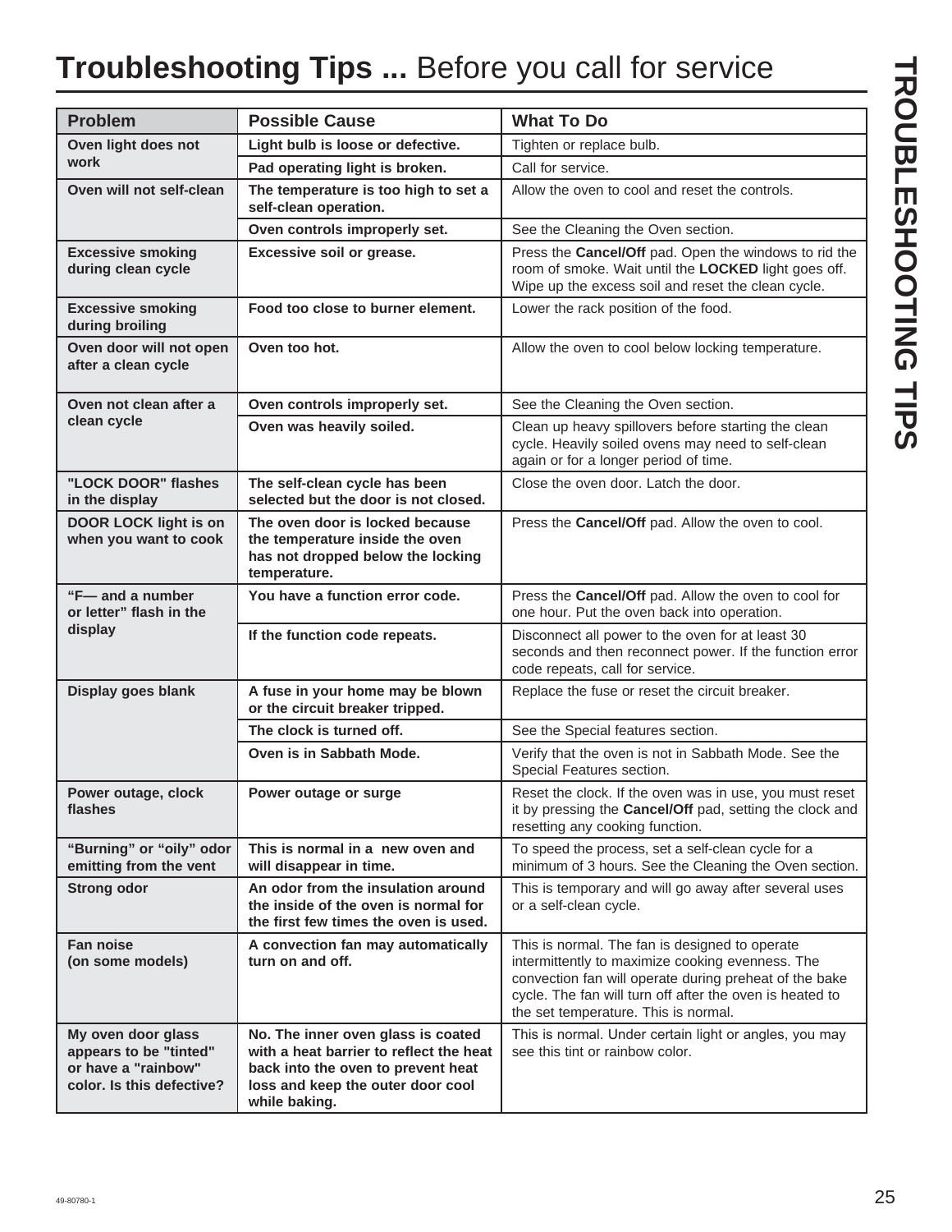# Troubleshooting Tips ... Before you call for service

| Problem | Possible Cause | What To Do |
|---|---|---|
| **Oven light does not work** | **Light bulb is loose or defective.** | Tighten or replace bulb. |
| | **Pad operating light is broken.** | Call for service. |
| **Oven will not self-clean** | **The temperature is too high to set a self-clean operation.** | Allow the oven to cool and reset the controls. |
| | **Oven controls improperly set.** | See the Cleaning the Oven section. |
| **Excessive smoking during clean cycle** | **Excessive soil or grease.** | Press the **Cancel/Off** pad. Open the windows to rid the room of smoke. Wait until the **LOCKED** light goes off. Wipe up the excess soil and reset the clean cycle. |
| **Excessive smoking during broiling** | **Food too close to burner element.** | Lower the rack position of the food. |
| **Oven door will not open after a clean cycle** | **Oven too hot.** | Allow the oven to cool below locking temperature. |
| **Oven not clean after a clean cycle** | **Oven controls improperly set.** | See the Cleaning the Oven section. |
| | **Oven was heavily soiled.** | Clean up heavy spillovers before starting the clean cycle. Heavily soiled ovens may need to self-clean again or for a longer period of time. |
| **"LOCK DOOR" flashes in the display** | **The self-clean cycle has been selected but the door is not closed.** | Close the oven door. Latch the door. |
| **DOOR LOCK light is on when you want to cook** | **The oven door is locked because the temperature inside the oven has not dropped below the locking temperature.** | Press the **Cancel/Off** pad. Allow the oven to cool. |
| **"F— and a number or letter" flash in the display** | **You have a function error code.** | Press the **Cancel/Off** pad. Allow the oven to cool for one hour. Put the oven back into operation. |
| | **If the function code repeats.** | Disconnect all power to the oven for at least 30 seconds and then reconnect power. If the function error code repeats, call for service. |
| **Display goes blank** | **A fuse in your home may be blown or the circuit breaker tripped.** | Replace the fuse or reset the circuit breaker. |
| | **The clock is turned off.** | See the Special features section. |
| | **Oven is in Sabbath Mode.** | Verify that the oven is not in Sabbath Mode. See the Special Features section. |
| **Power outage, clock flashes** | **Power outage or surge** | Reset the clock. If the oven was in use, you must reset it by pressing the **Cancel/Off** pad, setting the clock and resetting any cooking function. |
| **"Burning" or "oily" odor emitting from the vent** | **This is normal in a new oven and will disappear in time.** | To speed the process, set a self-clean cycle for a minimum of 3 hours. See the Cleaning the Oven section. |
| **Strong odor** | **An odor from the insulation around the inside of the oven is normal for the first few times the oven is used.** | This is temporary and will go away after several uses or a self-clean cycle. |
| **Fan noise (on some models)** | **A convection fan may automatically turn on and off.** | This is normal. The fan is designed to operate intermittently to maximize cooking evenness. The convection fan will operate during preheat of the bake cycle. The fan will turn off after the oven is heated to the set temperature. This is normal. |
| **My oven door glass appears to be "tinted" or have a "rainbow" color. Is this defective?** | **No. The inner oven glass is coated with a heat barrier to reflect the heat back into the oven to prevent heat loss and keep the outer door cool while baking.** | This is normal. Under certain light or angles, you may see this tint or rainbow color. |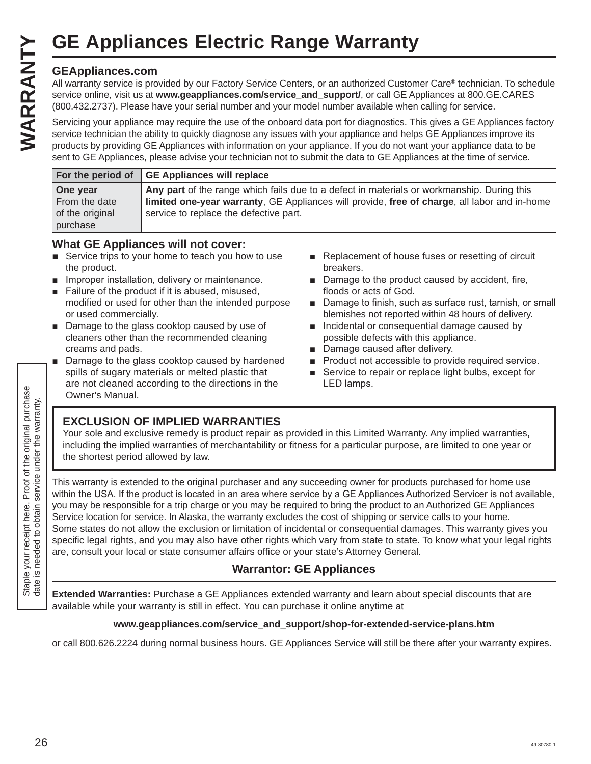# GE Appliances Electric Range Warranty

**GEAppliances.com**

All warranty service is provided by our Factory Service Centers, or an authorized Customer Care® technician. To schedule service online, visit us at **www.geappliances.com/service_and_support/**, or call GE Appliances at 800.GE.CARES (800.432.2737). Please have your serial number and your model number available when calling for service.

Servicing your appliance may require the use of the onboard data port for diagnostics. This gives a GE Appliances factory service technician the ability to quickly diagnose any issues with your appliance and helps GE Appliances improve its products by providing GE Appliances with information on your appliance. If you do not want your appliance data to be sent to GE Appliances, please advise your technician not to submit the data to GE Appliances at the time of service.

| For the period of | GE Appliances will replace |
|---|---|
| **One year** From the date of the original purchase | **Any part** of the range which fails due to a defect in materials or workmanship. During this **limited one-year warranty**, GE Appliances will provide, **free of charge**, all labor and in-home service to replace the defective part. |

**What GE Appliances will not cover:**

- Service trips to your home to teach you how to use the product.
- Improper installation, delivery or maintenance.
- Failure of the product if it is abused, misused, modified or used for other than the intended purpose or used commercially.
- Damage to the glass cooktop caused by use of cleaners other than the recommended cleaning creams and pads.
- Damage to the glass cooktop caused by hardened spills of sugary materials or melted plastic that are not cleaned according to the directions in the Owner's Manual.
- Replacement of house fuses or resetting of circuit breakers.
- Damage to the product caused by accident, fire, floods or acts of God.
- Damage to finish, such as surface rust, tarnish, or small blemishes not reported within 48 hours of delivery.
- Incidental or consequential damage caused by possible defects with this appliance.
- Damage caused after delivery.
- Product not accessible to provide required service.
- Service to repair or replace light bulbs, except for LED lamps.

**EXCLUSION OF IMPLIED WARRANTIES**

Your sole and exclusive remedy is product repair as provided in this Limited Warranty. Any implied warranties, including the implied warranties of merchantability or fitness for a particular purpose, are limited to one year or the shortest period allowed by law.

This warranty is extended to the original purchaser and any succeeding owner for products purchased for home use within the USA. If the product is located in an area where service by a GE Appliances Authorized Servicer is not available, you may be responsible for a trip charge or you may be required to bring the product to an Authorized GE Appliances Service location for service. In Alaska, the warranty excludes the cost of shipping or service calls to your home.

Some states do not allow the exclusion or limitation of incidental or consequential damages. This warranty gives you specific legal rights, and you may also have other rights which vary from state to state. To know what your legal rights are, consult your local or state consumer affairs office or your state's Attorney General.

**Warrantor: GE Appliances**

**Extended Warranties:** Purchase a GE Appliances extended warranty and learn about special discounts that are available while your warranty is still in effect. You can purchase it online anytime at

**www.geappliances.com/service_and_support/shop-for-extended-service-plans.htm**

or call 800.626.2224 during normal business hours. GE Appliances Service will still be there after your warranty expires.

Staple your receipt here. Proof of the original purchase date is needed to obtain service under the warranty.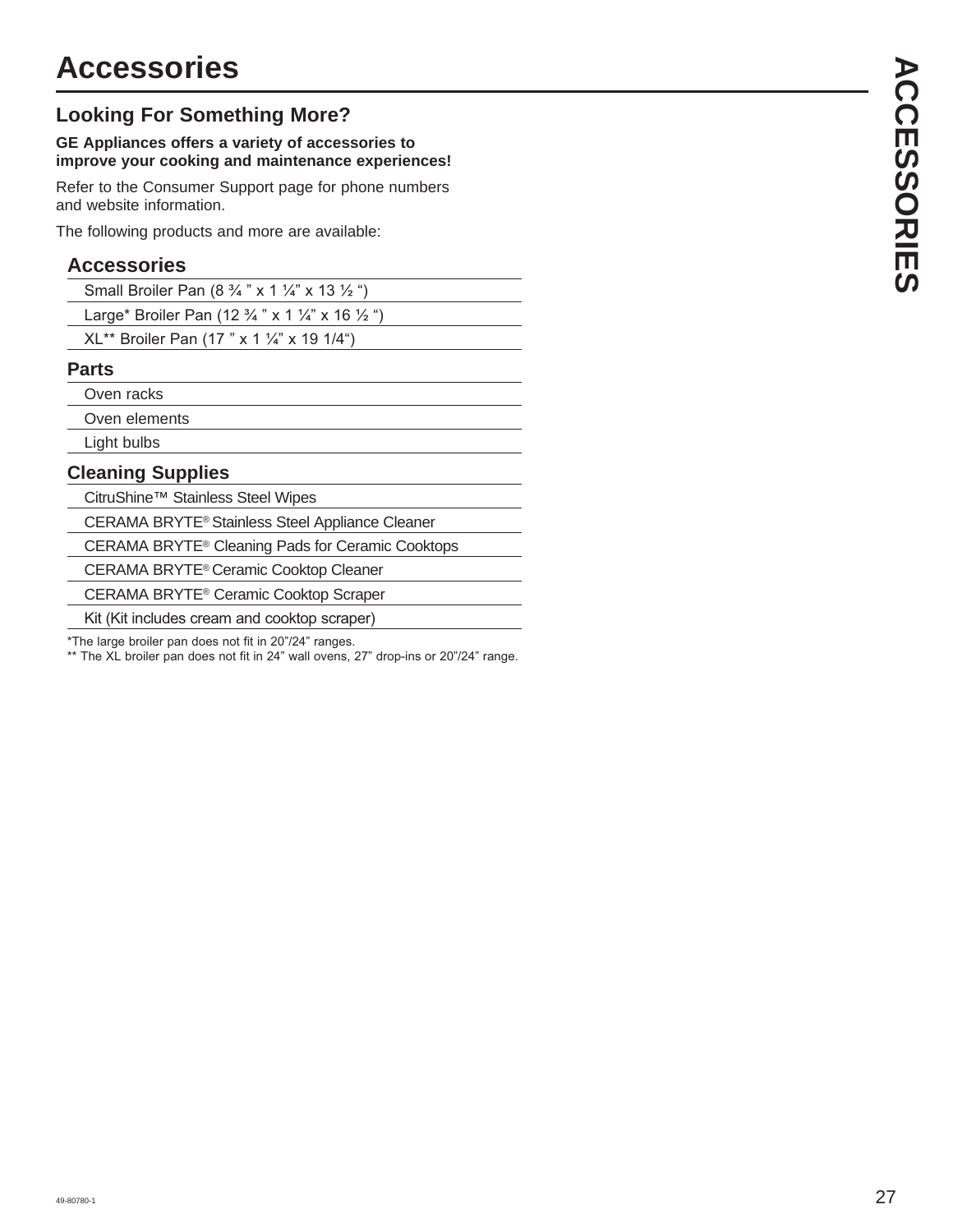# Accessories

## Looking For Something More?

**GE Appliances offers a variety of accessories to improve your cooking and maintenance experiences!**

Refer to the Consumer Support page for phone numbers and website information.

The following products and more are available:

### Accessories

- Small Broiler Pan (8 ¾ " x 1 ¼" x 13 ½ ")
- Large* Broiler Pan (12 ¾ " x 1 ¼" x 16 ½ ")
- XL** Broiler Pan (17 " x 1 ¼" x 19 1/4")

### Parts

- Oven racks
- Oven elements
- Light bulbs

### Cleaning Supplies

- CitruShine™ Stainless Steel Wipes
- CERAMA BRYTE® Stainless Steel Appliance Cleaner
- CERAMA BRYTE® Cleaning Pads for Ceramic Cooktops
- CERAMA BRYTE® Ceramic Cooktop Cleaner
- CERAMA BRYTE® Ceramic Cooktop Scraper
- Kit (Kit includes cream and cooktop scraper)

*The large broiler pan does not fit in 20"/24" ranges.

** The XL broiler pan does not fit in 24" wall ovens, 27" drop-ins or 20"/24" range.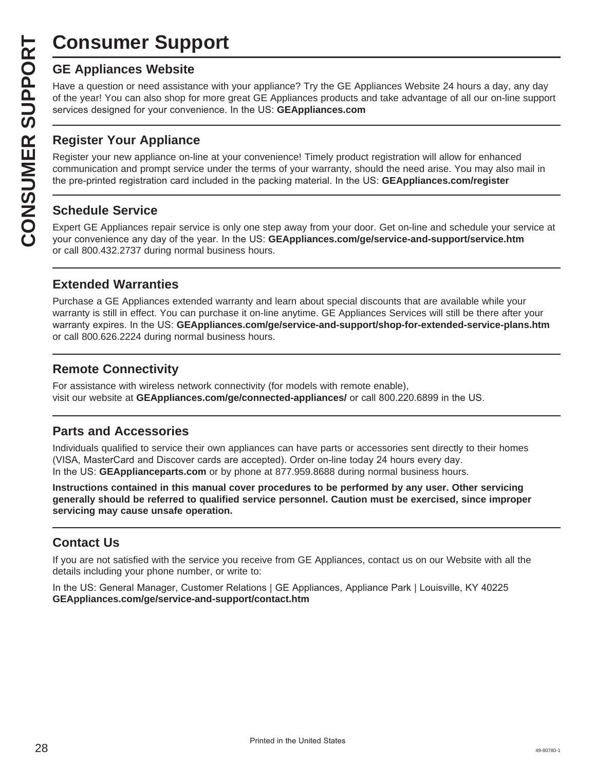# Consumer Support

## GE Appliances Website

Have a question or need assistance with your appliance? Try the GE Appliances Website 24 hours a day, any day of the year! You can also shop for more great GE Appliances products and take advantage of all our on-line support services designed for your convenience. In the US: **GEAppliances.com**

## Register Your Appliance

Register your new appliance on-line at your convenience! Timely product registration will allow for enhanced communication and prompt service under the terms of your warranty, should the need arise. You may also mail in the pre-printed registration card included in the packing material. In the US: **GEAppliances.com/register**

## Schedule Service

Expert GE Appliances repair service is only one step away from your door. Get on-line and schedule your service at your convenience any day of the year. In the US: **GEAppliances.com/ge/service-and-support/service.htm** or call 800.432.2737 during normal business hours.

## Extended Warranties

Purchase a GE Appliances extended warranty and learn about special discounts that are available while your warranty is still in effect. You can purchase it on-line anytime. GE Appliances Services will still be there after your warranty expires. In the US: **GEAppliances.com/ge/service-and-support/shop-for-extended-service-plans.htm** or call 800.626.2224 during normal business hours.

## Remote Connectivity

For assistance with wireless network connectivity (for models with remote enable), visit our website at **GEAppliances.com/ge/connected-appliances/** or call 800.220.6899 in the US.

## Parts and Accessories

Individuals qualified to service their own appliances can have parts or accessories sent directly to their homes (VISA, MasterCard and Discover cards are accepted). Order on-line today 24 hours every day. In the US: **GEApplianceparts.com** or by phone at 877.959.8688 during normal business hours.

**Instructions contained in this manual cover procedures to be performed by any user. Other servicing generally should be referred to qualified service personnel. Caution must be exercised, since improper servicing may cause unsafe operation.**

## Contact Us

If you are not satisfied with the service you receive from GE Appliances, contact us on our Website with all the details including your phone number, or write to:

In the US: General Manager, Customer Relations | GE Appliances, Appliance Park | Louisville, KY 40225
**GEAppliances.com/ge/service-and-support/contact.htm**

Printed in the United States

49-80780-1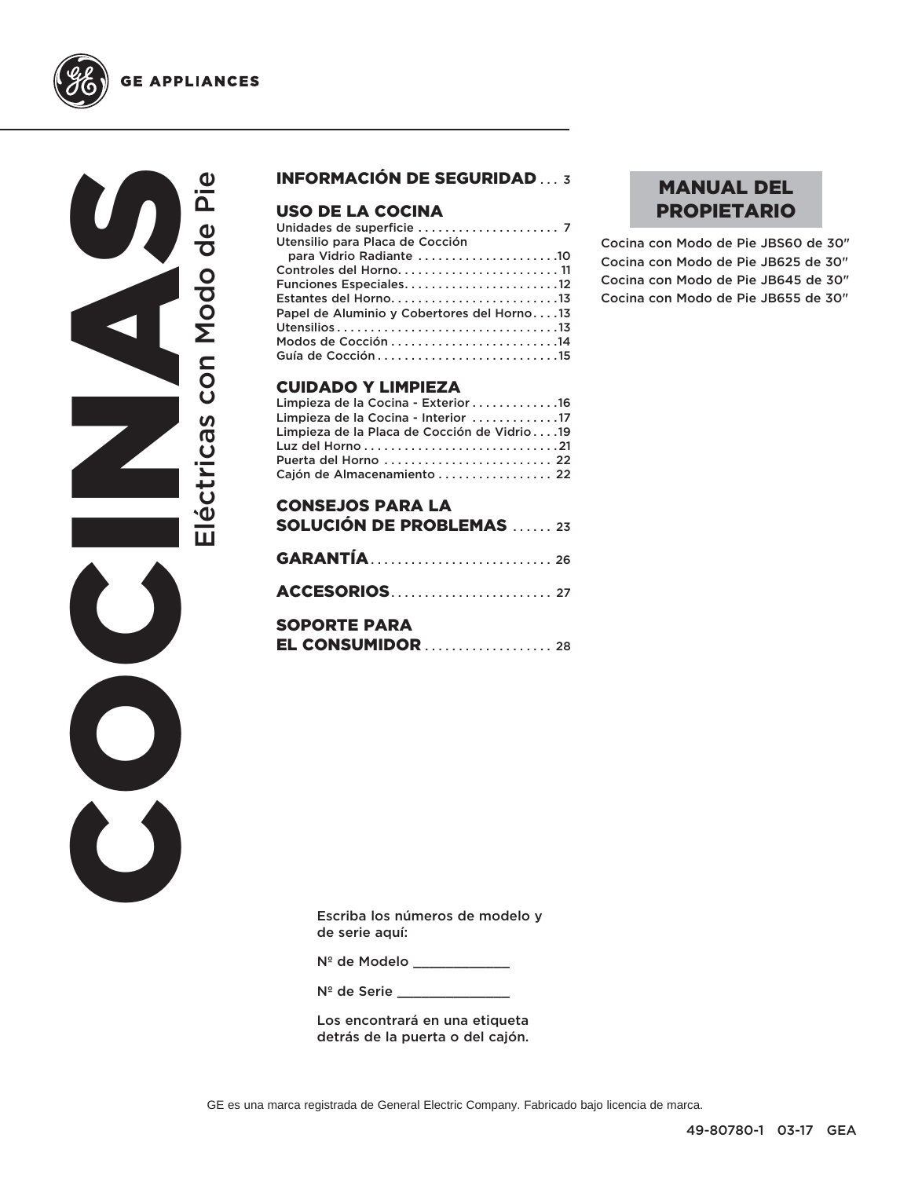GE APPLIANCES

# COCINAS

## Eléctricas con Modo de Pie

**INFORMACIÓN DE SEGURIDAD** ... 3

**USO DE LA COCINA**

Unidades de superficie .................... 7
Utensilio para Placa de Cocción para Vidrio Radiante ....................10
Controles del Horno........................ 11
Funciones Especiales.......................12
Estantes del Horno.........................13
Papel de Aluminio y Cobertores del Horno....13
Utensilios.................................13
Modos de Cocción.........................14
Guía de Cocción...........................15

**CUIDADO Y LIMPIEZA**

Limpieza de la Cocina - Exterior ............16
Limpieza de la Cocina - Interior ............17
Limpieza de la Placa de Cocción de Vidrio....19
Luz del Horno.............................21
Puerta del Horno ......................... 22
Cajón de Almacenamiento ................. 22

**CONSEJOS PARA LA SOLUCIÓN DE PROBLEMAS** ...... 23

**GARANTÍA**........................... 26

**ACCESORIOS**........................ 27

**SOPORTE PARA EL CONSUMIDOR** ................... 28

**MANUAL DEL PROPIETARIO**

Cocina con Modo de Pie JBS60 de 30"
Cocina con Modo de Pie JB625 de 30"
Cocina con Modo de Pie JB645 de 30"
Cocina con Modo de Pie JB655 de 30"

Escriba los números de modelo y de serie aquí:

Nº de Modelo ____________

Nº de Serie ______________

Los encontrará en una etiqueta detrás de la puerta o del cajón.

GE es una marca registrada de General Electric Company. Fabricado bajo licencia de marca.

49-80780-1 03-17 GEA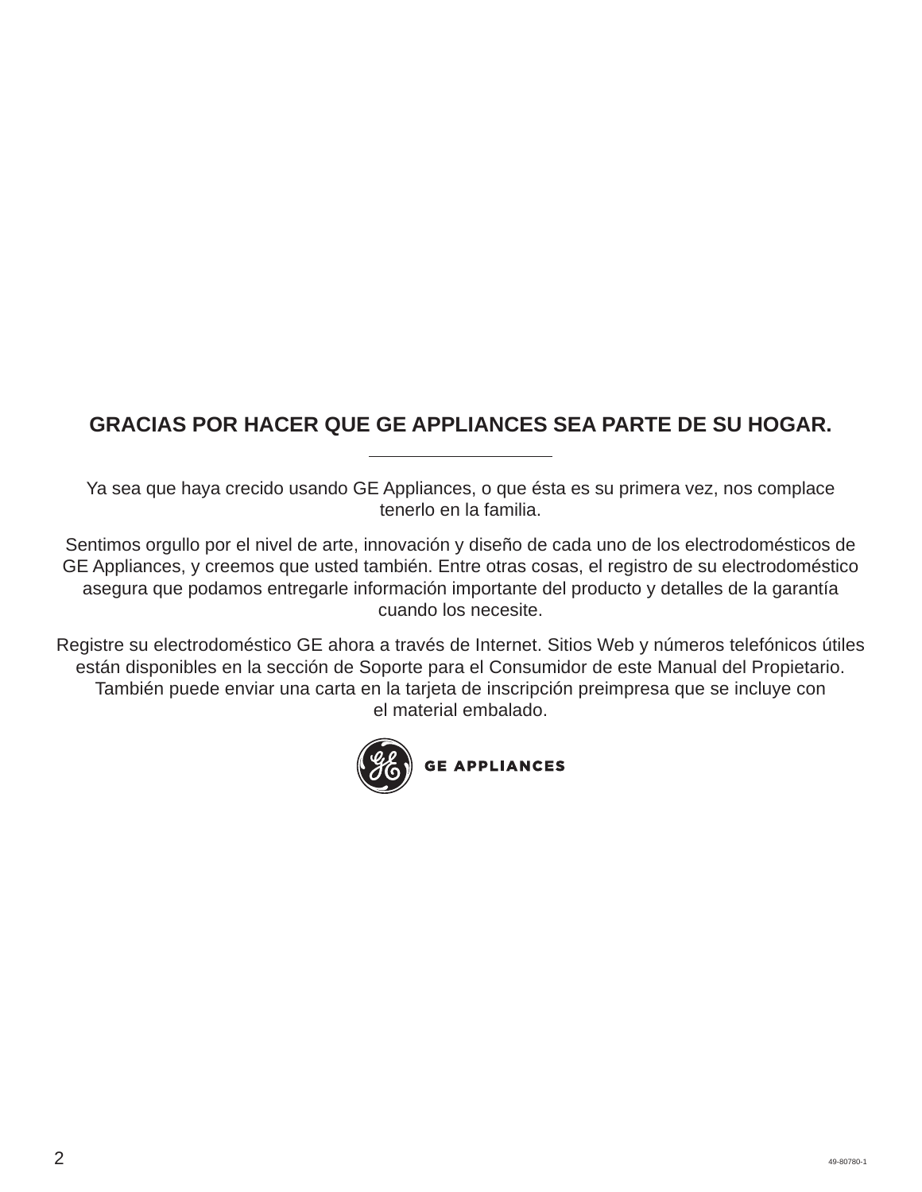## GRACIAS POR HACER QUE GE APPLIANCES SEA PARTE DE SU HOGAR.

---

Ya sea que haya crecido usando GE Appliances, o que ésta es su primera vez, nos complace tenerlo en la familia.

Sentimos orgullo por el nivel de arte, innovación y diseño de cada uno de los electrodomésticos de GE Appliances, y creemos que usted también. Entre otras cosas, el registro de su electrodoméstico asegura que podamos entregarle información importante del producto y detalles de la garantía cuando los necesite.

Registre su electrodoméstico GE ahora a través de Internet. Sitios Web y números telefónicos útiles están disponibles en la sección de Soporte para el Consumidor de este Manual del Propietario. También puede enviar una carta en la tarjeta de inscripción preimpresa que se incluye con el material embalado.

GE APPLIANCES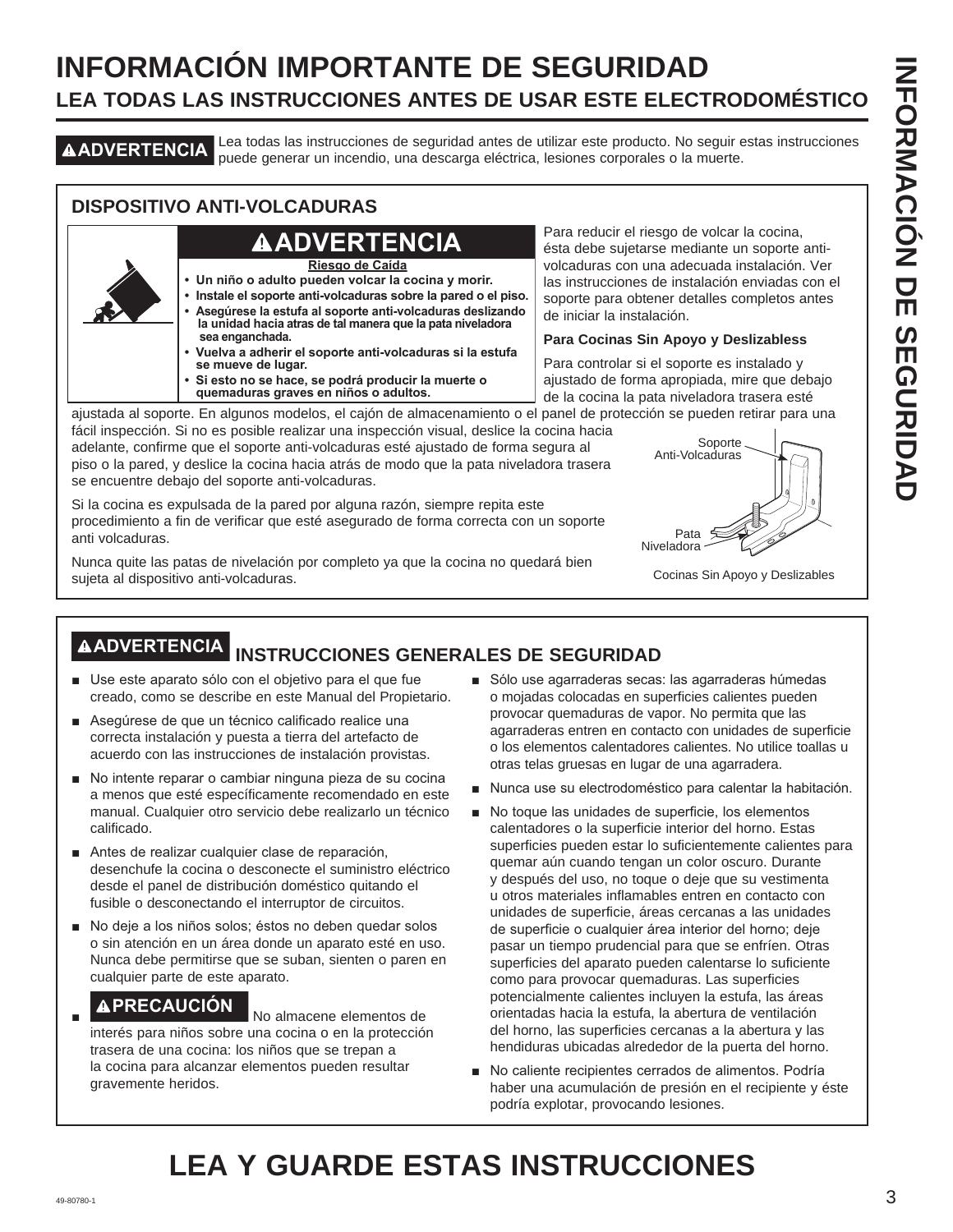# INFORMACIÓN IMPORTANTE DE SEGURIDAD

## LEA TODAS LAS INSTRUCCIONES ANTES DE USAR ESTE ELECTRODOMÉSTICO

**⚠ADVERTENCIA** Lea todas las instrucciones de seguridad antes de utilizar este producto. No seguir estas instrucciones puede generar un incendio, una descarga eléctrica, lesiones corporales o la muerte.

### DISPOSITIVO ANTI-VOLCADURAS

**⚠ADVERTENCIA**

**Riesgo de Caída**

- **Un niño o adulto pueden volcar la cocina y morir.**
- **Instale el soporte anti-volcaduras sobre la pared o el piso.**
- **Asegúrese la estufa al soporte anti-volcaduras deslizando la unidad hacia atras de tal manera que la pata niveladora sea enganchada.**
- **Vuelva a adherir el soporte anti-volcaduras si la estufa se mueve de lugar.**
- **Si esto no se hace, se podrá producir la muerte o quemaduras graves en niños o adultos.**

Para reducir el riesgo de volcar la cocina, ésta debe sujetarse mediante un soporte anti-volcaduras con una adecuada instalación. Ver las instrucciones de instalación enviadas con el soporte para obtener detalles completos antes de iniciar la instalación.

**Para Cocinas Sin Apoyo y Deslizabless**

Para controlar si el soporte es instalado y ajustado de forma apropiada, mire que debajo de la cocina la pata niveladora trasera esté ajustada al soporte. En algunos modelos, el cajón de almacenamiento o el panel de protección se pueden retirar para una fácil inspección. Si no es posible realizar una inspección visual, deslice la cocina hacia adelante, confirme que el soporte anti-volcaduras esté ajustado de forma segura al piso o la pared, y deslice la cocina hacia atrás de modo que la pata niveladora trasera se encuentre debajo del soporte anti-volcaduras.

Si la cocina es expulsada de la pared por alguna razón, siempre repita este procedimiento a fin de verificar que esté asegurado de forma correcta con un soporte anti volcaduras.

Nunca quite las patas de nivelación por completo ya que la cocina no quedará bien sujeta al dispositivo anti-volcaduras.

Soporte Anti-Volcaduras

Pata Niveladora

Cocinas Sin Apoyo y Deslizables

### ⚠ADVERTENCIA INSTRUCCIONES GENERALES DE SEGURIDAD

- Use este aparato sólo con el objetivo para el que fue creado, como se describe en este Manual del Propietario.
- Asegúrese de que un técnico calificado realice una correcta instalación y puesta a tierra del artefacto de acuerdo con las instrucciones de instalación provistas.
- No intente reparar o cambiar ninguna pieza de su cocina a menos que esté específicamente recomendado en este manual. Cualquier otro servicio debe realizarlo un técnico calificado.
- Antes de realizar cualquier clase de reparación, desenchufe la cocina o desconecte el suministro eléctrico desde el panel de distribución doméstico quitando el fusible o desconectando el interruptor de circuitos.
- No deje a los niños solos; éstos no deben quedar solos o sin atención en un área donde un aparato esté en uso. Nunca debe permitirse que se suban, sienten o paren en cualquier parte de este aparato.
- **⚠PRECAUCIÓN** No almacene elementos de interés para niños sobre una cocina o en la protección trasera de una cocina: los niños que se trepan a la cocina para alcanzar elementos pueden resultar gravemente heridos.
- Sólo use agarraderas secas: las agarraderas húmedas o mojadas colocadas en superficies calientes pueden provocar quemaduras de vapor. No permita que las agarraderas entren en contacto con unidades de superficie o los elementos calentadores calientes. No utilice toallas u otras telas gruesas en lugar de una agarradera.
- Nunca use su electrodoméstico para calentar la habitación.
- No toque las unidades de superficie, los elementos calentadores o la superficie interior del horno. Estas superficies pueden estar lo suficientemente calientes para quemar aún cuando tengan un color oscuro. Durante y después del uso, no toque o deje que su vestimenta u otros materiales inflamables entren en contacto con unidades de superficie, áreas cercanas a las unidades de superficie o cualquier área interior del horno; deje pasar un tiempo prudencial para que se enfríen. Otras superficies del aparato pueden calentarse lo suficiente como para provocar quemaduras. Las superficies potencialmente calientes incluyen la estufa, las áreas orientadas hacia la estufa, la abertura de ventilación del horno, las superficies cercanas a la abertura y las hendiduras ubicadas alrededor de la puerta del horno.
- No caliente recipientes cerrados de alimentos. Podría haber una acumulación de presión en el recipiente y éste podría explotar, provocando lesiones.

# LEA Y GUARDE ESTAS INSTRUCCIONES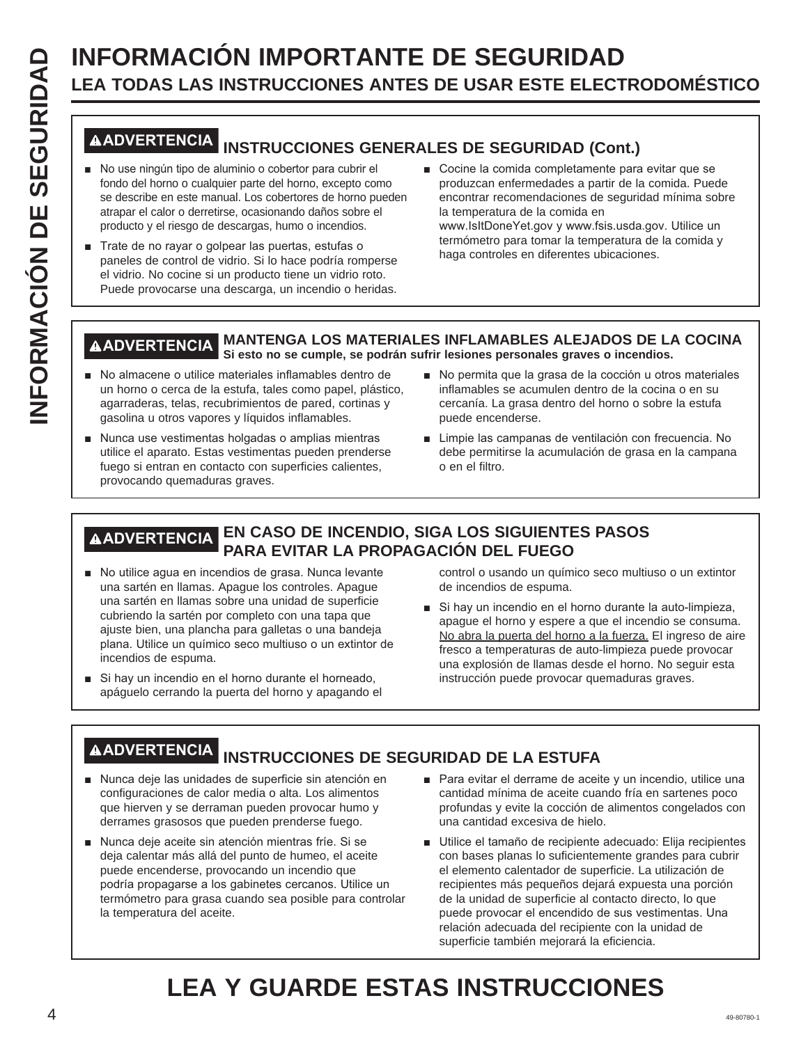# INFORMACIÓN IMPORTANTE DE SEGURIDAD

## LEA TODAS LAS INSTRUCCIONES ANTES DE USAR ESTE ELECTRODOMÉSTICO

### ⚠ADVERTENCIA INSTRUCCIONES GENERALES DE SEGURIDAD (Cont.)

- No use ningún tipo de aluminio o cobertor para cubrir el fondo del horno o cualquier parte del horno, excepto como se describe en este manual. Los cobertores de horno pueden atrapar el calor o derretirse, ocasionando daños sobre el producto y el riesgo de descargas, humo o incendios.
- Trate de no rayar o golpear las puertas, estufas o paneles de control de vidrio. Si lo hace podría romperse el vidrio. No cocine si un producto tiene un vidrio roto. Puede provocarse una descarga, un incendio o heridas.
- Cocine la comida completamente para evitar que se produzcan enfermedades a partir de la comida. Puede encontrar recomendaciones de seguridad mínima sobre la temperatura de la comida en www.IsItDoneYet.gov y www.fsis.usda.gov. Utilice un termómetro para tomar la temperatura de la comida y haga controles en diferentes ubicaciones.

### ⚠ADVERTENCIA MANTENGA LOS MATERIALES INFLAMABLES ALEJADOS DE LA COCINA

**Si esto no se cumple, se podrán sufrir lesiones personales graves o incendios.**

- No almacene o utilice materiales inflamables dentro de un horno o cerca de la estufa, tales como papel, plástico, agarraderas, telas, recubrimientos de pared, cortinas y gasolina u otros vapores y líquidos inflamables.
- Nunca use vestimentas holgadas o amplias mientras utilice el aparato. Estas vestimentas pueden prenderse fuego si entran en contacto con superficies calientes, provocando quemaduras graves.
- No permita que la grasa de la cocción u otros materiales inflamables se acumulen dentro de la cocina o en su cercanía. La grasa dentro del horno o sobre la estufa puede encenderse.
- Limpie las campanas de ventilación con frecuencia. No debe permitirse la acumulación de grasa en la campana o en el filtro.

### ⚠ADVERTENCIA EN CASO DE INCENDIO, SIGA LOS SIGUIENTES PASOS PARA EVITAR LA PROPAGACIÓN DEL FUEGO

- No utilice agua en incendios de grasa. Nunca levante una sartén en llamas. Apague los controles. Apague una sartén en llamas sobre una unidad de superficie cubriendo la sartén por completo con una tapa que ajuste bien, una plancha para galletas o una bandeja plana. Utilice un químico seco multiuso o un extintor de incendios de espuma.
- Si hay un incendio en el horno durante el horneado, apáguelo cerrando la puerta del horno y apagando el control o usando un químico seco multiuso o un extintor de incendios de espuma.
- Si hay un incendio en el horno durante la auto-limpieza, apague el horno y espere a que el incendio se consuma. <u>No abra la puerta del horno a la fuerza.</u> El ingreso de aire fresco a temperaturas de auto-limpieza puede provocar una explosión de llamas desde el horno. No seguir esta instrucción puede provocar quemaduras graves.

### ⚠ADVERTENCIA INSTRUCCIONES DE SEGURIDAD DE LA ESTUFA

- Nunca deje las unidades de superficie sin atención en configuraciones de calor media o alta. Los alimentos que hierven y se derraman pueden provocar humo y derrames grasosos que pueden prenderse fuego.
- Nunca deje aceite sin atención mientras fríe. Si se deja calentar más allá del punto de humeo, el aceite puede encenderse, provocando un incendio que podría propagarse a los gabinetes cercanos. Utilice un termómetro para grasa cuando sea posible para controlar la temperatura del aceite.
- Para evitar el derrame de aceite y un incendio, utilice una cantidad mínima de aceite cuando fría en sartenes poco profundas y evite la cocción de alimentos congelados con una cantidad excesiva de hielo.
- Utilice el tamaño de recipiente adecuado: Elija recipientes con bases planas lo suficientemente grandes para cubrir el elemento calentador de superficie. La utilización de recipientes más pequeños dejará expuesta una porción de la unidad de superficie al contacto directo, lo que puede provocar el encendido de sus vestimentas. Una relación adecuada del recipiente con la unidad de superficie también mejorará la eficiencia.

# LEA Y GUARDE ESTAS INSTRUCCIONES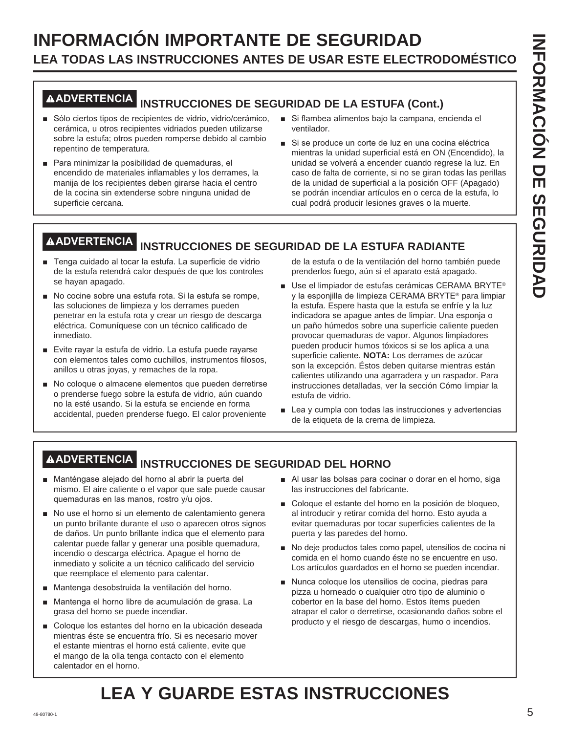# INFORMACIÓN IMPORTANTE DE SEGURIDAD

## LEA TODAS LAS INSTRUCCIONES ANTES DE USAR ESTE ELECTRODOMÉSTICO

### ⚠ADVERTENCIA INSTRUCCIONES DE SEGURIDAD DE LA ESTUFA (Cont.)

- Sólo ciertos tipos de recipientes de vidrio, vidrio/cerámico, cerámica, u otros recipientes vidriados pueden utilizarse sobre la estufa; otros pueden romperse debido al cambio repentino de temperatura.
- Para minimizar la posibilidad de quemaduras, el encendido de materiales inflamables y los derrames, la manija de los recipientes deben girarse hacia el centro de la cocina sin extenderse sobre ninguna unidad de superficie cercana.
- Si flambea alimentos bajo la campana, encienda el ventilador.
- Si se produce un corte de luz en una cocina eléctrica mientras la unidad superficial está en ON (Encendido), la unidad se volverá a encender cuando regrese la luz. En caso de falta de corriente, si no se giran todas las perillas de la unidad de superficial a la posición OFF (Apagado) se podrán incendiar artículos en o cerca de la estufa, lo cual podrá producir lesiones graves o la muerte.

### ⚠ADVERTENCIA INSTRUCCIONES DE SEGURIDAD DE LA ESTUFA RADIANTE

- Tenga cuidado al tocar la estufa. La superficie de vidrio de la estufa retendrá calor después de que los controles se hayan apagado.
- No cocine sobre una estufa rota. Si la estufa se rompe, las soluciones de limpieza y los derrames pueden penetrar en la estufa rota y crear un riesgo de descarga eléctrica. Comuníquese con un técnico calificado de inmediato.
- Evite rayar la estufa de vidrio. La estufa puede rayarse con elementos tales como cuchillos, instrumentos filosos, anillos u otras joyas, y remaches de la ropa.
- No coloque o almacene elementos que pueden derretirse o prenderse fuego sobre la estufa de vidrio, aún cuando no la esté usando. Si la estufa se enciende en forma accidental, pueden prenderse fuego. El calor proveniente de la estufa o de la ventilación del horno también puede prenderlos fuego, aún si el aparato está apagado.
- Use el limpiador de estufas cerámicas CERAMA BRYTE® y la esponjilla de limpieza CERAMA BRYTE® para limpiar la estufa. Espere hasta que la estufa se enfríe y la luz indicadora se apague antes de limpiar. Una esponja o un paño húmedos sobre una superficie caliente pueden provocar quemaduras de vapor. Algunos limpiadores pueden producir humos tóxicos si se los aplica a una superficie caliente. **NOTA:** Los derrames de azúcar son la excepción. Éstos deben quitarse mientras están calientes utilizando una agarradera y un raspador. Para instrucciones detalladas, ver la sección Cómo limpiar la estufa de vidrio.
- Lea y cumpla con todas las instrucciones y advertencias de la etiqueta de la crema de limpieza.

### ⚠ADVERTENCIA INSTRUCCIONES DE SEGURIDAD DEL HORNO

- Manténgase alejado del horno al abrir la puerta del mismo. El aire caliente o el vapor que sale puede causar quemaduras en las manos, rostro y/u ojos.
- No use el horno si un elemento de calentamiento genera un punto brillante durante el uso o aparecen otros signos de daños. Un punto brillante indica que el elemento para calentar puede fallar y generar una posible quemadura, incendio o descarga eléctrica. Apague el horno de inmediato y solicite a un técnico calificado del servicio que reemplace el elemento para calentar.
- Mantenga desobstruida la ventilación del horno.
- Mantenga el horno libre de acumulación de grasa. La grasa del horno se puede incendiar.
- Coloque los estantes del horno en la ubicación deseada mientras éste se encuentra frío. Si es necesario mover el estante mientras el horno está caliente, evite que el mango de la olla tenga contacto con el elemento calentador en el horno.
- Al usar las bolsas para cocinar o dorar en el horno, siga las instrucciones del fabricante.
- Coloque el estante del horno en la posición de bloqueo, al introducir y retirar comida del horno. Esto ayuda a evitar quemaduras por tocar superficies calientes de la puerta y las paredes del horno.
- No deje productos tales como papel, utensilios de cocina ni comida en el horno cuando éste no se encuentre en uso. Los artículos guardados en el horno se pueden incendiar.
- Nunca coloque los utensilios de cocina, piedras para pizza u horneado o cualquier otro tipo de aluminio o cobertor en la base del horno. Estos ítems pueden atrapar el calor o derretirse, ocasionando daños sobre el producto y el riesgo de descargas, humo o incendios.

# LEA Y GUARDE ESTAS INSTRUCCIONES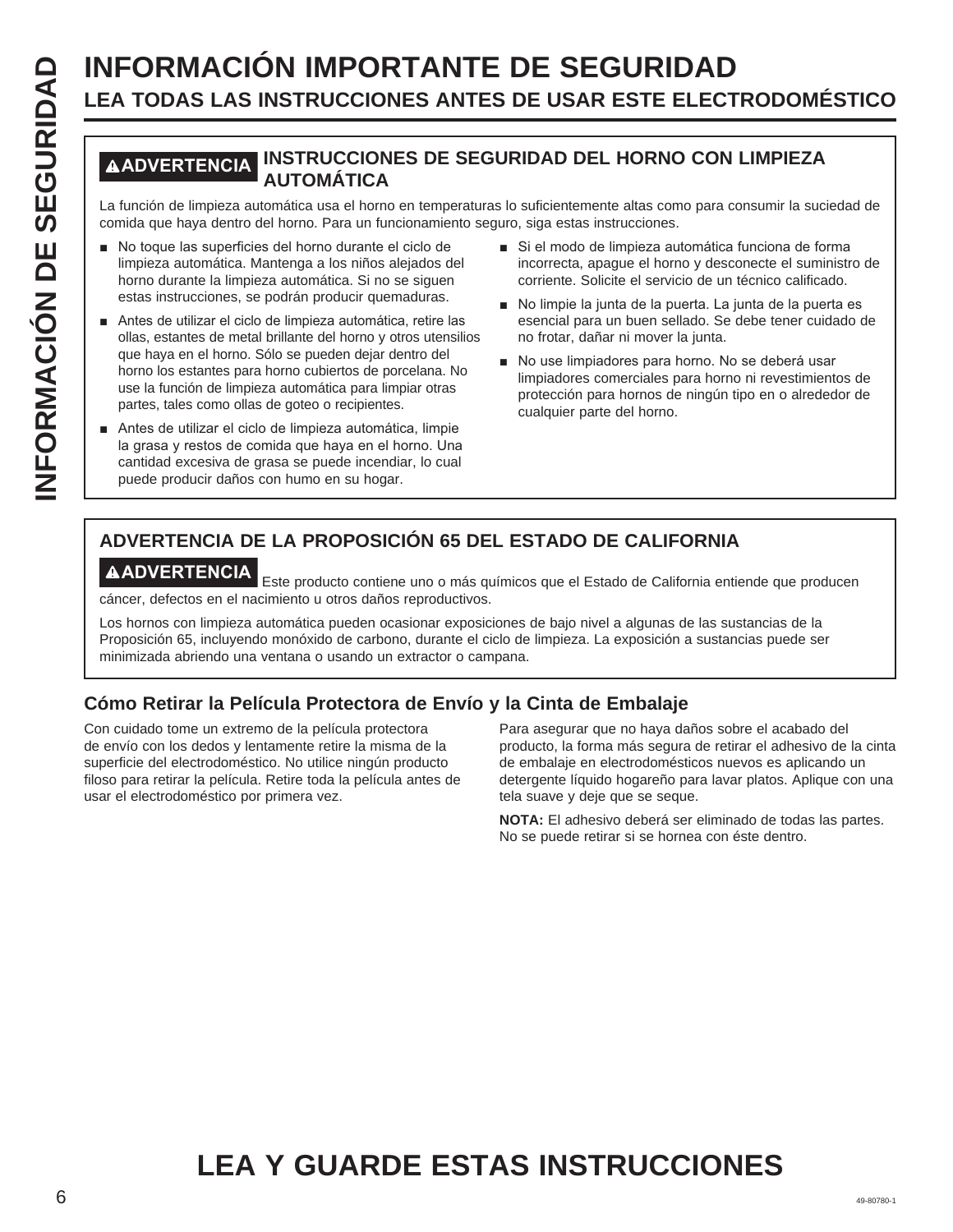# INFORMACIÓN IMPORTANTE DE SEGURIDAD

## LEA TODAS LAS INSTRUCCIONES ANTES DE USAR ESTE ELECTRODOMÉSTICO

### ⚠ADVERTENCIA INSTRUCCIONES DE SEGURIDAD DEL HORNO CON LIMPIEZA AUTOMÁTICA

La función de limpieza automática usa el horno en temperaturas lo suficientemente altas como para consumir la suciedad de comida que haya dentro del horno. Para un funcionamiento seguro, siga estas instrucciones.

- No toque las superficies del horno durante el ciclo de limpieza automática. Mantenga a los niños alejados del horno durante la limpieza automática. Si no se siguen estas instrucciones, se podrán producir quemaduras.
- Antes de utilizar el ciclo de limpieza automática, retire las ollas, estantes de metal brillante del horno y otros utensilios que haya en el horno. Sólo se pueden dejar dentro del horno los estantes para horno cubiertos de porcelana. No use la función de limpieza automática para limpiar otras partes, tales como ollas de goteo o recipientes.
- Antes de utilizar el ciclo de limpieza automática, limpie la grasa y restos de comida que haya en el horno. Una cantidad excesiva de grasa se puede incendiar, lo cual puede producir daños con humo en su hogar.
- Si el modo de limpieza automática funciona de forma incorrecta, apague el horno y desconecte el suministro de corriente. Solicite el servicio de un técnico calificado.
- No limpie la junta de la puerta. La junta de la puerta es esencial para un buen sellado. Se debe tener cuidado de no frotar, dañar ni mover la junta.
- No use limpiadores para horno. No se deberá usar limpiadores comerciales para horno ni revestimientos de protección para hornos de ningún tipo en o alrededor de cualquier parte del horno.

### ADVERTENCIA DE LA PROPOSICIÓN 65 DEL ESTADO DE CALIFORNIA

**⚠ADVERTENCIA** Este producto contiene uno o más químicos que el Estado de California entiende que producen cáncer, defectos en el nacimiento u otros daños reproductivos.

Los hornos con limpieza automática pueden ocasionar exposiciones de bajo nivel a algunas de las sustancias de la Proposición 65, incluyendo monóxido de carbono, durante el ciclo de limpieza. La exposición a sustancias puede ser minimizada abriendo una ventana o usando un extractor o campana.

### Cómo Retirar la Película Protectora de Envío y la Cinta de Embalaje

Con cuidado tome un extremo de la película protectora de envío con los dedos y lentamente retire la misma de la superficie del electrodoméstico. No utilice ningún producto filoso para retirar la película. Retire toda la película antes de usar el electrodoméstico por primera vez.

Para asegurar que no haya daños sobre el acabado del producto, la forma más segura de retirar el adhesivo de la cinta de embalaje en electrodomésticos nuevos es aplicando un detergente líquido hogareño para lavar platos. Aplique con una tela suave y deje que se seque.

**NOTA:** El adhesivo deberá ser eliminado de todas las partes. No se puede retirar si se hornea con éste dentro.

## LEA Y GUARDE ESTAS INSTRUCCIONES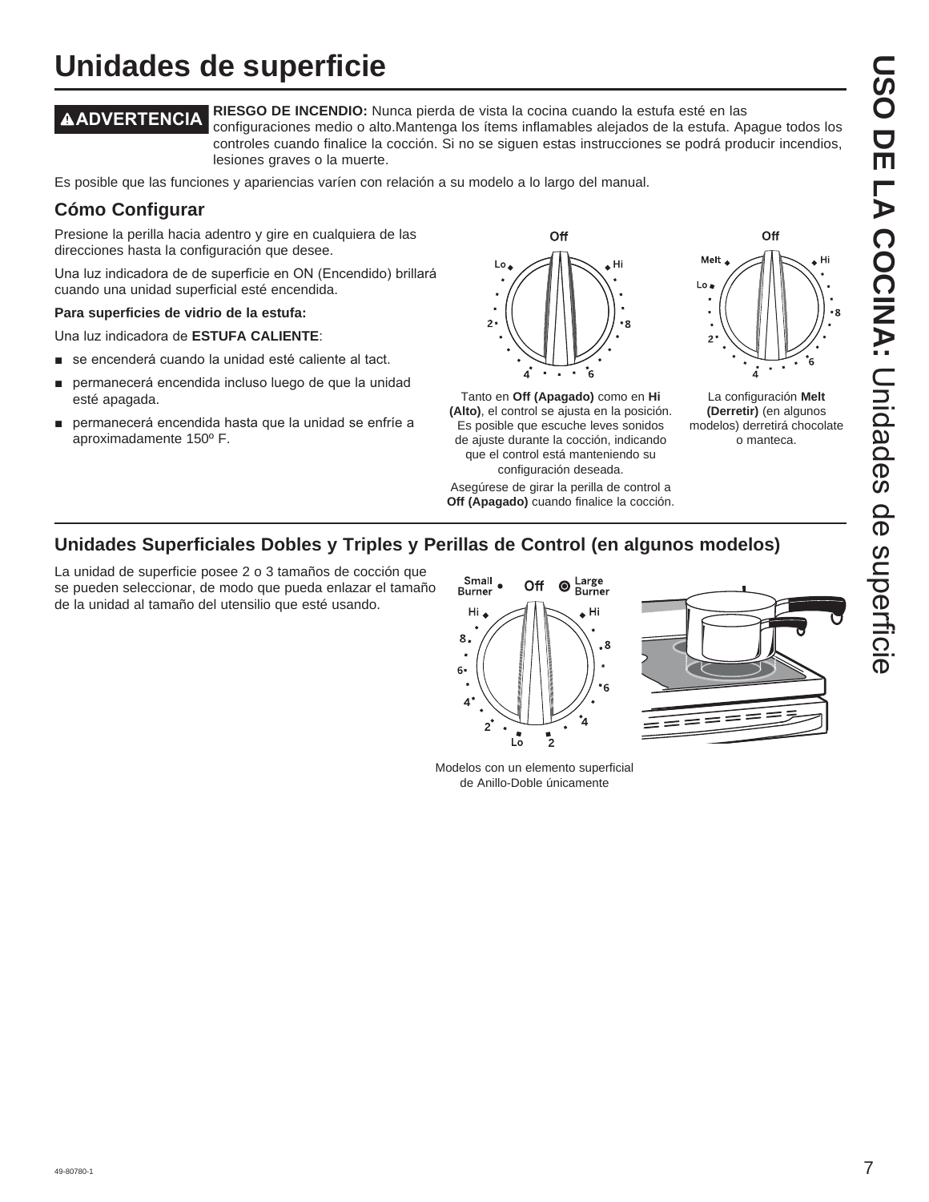# Unidades de superficie

**⚠ADVERTENCIA** **RIESGO DE INCENDIO:** Nunca pierda de vista la cocina cuando la estufa esté en las configuraciones medio o alto.Mantenga los ítems inflamables alejados de la estufa. Apague todos los controles cuando finalice la cocción. Si no se siguen estas instrucciones se podrá producir incendios, lesiones graves o la muerte.

Es posible que las funciones y apariencias varíen con relación a su modelo a lo largo del manual.

## Cómo Configurar

Presione la perilla hacia adentro y gire en cualquiera de las direcciones hasta la configuración que desee.

Una luz indicadora de de superficie en ON (Encendido) brillará cuando una unidad superficial esté encendida.

**Para superficies de vidrio de la estufa:**

Una luz indicadora de **ESTUFA CALIENTE**:

- se encenderá cuando la unidad esté caliente al tact.
- permanecerá encendida incluso luego de que la unidad esté apagada.
- permanecerá encendida hasta que la unidad se enfríe a aproximadamente 150º F.

Tanto en **Off (Apagado)** como en **Hi (Alto)**, el control se ajusta en la posición. Es posible que escuche leves sonidos de ajuste durante la cocción, indicando que el control está manteniendo su configuración deseada.

Asegúrese de girar la perilla de control a **Off (Apagado)** cuando finalice la cocción.

La configuración **Melt (Derretir)** (en algunos modelos) derretirá chocolate o manteca.

## Unidades Superficiales Dobles y Triples y Perillas de Control (en algunos modelos)

La unidad de superficie posee 2 o 3 tamaños de cocción que se pueden seleccionar, de modo que pueda enlazar el tamaño de la unidad al tamaño del utensilio que esté usando.

Modelos con un elemento superficial de Anillo-Doble únicamente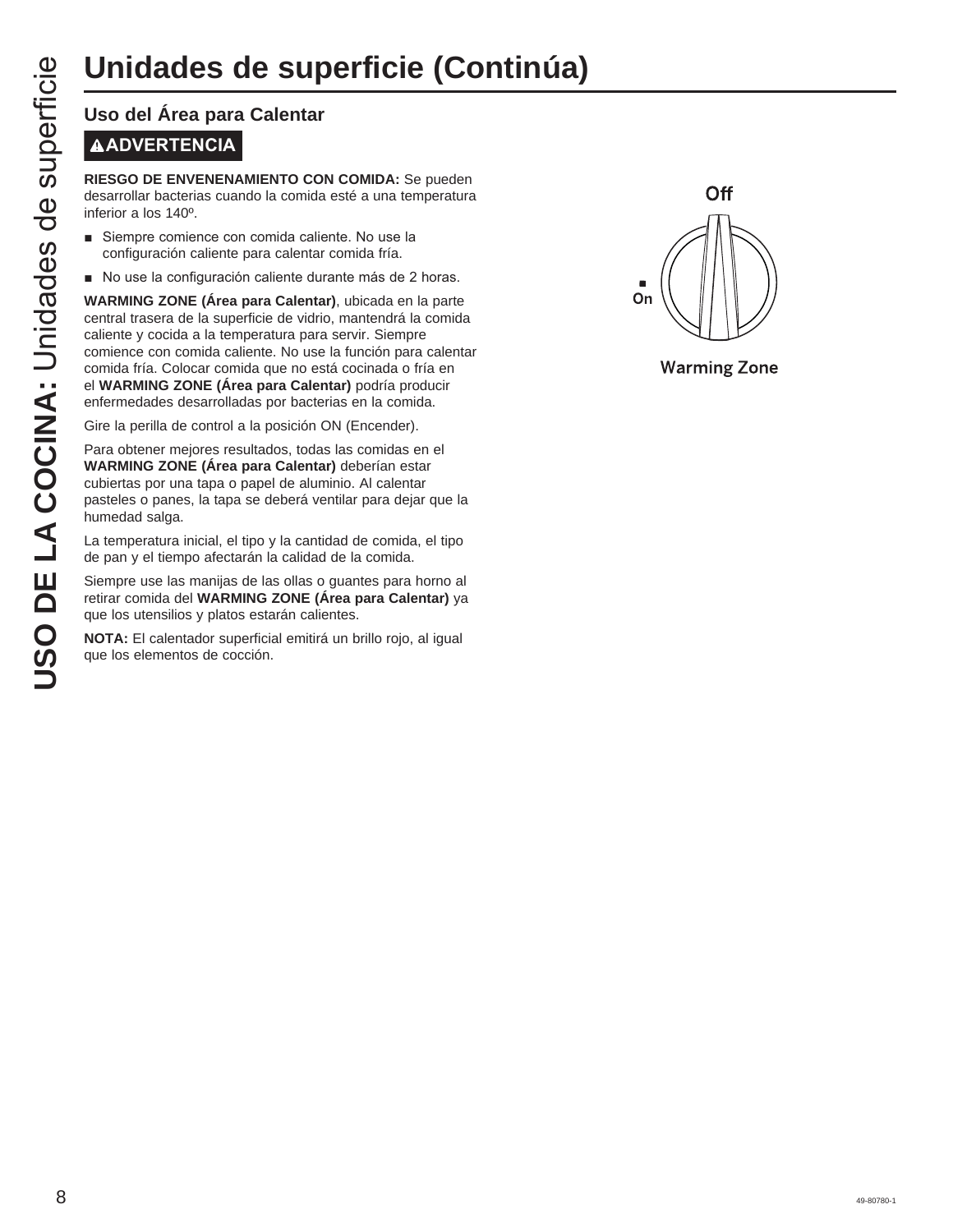# Unidades de superficie (Continúa)

## Uso del Área para Calentar

**⚠ADVERTENCIA**

**RIESGO DE ENVENENAMIENTO CON COMIDA:** Se pueden desarrollar bacterias cuando la comida esté a una temperatura inferior a los 140º.

- Siempre comience con comida caliente. No use la configuración caliente para calentar comida fría.
- No use la configuración caliente durante más de 2 horas.

**WARMING ZONE (Área para Calentar)**, ubicada en la parte central trasera de la superficie de vidrio, mantendrá la comida caliente y cocida a la temperatura para servir. Siempre comience con comida caliente. No use la función para calentar comida fría. Colocar comida que no está cocinada o fría en el **WARMING ZONE (Área para Calentar)** podría producir enfermedades desarrolladas por bacterias en la comida.

Gire la perilla de control a la posición ON (Encender).

Para obtener mejores resultados, todas las comidas en el **WARMING ZONE (Área para Calentar)** deberían estar cubiertas por una tapa o papel de aluminio. Al calentar pasteles o panes, la tapa se deberá ventilar para dejar que la humedad salga.

La temperatura inicial, el tipo y la cantidad de comida, el tipo de pan y el tiempo afectarán la calidad de la comida.

Siempre use las manijas de las ollas o guantes para horno al retirar comida del **WARMING ZONE (Área para Calentar)** ya que los utensilios y platos estarán calientes.

**NOTA:** El calentador superficial emitirá un brillo rojo, al igual que los elementos de cocción.

Off

On

Warming Zone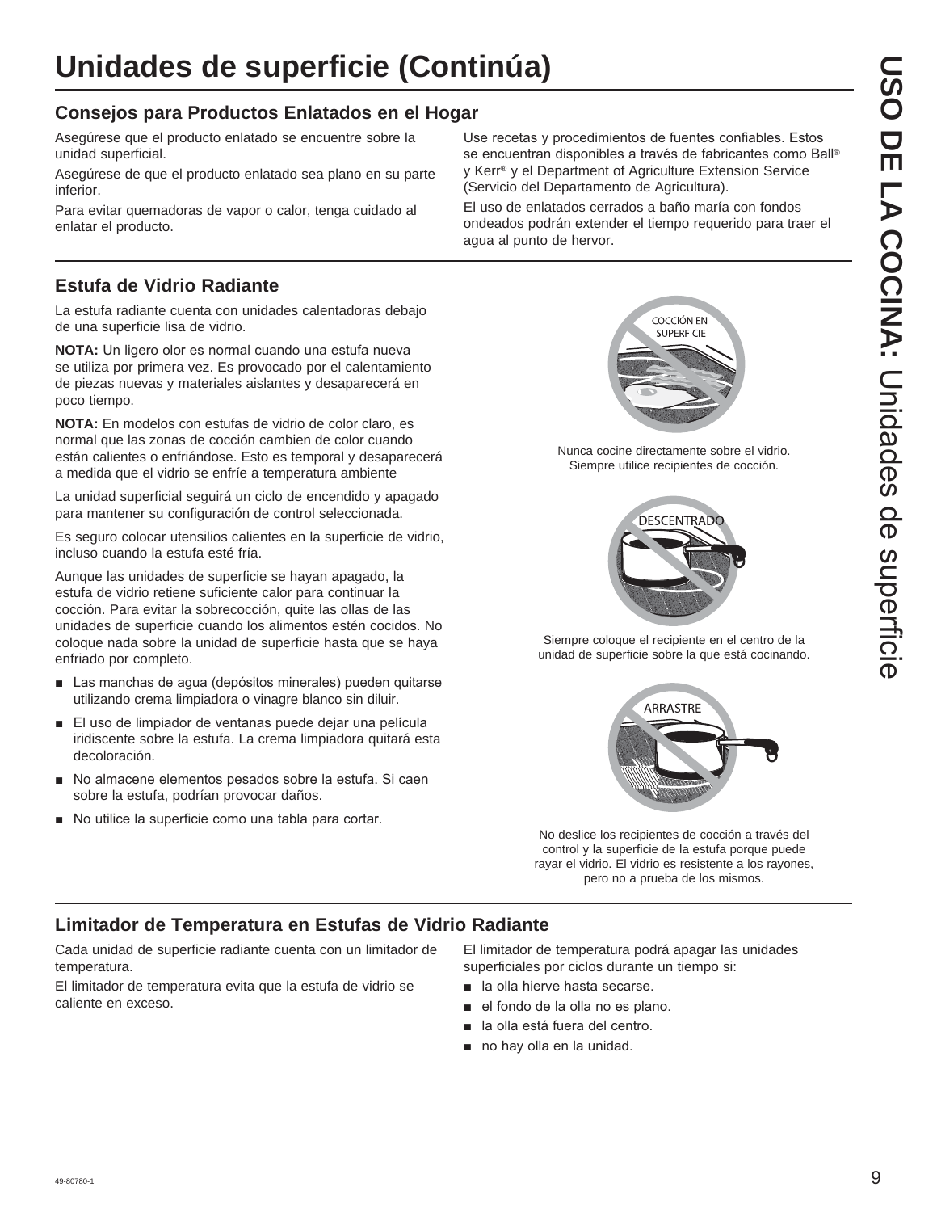# Unidades de superficie (Continúa)

## Consejos para Productos Enlatados en el Hogar

Asegúrese que el producto enlatado se encuentre sobre la unidad superficial.

Asegúrese de que el producto enlatado sea plano en su parte inferior.

Para evitar quemadoras de vapor o calor, tenga cuidado al enlatar el producto.

Use recetas y procedimientos de fuentes confiables. Estos se encuentran disponibles a través de fabricantes como Ball® y Kerr® y el Department of Agriculture Extension Service (Servicio del Departamento de Agricultura).

El uso de enlatados cerrados a baño maría con fondos ondeados podrán extender el tiempo requerido para traer el agua al punto de hervor.

## Estufa de Vidrio Radiante

La estufa radiante cuenta con unidades calentadoras debajo de una superficie lisa de vidrio.

**NOTA:** Un ligero olor es normal cuando una estufa nueva se utiliza por primera vez. Es provocado por el calentamiento de piezas nuevas y materiales aislantes y desaparecerá en poco tiempo.

**NOTA:** En modelos con estufas de vidrio de color claro, es normal que las zonas de cocción cambien de color cuando están calientes o enfriándose. Esto es temporal y desaparecerá a medida que el vidrio se enfríe a temperatura ambiente

La unidad superficial seguirá un ciclo de encendido y apagado para mantener su configuración de control seleccionada.

Es seguro colocar utensilios calientes en la superficie de vidrio, incluso cuando la estufa esté fría.

Aunque las unidades de superficie se hayan apagado, la estufa de vidrio retiene suficiente calor para continuar la cocción. Para evitar la sobrecocción, quite las ollas de las unidades de superficie cuando los alimentos estén cocidos. No coloque nada sobre la unidad de superficie hasta que se haya enfriado por completo.

- Las manchas de agua (depósitos minerales) pueden quitarse utilizando crema limpiadora o vinagre blanco sin diluir.
- El uso de limpiador de ventanas puede dejar una película iridiscente sobre la estufa. La crema limpiadora quitará esta decoloración.
- No almacene elementos pesados sobre la estufa. Si caen sobre la estufa, podrían provocar daños.
- No utilice la superficie como una tabla para cortar.

COCCIÓN EN SUPERFICIE

Nunca cocine directamente sobre el vidrio. Siempre utilice recipientes de cocción.

DESCENTRADO

Siempre coloque el recipiente en el centro de la unidad de superficie sobre la que está cocinando.

ARRASTRE

No deslice los recipientes de cocción a través del control y la superficie de la estufa porque puede rayar el vidrio. El vidrio es resistente a los rayones, pero no a prueba de los mismos.

## Limitador de Temperatura en Estufas de Vidrio Radiante

Cada unidad de superficie radiante cuenta con un limitador de temperatura.

El limitador de temperatura evita que la estufa de vidrio se caliente en exceso.

El limitador de temperatura podrá apagar las unidades superficiales por ciclos durante un tiempo si:

- la olla hierve hasta secarse.
- el fondo de la olla no es plano.
- la olla está fuera del centro.
- no hay olla en la unidad.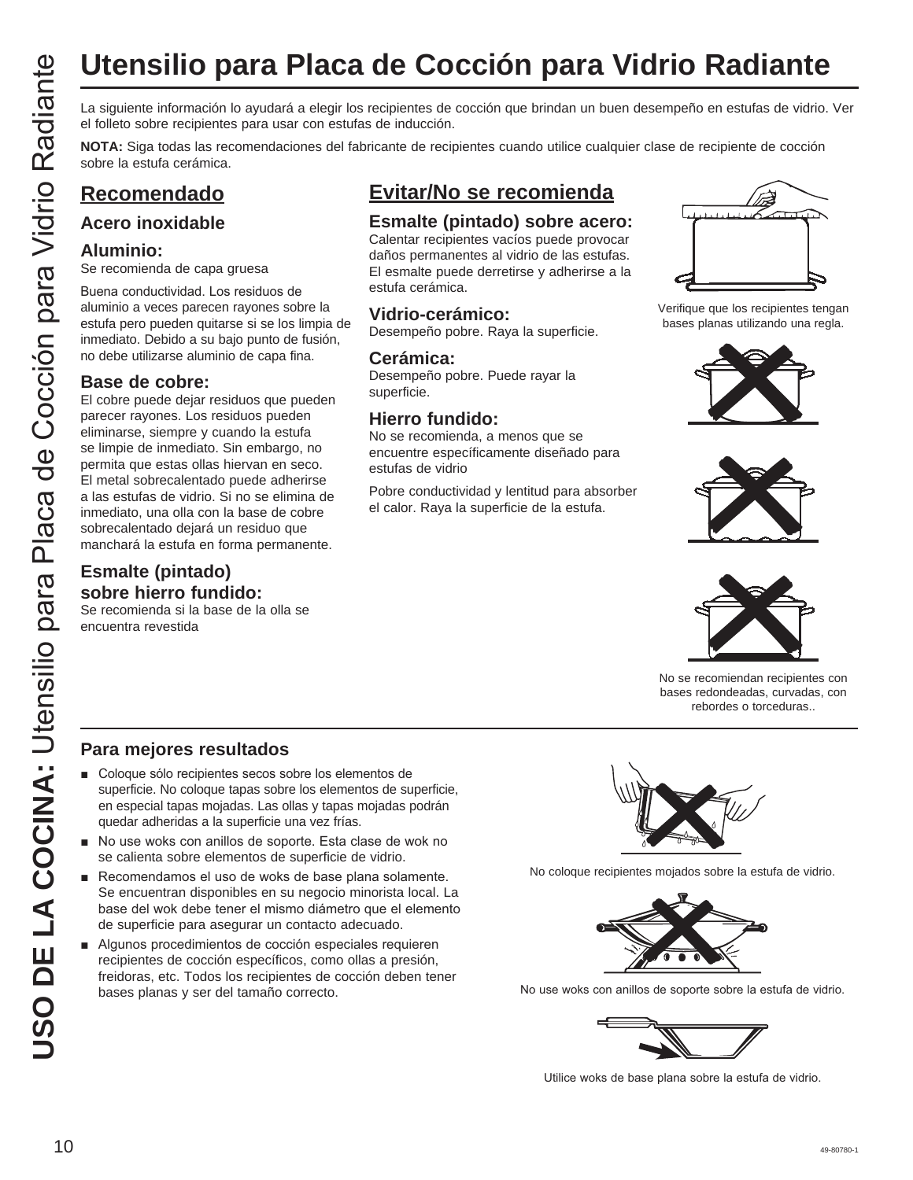# Utensilio para Placa de Cocción para Vidrio Radiante

La siguiente información lo ayudará a elegir los recipientes de cocción que brindan un buen desempeño en estufas de vidrio. Ver el folleto sobre recipientes para usar con estufas de inducción.

**NOTA:** Siga todas las recomendaciones del fabricante de recipientes cuando utilice cualquier clase de recipiente de cocción sobre la estufa cerámica.

## Recomendado

### Acero inoxidable

### Aluminio:

Se recomienda de capa gruesa

Buena conductividad. Los residuos de aluminio a veces parecen rayones sobre la estufa pero pueden quitarse si se los limpia de inmediato. Debido a su bajo punto de fusión, no debe utilizarse aluminio de capa fina.

### Base de cobre:

El cobre puede dejar residuos que pueden parecer rayones. Los residuos pueden eliminarse, siempre y cuando la estufa se limpie de inmediato. Sin embargo, no permita que estas ollas hiervan en seco. El metal sobrecalentado puede adherirse a las estufas de vidrio. Si no se elimina de inmediato, una olla con la base de cobre sobrecalentado dejará un residuo que manchará la estufa en forma permanente.

### Esmalte (pintado) sobre hierro fundido:

Se recomienda si la base de la olla se encuentra revestida

## Evitar/No se recomienda

### Esmalte (pintado) sobre acero:

Calentar recipientes vacíos puede provocar daños permanentes al vidrio de las estufas. El esmalte puede derretirse y adherirse a la estufa cerámica.

### Vidrio-cerámico:

Desempeño pobre. Raya la superficie.

### Cerámica:

Desempeño pobre. Puede rayar la superficie.

### Hierro fundido:

No se recomienda, a menos que se encuentre específicamente diseñado para estufas de vidrio

Pobre conductividad y lentitud para absorber el calor. Raya la superficie de la estufa.

Verifique que los recipientes tengan bases planas utilizando una regla.

No se recomiendan recipientes con bases redondeadas, curvadas, con rebordes o torceduras..

### Para mejores resultados

- Coloque sólo recipientes secos sobre los elementos de superficie. No coloque tapas sobre los elementos de superficie, en especial tapas mojadas. Las ollas y tapas mojadas podrán quedar adheridas a la superficie una vez frías.
- No use woks con anillos de soporte. Esta clase de wok no se calienta sobre elementos de superficie de vidrio.
- Recomendamos el uso de woks de base plana solamente. Se encuentran disponibles en su negocio minorista local. La base del wok debe tener el mismo diámetro que el elemento de superficie para asegurar un contacto adecuado.
- Algunos procedimientos de cocción especiales requieren recipientes de cocción específicos, como ollas a presión, freidoras, etc. Todos los recipientes de cocción deben tener bases planas y ser del tamaño correcto.

No coloque recipientes mojados sobre la estufa de vidrio.

No use woks con anillos de soporte sobre la estufa de vidrio.

Utilice woks de base plana sobre la estufa de vidrio.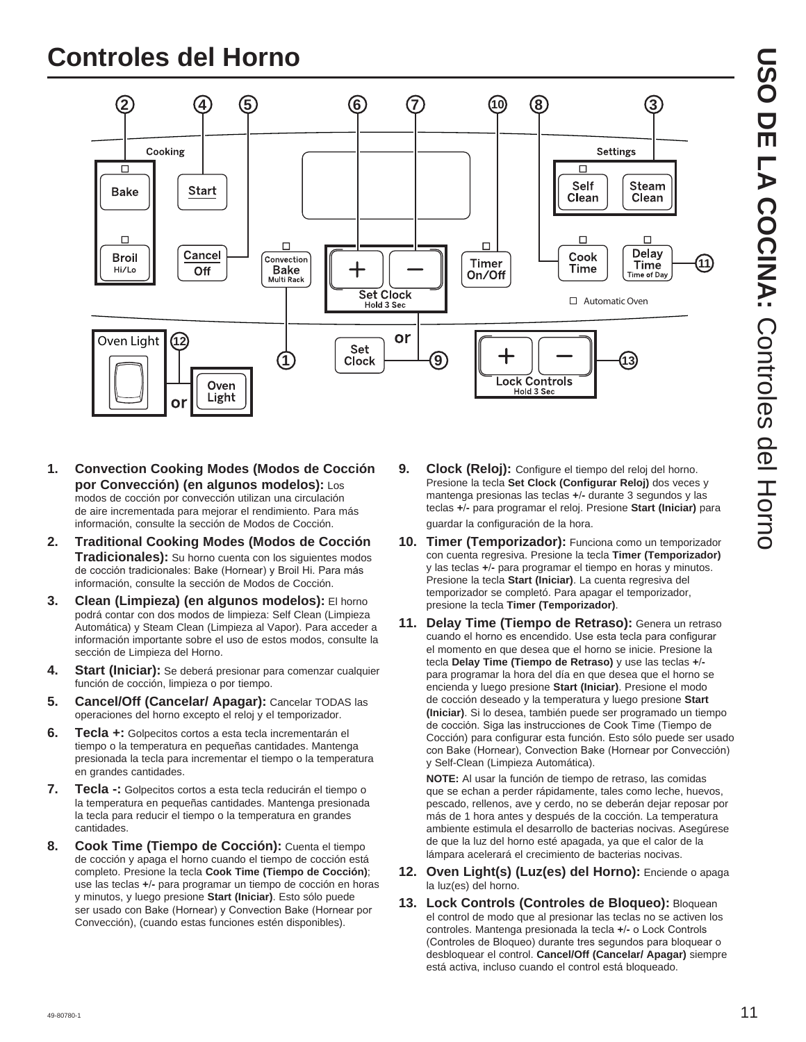# Controles del Horno

1. **Convection Cooking Modes (Modos de Cocción por Convección) (en algunos modelos):** Los modos de cocción por convección utilizan una circulación de aire incrementada para mejorar el rendimiento. Para más información, consulte la sección de Modos de Cocción.

2. **Traditional Cooking Modes (Modos de Cocción Tradicionales):** Su horno cuenta con los siguientes modos de cocción tradicionales: Bake (Hornear) y Broil Hi. Para más información, consulte la sección de Modos de Cocción.

3. **Clean (Limpieza) (en algunos modelos):** El horno podrá contar con dos modos de limpieza: Self Clean (Limpieza Automática) y Steam Clean (Limpieza al Vapor). Para acceder a información importante sobre el uso de estos modos, consulte la sección de Limpieza del Horno.

4. **Start (Iniciar):** Se deberá presionar para comenzar cualquier función de cocción, limpieza o por tiempo.

5. **Cancel/Off (Cancelar/ Apagar):** Cancelar TODAS las operaciones del horno excepto el reloj y el temporizador.

6. **Tecla +:** Golpecitos cortos a esta tecla incrementarán el tiempo o la temperatura en pequeñas cantidades. Mantenga presionada la tecla para incrementar el tiempo o la temperatura en grandes cantidades.

7. **Tecla -:** Golpecitos cortos a esta tecla reducirán el tiempo o la temperatura en pequeñas cantidades. Mantenga presionada la tecla para reducir el tiempo o la temperatura en grandes cantidades.

8. **Cook Time (Tiempo de Cocción):** Cuenta el tiempo de cocción y apaga el horno cuando el tiempo de cocción está completo. Presione la tecla **Cook Time (Tiempo de Cocción)**; use las teclas **+/-** para programar un tiempo de cocción en horas y minutos, y luego presione **Start (Iniciar)**. Esto sólo puede ser usado con Bake (Hornear) y Convection Bake (Hornear por Convección), (cuando estas funciones estén disponibles).

9. **Clock (Reloj):** Configure el tiempo del reloj del horno. Presione la tecla **Set Clock (Configurar Reloj)** dos veces y mantenga presionas las teclas **+/-** durante 3 segundos y las teclas **+/-** para programar el reloj. Presione **Start (Iniciar)** para guardar la configuración de la hora.

10. **Timer (Temporizador):** Funciona como un temporizador con cuenta regresiva. Presione la tecla **Timer (Temporizador)** y las teclas **+/-** para programar el tiempo en horas y minutos. Presione la tecla **Start (Iniciar)**. La cuenta regresiva del temporizador se completó. Para apagar el temporizador, presione la tecla **Timer (Temporizador)**.

11. **Delay Time (Tiempo de Retraso):** Genera un retraso cuando el horno es encendido. Use esta tecla para configurar el momento en que desea que el horno se inicie. Presione la tecla **Delay Time (Tiempo de Retraso)** y use las teclas **+/-** para programar la hora del día en que desea que el horno se encienda y luego presione **Start (Iniciar)**. Presione el modo de cocción deseado y la temperatura y luego presione **Start (Iniciar)**. Si lo desea, también puede ser programado un tiempo de cocción. Siga las instrucciones de Cook Time (Tiempo de Cocción) para configurar esta función. Esto sólo puede ser usado con Bake (Hornear), Convection Bake (Hornear por Convección) y Self-Clean (Limpieza Automática).

    **NOTE:** Al usar la función de tiempo de retraso, las comidas que se echan a perder rápidamente, tales como leche, huevos, pescado, rellenos, ave y cerdo, no se deberán dejar reposar por más de 1 hora antes y después de la cocción. La temperatura ambiente estimula el desarrollo de bacterias nocivas. Asegúrese de que la luz del horno esté apagada, ya que el calor de la lámpara acelerará el crecimiento de bacterias nocivas.

12. **Oven Light(s) (Luz(es) del Horno):** Enciende o apaga la luz(es) del horno.

13. **Lock Controls (Controles de Bloqueo):** Bloquean el control de modo que al presionar las teclas no se activen los controles. Mantenga presionada la tecla **+/-** o Lock Controls (Controles de Bloqueo) durante tres segundos para bloquear o desbloquear el control. **Cancel/Off (Cancelar/ Apagar)** siempre está activa, incluso cuando el control está bloqueado.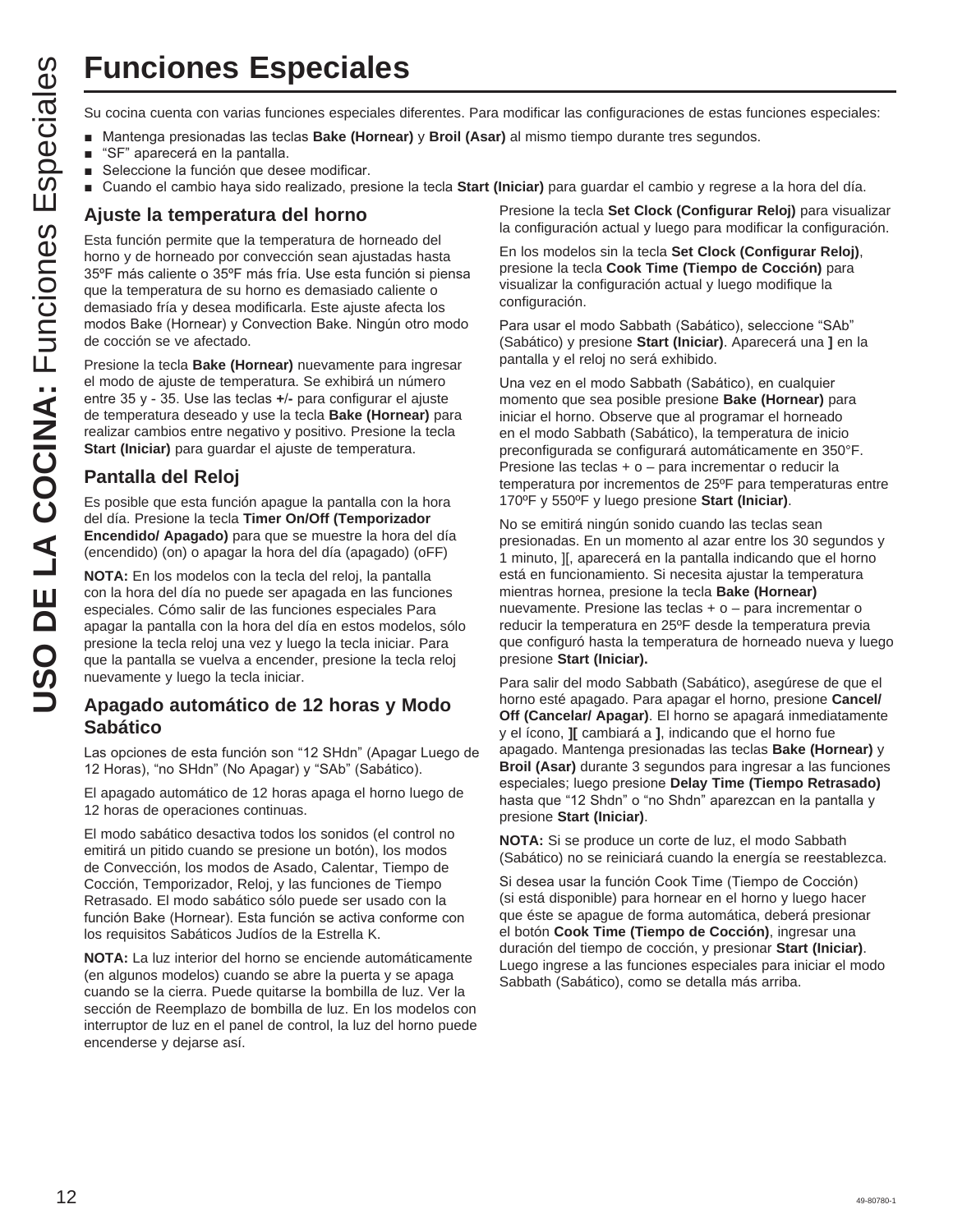# Funciones Especiales

Su cocina cuenta con varias funciones especiales diferentes. Para modificar las configuraciones de estas funciones especiales:

- Mantenga presionadas las teclas **Bake (Hornear)** y **Broil (Asar)** al mismo tiempo durante tres segundos.
- “SF” aparecerá en la pantalla.
- Seleccione la función que desee modificar.
- Cuando el cambio haya sido realizado, presione la tecla **Start (Iniciar)** para guardar el cambio y regrese a la hora del día.

## Ajuste la temperatura del horno

Esta función permite que la temperatura de horneado del horno y de horneado por convección sean ajustadas hasta 35ºF más caliente o 35ºF más fría. Use esta función si piensa que la temperatura de su horno es demasiado caliente o demasiado fría y desea modificarla. Este ajuste afecta los modos Bake (Hornear) y Convection Bake. Ningún otro modo de cocción se ve afectado.

Presione la tecla **Bake (Hornear)** nuevamente para ingresar el modo de ajuste de temperatura. Se exhibirá un número entre 35 y - 35. Use las teclas **+/-** para configurar el ajuste de temperatura deseado y use la tecla **Bake (Hornear)** para realizar cambios entre negativo y positivo. Presione la tecla **Start (Iniciar)** para guardar el ajuste de temperatura.

## Pantalla del Reloj

Es posible que esta función apague la pantalla con la hora del día. Presione la tecla **Timer On/Off (Temporizador Encendido/ Apagado)** para que se muestre la hora del día (encendido) (on) o apagar la hora del día (apagado) (oFF)

**NOTA:** En los modelos con la tecla del reloj, la pantalla con la hora del día no puede ser apagada en las funciones especiales. Cómo salir de las funciones especiales Para apagar la pantalla con la hora del día en estos modelos, sólo presione la tecla reloj una vez y luego la tecla iniciar. Para que la pantalla se vuelva a encender, presione la tecla reloj nuevamente y luego la tecla iniciar.

## Apagado automático de 12 horas y Modo Sabático

Las opciones de esta función son “12 SHdn” (Apagar Luego de 12 Horas), “no SHdn” (No Apagar) y “SAb” (Sabático).

El apagado automático de 12 horas apaga el horno luego de 12 horas de operaciones continuas.

El modo sabático desactiva todos los sonidos (el control no emitirá un pitido cuando se presione un botón), los modos de Convección, los modos de Asado, Calentar, Tiempo de Cocción, Temporizador, Reloj, y las funciones de Tiempo Retrasado. El modo sabático sólo puede ser usado con la función Bake (Hornear). Esta función se activa conforme con los requisitos Sabáticos Judíos de la Estrella K.

**NOTA:** La luz interior del horno se enciende automáticamente (en algunos modelos) cuando se abre la puerta y se apaga cuando se la cierra. Puede quitarse la bombilla de luz. Ver la sección de Reemplazo de bombilla de luz. En los modelos con interruptor de luz en el panel de control, la luz del horno puede encenderse y dejarse así.

Presione la tecla **Set Clock (Configurar Reloj)** para visualizar la configuración actual y luego para modificar la configuración.

En los modelos sin la tecla **Set Clock (Configurar Reloj)**, presione la tecla **Cook Time (Tiempo de Cocción)** para visualizar la configuración actual y luego modifique la configuración.

Para usar el modo Sabbath (Sabático), seleccione “SAb” (Sabático) y presione **Start (Iniciar)**. Aparecerá una **]** en la pantalla y el reloj no será exhibido.

Una vez en el modo Sabbath (Sabático), en cualquier momento que sea posible presione **Bake (Hornear)** para iniciar el horno. Observe que al programar el horneado en el modo Sabbath (Sabático), la temperatura de inicio preconfigurada se configurará automáticamente en 350°F. Presione las teclas + o – para incrementar o reducir la temperatura por incrementos de 25ºF para temperaturas entre 170ºF y 550ºF y luego presione **Start (Iniciar)**.

No se emitirá ningún sonido cuando las teclas sean presionadas. En un momento al azar entre los 30 segundos y 1 minuto, ][, aparecerá en la pantalla indicando que el horno está en funcionamiento. Si necesita ajustar la temperatura mientras hornea, presione la tecla **Bake (Hornear)** nuevamente. Presione las teclas + o – para incrementar o reducir la temperatura en 25ºF desde la temperatura previa que configuró hasta la temperatura de horneado nueva y luego presione **Start (Iniciar).**

Para salir del modo Sabbath (Sabático), asegúrese de que el horno esté apagado. Para apagar el horno, presione **Cancel/ Off (Cancelar/ Apagar)**. El horno se apagará inmediatamente y el ícono, **][** cambiará a **]**, indicando que el horno fue apagado. Mantenga presionadas las teclas **Bake (Hornear)** y **Broil (Asar)** durante 3 segundos para ingresar a las funciones especiales; luego presione **Delay Time (Tiempo Retrasado)** hasta que “12 Shdn” o “no Shdn” aparezcan en la pantalla y presione **Start (Iniciar)**.

**NOTA:** Si se produce un corte de luz, el modo Sabbath (Sabático) no se reiniciará cuando la energía se reestablezca.

Si desea usar la función Cook Time (Tiempo de Cocción) (si está disponible) para hornear en el horno y luego hacer que éste se apague de forma automática, deberá presionar el botón **Cook Time (Tiempo de Cocción)**, ingresar una duración del tiempo de cocción, y presionar **Start (Iniciar)**. Luego ingrese a las funciones especiales para iniciar el modo Sabbath (Sabático), como se detalla más arriba.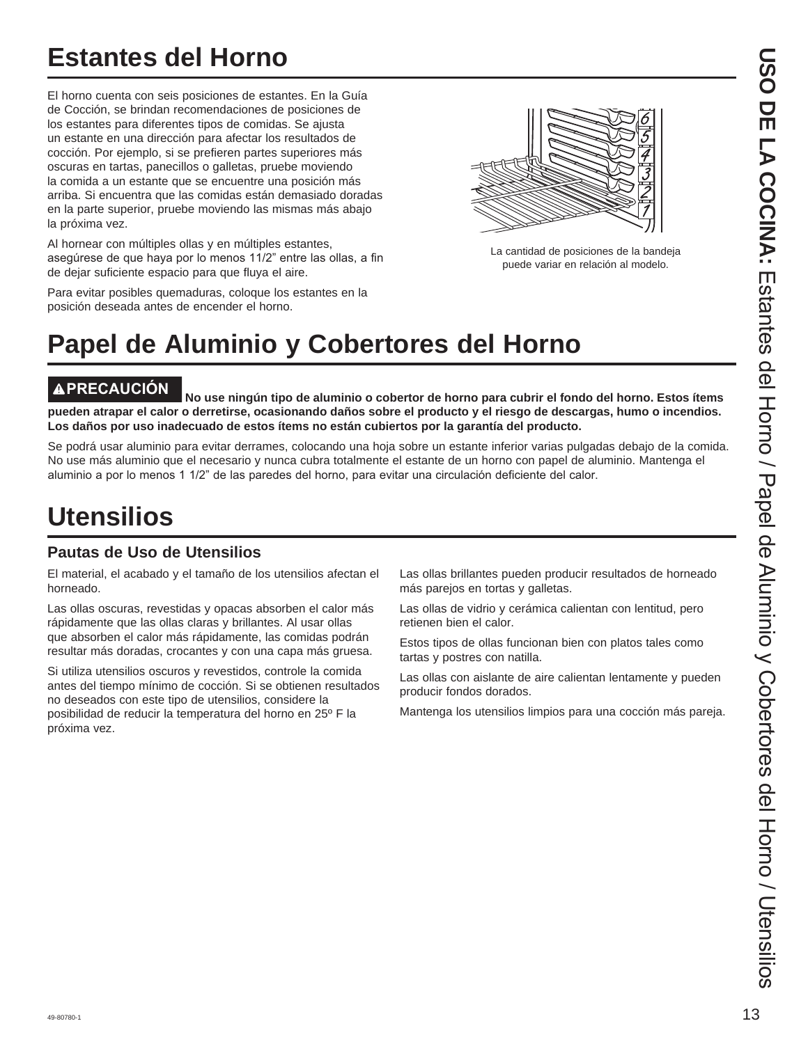# Estantes del Horno

El horno cuenta con seis posiciones de estantes. En la Guía de Cocción, se brindan recomendaciones de posiciones de los estantes para diferentes tipos de comidas. Se ajusta un estante en una dirección para afectar los resultados de cocción. Por ejemplo, si se prefieren partes superiores más oscuras en tartas, panecillos o galletas, pruebe moviendo la comida a un estante que se encuentre una posición más arriba. Si encuentra que las comidas están demasiado doradas en la parte superior, pruebe moviendo las mismas más abajo la próxima vez.

Al hornear con múltiples ollas y en múltiples estantes, asegúrese de que haya por lo menos 11/2" entre las ollas, a fin de dejar suficiente espacio para que fluya el aire.

Para evitar posibles quemaduras, coloque los estantes en la posición deseada antes de encender el horno.

La cantidad de posiciones de la bandeja puede variar en relación al modelo.

# Papel de Aluminio y Cobertores del Horno

**⚠PRECAUCIÓN No use ningún tipo de aluminio o cobertor de horno para cubrir el fondo del horno. Estos ítems pueden atrapar el calor o derretirse, ocasionando daños sobre el producto y el riesgo de descargas, humo o incendios. Los daños por uso inadecuado de estos ítems no están cubiertos por la garantía del producto.**

Se podrá usar aluminio para evitar derrames, colocando una hoja sobre un estante inferior varias pulgadas debajo de la comida. No use más aluminio que el necesario y nunca cubra totalmente el estante de un horno con papel de aluminio. Mantenga el aluminio a por lo menos 1 1/2" de las paredes del horno, para evitar una circulación deficiente del calor.

# Utensilios

## Pautas de Uso de Utensilios

El material, el acabado y el tamaño de los utensilios afectan el horneado.

Las ollas oscuras, revestidas y opacas absorben el calor más rápidamente que las ollas claras y brillantes. Al usar ollas que absorben el calor más rápidamente, las comidas podrán resultar más doradas, crocantes y con una capa más gruesa.

Si utiliza utensilios oscuros y revestidos, controle la comida antes del tiempo mínimo de cocción. Si se obtienen resultados no deseados con este tipo de utensilios, considere la posibilidad de reducir la temperatura del horno en 25º F la próxima vez.

Las ollas brillantes pueden producir resultados de horneado más parejos en tortas y galletas.

Las ollas de vidrio y cerámica calientan con lentitud, pero retienen bien el calor.

Estos tipos de ollas funcionan bien con platos tales como tartas y postres con natilla.

Las ollas con aislante de aire calientan lentamente y pueden producir fondos dorados.

Mantenga los utensilios limpios para una cocción más pareja.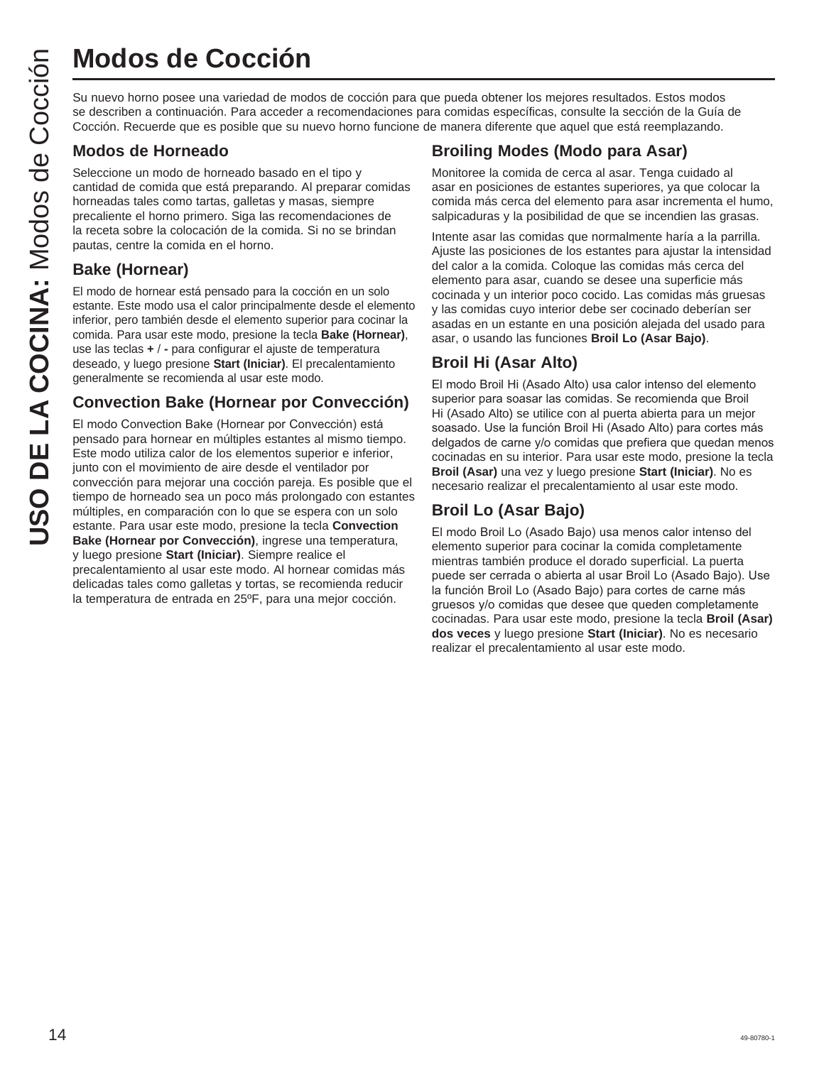# Modos de Cocción

Su nuevo horno posee una variedad de modos de cocción para que pueda obtener los mejores resultados. Estos modos se describen a continuación. Para acceder a recomendaciones para comidas específicas, consulte la sección de la Guía de Cocción. Recuerde que es posible que su nuevo horno funcione de manera diferente que aquel que está reemplazando.

## Modos de Horneado

Seleccione un modo de horneado basado en el tipo y cantidad de comida que está preparando. Al preparar comidas horneadas tales como tartas, galletas y masas, siempre precaliente el horno primero. Siga las recomendaciones de la receta sobre la colocación de la comida. Si no se brindan pautas, centre la comida en el horno.

## Bake (Hornear)

El modo de hornear está pensado para la cocción en un solo estante. Este modo usa el calor principalmente desde el elemento inferior, pero también desde el elemento superior para cocinar la comida. Para usar este modo, presione la tecla **Bake (Hornear)**, use las teclas **+** / **-** para configurar el ajuste de temperatura deseado, y luego presione **Start (Iniciar)**. El precalentamiento generalmente se recomienda al usar este modo.

## Convection Bake (Hornear por Convección)

El modo Convection Bake (Hornear por Convección) está pensado para hornear en múltiples estantes al mismo tiempo. Este modo utiliza calor de los elementos superior e inferior, junto con el movimiento de aire desde el ventilador por convección para mejorar una cocción pareja. Es posible que el tiempo de horneado sea un poco más prolongado con estantes múltiples, en comparación con lo que se espera con un solo estante. Para usar este modo, presione la tecla **Convection Bake (Hornear por Convección)**, ingrese una temperatura, y luego presione **Start (Iniciar)**. Siempre realice el precalentamiento al usar este modo. Al hornear comidas más delicadas tales como galletas y tortas, se recomienda reducir la temperatura de entrada en 25ºF, para una mejor cocción.

## Broiling Modes (Modo para Asar)

Monitoree la comida de cerca al asar. Tenga cuidado al asar en posiciones de estantes superiores, ya que colocar la comida más cerca del elemento para asar incrementa el humo, salpicaduras y la posibilidad de que se incendien las grasas.

Intente asar las comidas que normalmente haría a la parrilla. Ajuste las posiciones de los estantes para ajustar la intensidad del calor a la comida. Coloque las comidas más cerca del elemento para asar, cuando se desee una superficie más cocinada y un interior poco cocido. Las comidas más gruesas y las comidas cuyo interior debe ser cocinado deberían ser asadas en un estante en una posición alejada del usado para asar, o usando las funciones **Broil Lo (Asar Bajo)**.

## Broil Hi (Asar Alto)

El modo Broil Hi (Asado Alto) usa calor intenso del elemento superior para soasar las comidas. Se recomienda que Broil Hi (Asado Alto) se utilice con al puerta abierta para un mejor soasado. Use la función Broil Hi (Asado Alto) para cortes más delgados de carne y/o comidas que prefiera que quedan menos cocinadas en su interior. Para usar este modo, presione la tecla **Broil (Asar)** una vez y luego presione **Start (Iniciar)**. No es necesario realizar el precalentamiento al usar este modo.

## Broil Lo (Asar Bajo)

El modo Broil Lo (Asado Bajo) usa menos calor intenso del elemento superior para cocinar la comida completamente mientras también produce el dorado superficial. La puerta puede ser cerrada o abierta al usar Broil Lo (Asado Bajo). Use la función Broil Lo (Asado Bajo) para cortes de carne más gruesos y/o comidas que desee que queden completamente cocinadas. Para usar este modo, presione la tecla **Broil (Asar) dos veces** y luego presione **Start (Iniciar)**. No es necesario realizar el precalentamiento al usar este modo.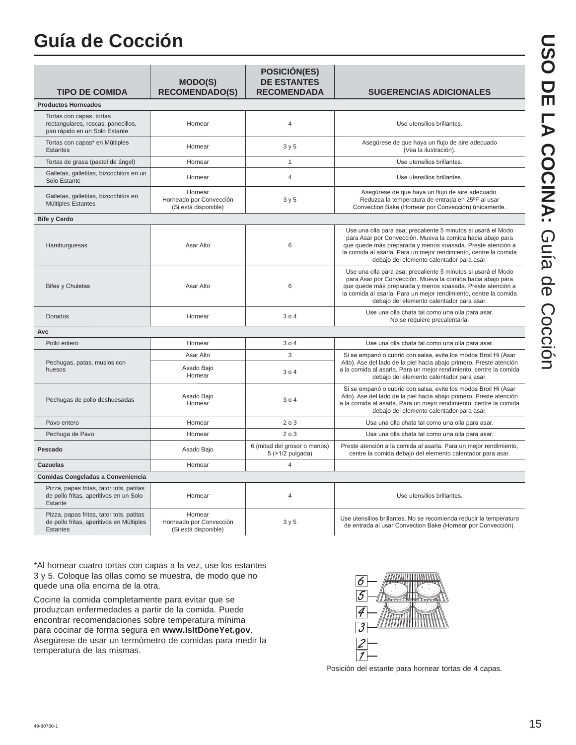# Guía de Cocción

| TIPO DE COMIDA | MODO(S) RECOMENDADO(S) | POSICIÓN(ES) DE ESTANTES RECOMENDADA | SUGERENCIAS ADICIONALES |
|---|---|---|---|
| **Productos Horneados** | | | |
| Tortas con capas, tortas rectangulares, roscas, panecillos, pan rápido en un Solo Estante | Hornear | 4 | Use utensilios brillantes. |
| Tortas con capas* en Múltiples Estantes | Hornear | 3 y 5 | Asegúrese de que haya un flujo de aire adecuado (Vea la ilustración). |
| Tortas de grasa (pastel de ángel) | Hornear | 1 | Use utensilios brillantes. |
| Galletas, galletitas, bizcochitos en un Solo Estante | Hornear | 4 | Use utensilios brillantes. |
| Galletas, galletitas, bizcochitos en Múltiples Estantes | Hornear<br>Horneado por Convección (Si está disponible) | 3 y 5 | Asegúrese de que haya un flujo de aire adecuado. Reduzca la temperatura de entrada en 25ºF al usar Convection Bake (Hornear por Convección) únicamente. |
| **Bife y Cerdo** | | | |
| Hamburguesas | Asar Alto | 6 | Use una olla para asa; precaliente 5 minutos si usará el Modo para Asar por Convección. Mueva la comida hacia abajo para que quede más preparada y menos soasada. Preste atención a la comida al asarla. Para un mejor rendimiento, centre la comida debajo del elemento calentador para asar. |
| Bifes y Chuletas | Asar Alto | 6 | Use una olla para asa; precaliente 5 minutos si usará el Modo para Asar por Convección. Mueva la comida hacia abajo para que quede más preparada y menos soasada. Preste atención a la comida al asarla. Para un mejor rendimiento, centre la comida debajo del elemento calentador para asar. |
| Dorados | Hornear | 3 o 4 | Use una olla chata tal como una olla para asar. No se requiere precalentarla. |
| **Ave** | | | |
| Pollo entero | Hornear | 3 o 4 | Use una olla chata tal como una olla para asar. |
| Pechugas, patas, muslos con huesos | Asar Alto | 3 | Si se empanó o cubrió con salsa, evite los modos Broil Hi (Asar Alto). Ase del lado de la piel hacia abajo primero. Preste atención a la comida al asarla. Para un mejor rendimiento, centre la comida debajo del elemento calentador para asar. |
| | Asado Bajo<br>Hornear | 3 o 4 | |
| Pechugas de pollo deshuesadas | Asado Bajo<br>Hornear | 3 o 4 | Si se empanó o cubrió con salsa, evite los modos Broil Hi (Asar Alto). Ase del lado de la piel hacia abajo primero. Preste atención a la comida al asarla. Para un mejor rendimiento, centre la comida debajo del elemento calentador para asar. |
| Pavo entero | Hornear | 2 o 3 | Usa una olla chata tal como una olla para asar. |
| Pechuga de Pavo | Hornear | 2 o 3 | Usa una olla chata tal como una olla para asar. |
| **Pescado** | Asado Bajo | 6 (mitad del grosor o menos)<br>5 (>1/2 pulgada) | Preste atención a la comida al asarla. Para un mejor rendimiento, centre la comida debajo del elemento calentador para asar. |
| **Cazuelas** | Hornear | 4 | |
| **Comidas Congeladas a Conveniencia** | | | |
| Pizza, papas fritas, tator tots, patitas de pollo fritas, aperitivos en un Solo Estante | Hornear | 4 | Use utensilios brillantes. |
| Pizza, papas fritas, tator tots, patitas de pollo fritas, aperitivos en Múltiples Estantes | Hornear<br>Horneado por Convección (Si está disponible) | 3 y 5 | Use utensilios brillantes. No se recomienda reducir la temperatura de entrada al usar Convection Bake (Hornear por Convección). |

*Al hornear cuatro tortas con capas a la vez, use los estantes 3 y 5. Coloque las ollas como se muestra, de modo que no quede una olla encima de la otra.

Cocine la comida completamente para evitar que se produzcan enfermedades a partir de la comida. Puede encontrar recomendaciones sobre temperatura mínima para cocinar de forma segura en **www.IsItDoneYet.gov**. Asegúrese de usar un termómetro de comidas para medir la temperatura de las mismas.

Posición del estante para hornear tortas de 4 capas.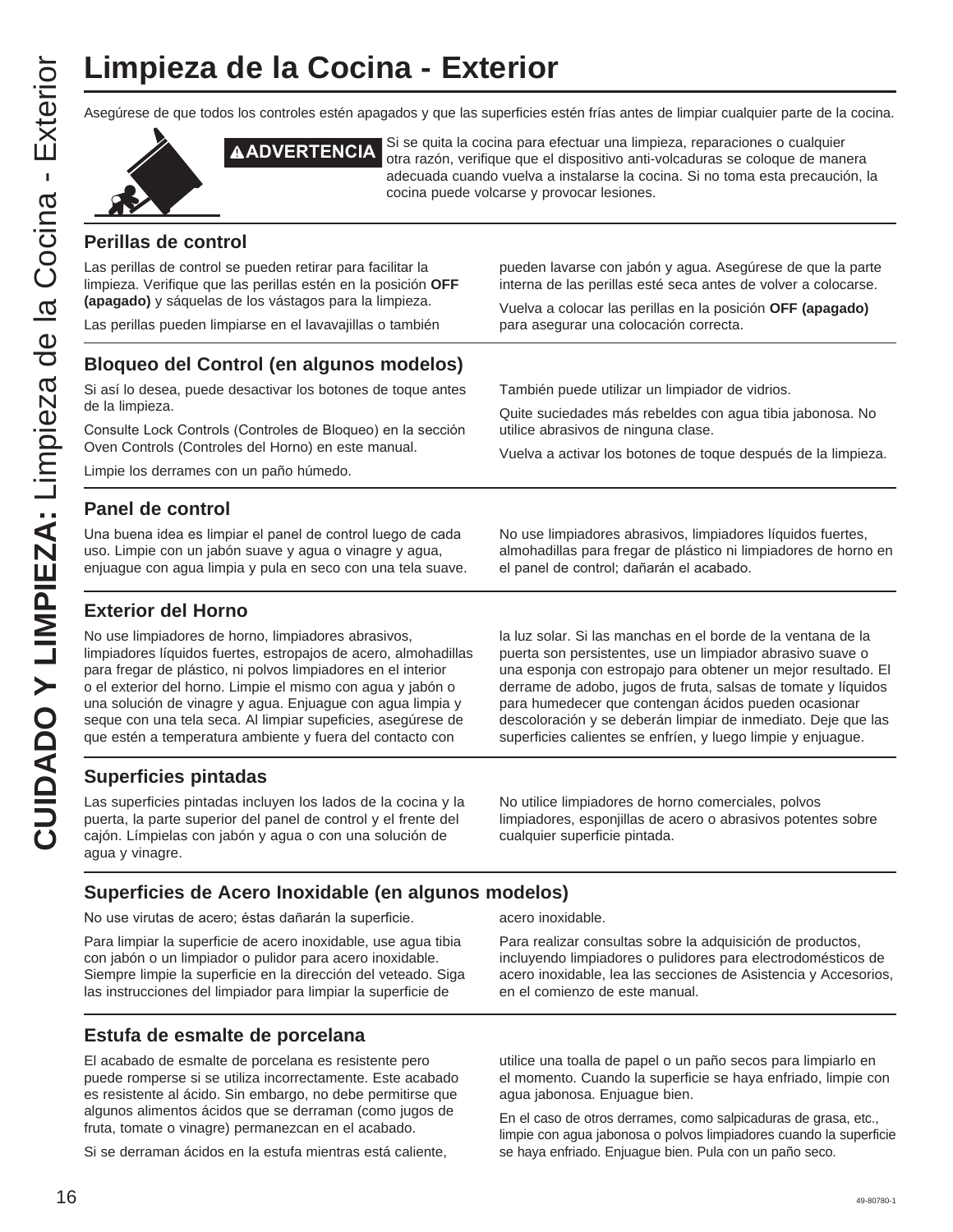# Limpieza de la Cocina - Exterior

Asegúrese de que todos los controles estén apagados y que las superficies estén frías antes de limpiar cualquier parte de la cocina.

**⚠ADVERTENCIA** Si se quita la cocina para efectuar una limpieza, reparaciones o cualquier otra razón, verifique que el dispositivo anti-volcaduras se coloque de manera adecuada cuando vuelva a instalarse la cocina. Si no toma esta precaución, la cocina puede volcarse y provocar lesiones.

## Perillas de control

Las perillas de control se pueden retirar para facilitar la limpieza. Verifique que las perillas estén en la posición **OFF (apagado)** y sáquelas de los vástagos para la limpieza.

Las perillas pueden limpiarse en el lavavajillas o también pueden lavarse con jabón y agua. Asegúrese de que la parte interna de las perillas esté seca antes de volver a colocarse.

Vuelva a colocar las perillas en la posición **OFF (apagado)** para asegurar una colocación correcta.

## Bloqueo del Control (en algunos modelos)

Si así lo desea, puede desactivar los botones de toque antes de la limpieza.

Consulte Lock Controls (Controles de Bloqueo) en la sección Oven Controls (Controles del Horno) en este manual.

Limpie los derrames con un paño húmedo.

También puede utilizar un limpiador de vidrios.

Quite suciedades más rebeldes con agua tibia jabonosa. No utilice abrasivos de ninguna clase.

Vuelva a activar los botones de toque después de la limpieza.

## Panel de control

Una buena idea es limpiar el panel de control luego de cada uso. Limpie con un jabón suave y agua o vinagre y agua, enjuague con agua limpia y pula en seco con una tela suave.

No use limpiadores abrasivos, limpiadores líquidos fuertes, almohadillas para fregar de plástico ni limpiadores de horno en el panel de control; dañarán el acabado.

## Exterior del Horno

No use limpiadores de horno, limpiadores abrasivos, limpiadores líquidos fuertes, estropajos de acero, almohadillas para fregar de plástico, ni polvos limpiadores en el interior o el exterior del horno. Limpie el mismo con agua y jabón o una solución de vinagre y agua. Enjuague con agua limpia y seque con una tela seca. Al limpiar supeficies, asegúrese de que estén a temperatura ambiente y fuera del contacto con la luz solar. Si las manchas en el borde de la ventana de la puerta son persistentes, use un limpiador abrasivo suave o una esponja con estropajo para obtener un mejor resultado. El derrame de adobo, jugos de fruta, salsas de tomate y líquidos para humedecer que contengan ácidos pueden ocasionar descoloración y se deberán limpiar de inmediato. Deje que las superficies calientes se enfríen, y luego limpie y enjuague.

## Superficies pintadas

Las superficies pintadas incluyen los lados de la cocina y la puerta, la parte superior del panel de control y el frente del cajón. Límpielas con jabón y agua o con una solución de agua y vinagre.

No utilice limpiadores de horno comerciales, polvos limpiadores, esponjillas de acero o abrasivos potentes sobre cualquier superficie pintada.

## Superficies de Acero Inoxidable (en algunos modelos)

No use virutas de acero; éstas dañarán la superficie.

Para limpiar la superficie de acero inoxidable, use agua tibia con jabón o un limpiador o pulidor para acero inoxidable. Siempre limpie la superficie en la dirección del veteado. Siga las instrucciones del limpiador para limpiar la superficie de acero inoxidable.

Para realizar consultas sobre la adquisición de productos, incluyendo limpiadores o pulidores para electrodomésticos de acero inoxidable, lea las secciones de Asistencia y Accesorios, en el comienzo de este manual.

## Estufa de esmalte de porcelana

El acabado de esmalte de porcelana es resistente pero puede romperse si se utiliza incorrectamente. Este acabado es resistente al ácido. Sin embargo, no debe permitirse que algunos alimentos ácidos que se derraman (como jugos de fruta, tomate o vinagre) permanezcan en el acabado.

Si se derraman ácidos en la estufa mientras está caliente, utilice una toalla de papel o un paño secos para limpiarlo en el momento. Cuando la superficie se haya enfriado, limpie con agua jabonosa. Enjuague bien.

En el caso de otros derrames, como salpicaduras de grasa, etc., limpie con agua jabonosa o polvos limpiadores cuando la superficie se haya enfriado. Enjuague bien. Pula con un paño seco.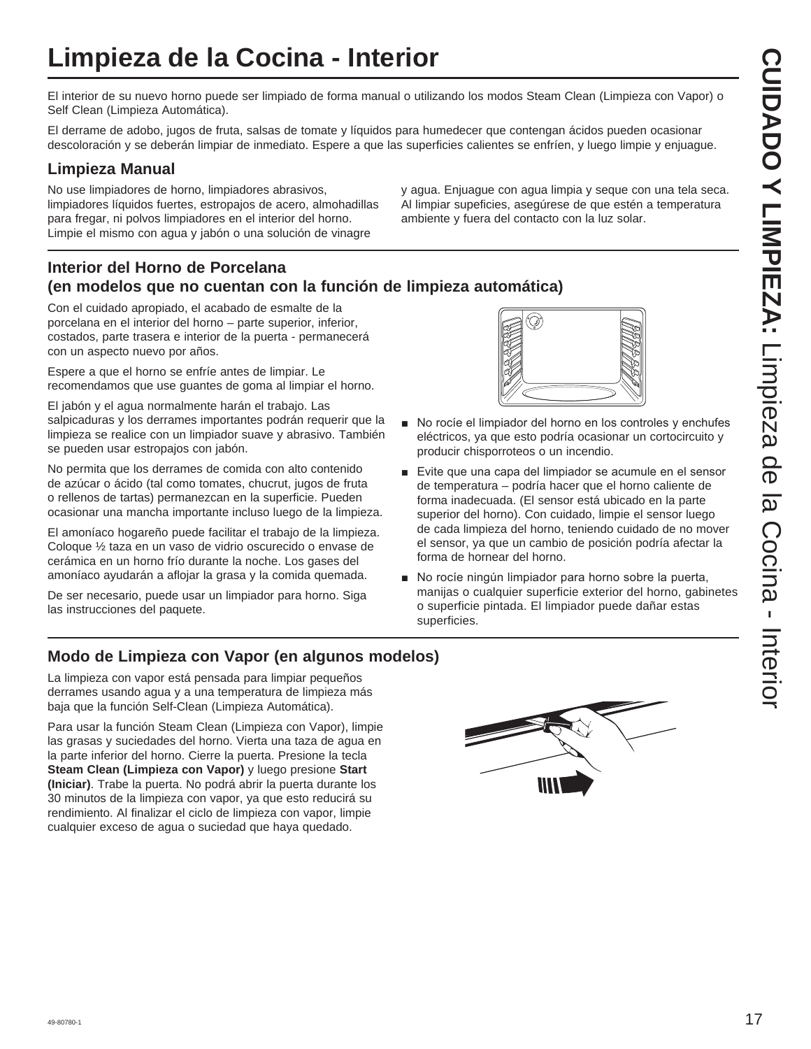# Limpieza de la Cocina - Interior

El interior de su nuevo horno puede ser limpiado de forma manual o utilizando los modos Steam Clean (Limpieza con Vapor) o Self Clean (Limpieza Automática).

El derrame de adobo, jugos de fruta, salsas de tomate y líquidos para humedecer que contengan ácidos pueden ocasionar descoloración y se deberán limpiar de inmediato. Espere a que las superficies calientes se enfríen, y luego limpie y enjuague.

## Limpieza Manual

No use limpiadores de horno, limpiadores abrasivos, limpiadores líquidos fuertes, estropajos de acero, almohadillas para fregar, ni polvos limpiadores en el interior del horno. Limpie el mismo con agua y jabón o una solución de vinagre y agua. Enjuague con agua limpia y seque con una tela seca. Al limpiar supeficies, asegúrese de que estén a temperatura ambiente y fuera del contacto con la luz solar.

## Interior del Horno de Porcelana (en modelos que no cuentan con la función de limpieza automática)

Con el cuidado apropiado, el acabado de esmalte de la porcelana en el interior del horno – parte superior, inferior, costados, parte trasera e interior de la puerta - permanecerá con un aspecto nuevo por años.

Espere a que el horno se enfríe antes de limpiar. Le recomendamos que use guantes de goma al limpiar el horno.

El jabón y el agua normalmente harán el trabajo. Las salpicaduras y los derrames importantes podrán requerir que la limpieza se realice con un limpiador suave y abrasivo. También se pueden usar estropajos con jabón.

No permita que los derrames de comida con alto contenido de azúcar o ácido (tal como tomates, chucrut, jugos de fruta o rellenos de tartas) permanezcan en la superficie. Pueden ocasionar una mancha importante incluso luego de la limpieza.

El amoníaco hogareño puede facilitar el trabajo de la limpieza. Coloque ½ taza en un vaso de vidrio oscurecido o envase de cerámica en un horno frío durante la noche. Los gases del amoníaco ayudarán a aflojar la grasa y la comida quemada.

De ser necesario, puede usar un limpiador para horno. Siga las instrucciones del paquete.

- No rocíe el limpiador del horno en los controles y enchufes eléctricos, ya que esto podría ocasionar un cortocircuito y producir chisporroteos o un incendio.
- Evite que una capa del limpiador se acumule en el sensor de temperatura – podría hacer que el horno caliente de forma inadecuada. (El sensor está ubicado en la parte superior del horno). Con cuidado, limpie el sensor luego de cada limpieza del horno, teniendo cuidado de no mover el sensor, ya que un cambio de posición podría afectar la forma de hornear del horno.
- No rocíe ningún limpiador para horno sobre la puerta, manijas o cualquier superficie exterior del horno, gabinetes o superficie pintada. El limpiador puede dañar estas superficies.

## Modo de Limpieza con Vapor (en algunos modelos)

La limpieza con vapor está pensada para limpiar pequeños derrames usando agua y a una temperatura de limpieza más baja que la función Self-Clean (Limpieza Automática).

Para usar la función Steam Clean (Limpieza con Vapor), limpie las grasas y suciedades del horno. Vierta una taza de agua en la parte inferior del horno. Cierre la puerta. Presione la tecla **Steam Clean (Limpieza con Vapor)** y luego presione **Start (Iniciar)**. Trabe la puerta. No podrá abrir la puerta durante los 30 minutos de la limpieza con vapor, ya que esto reducirá su rendimiento. Al finalizar el ciclo de limpieza con vapor, limpie cualquier exceso de agua o suciedad que haya quedado.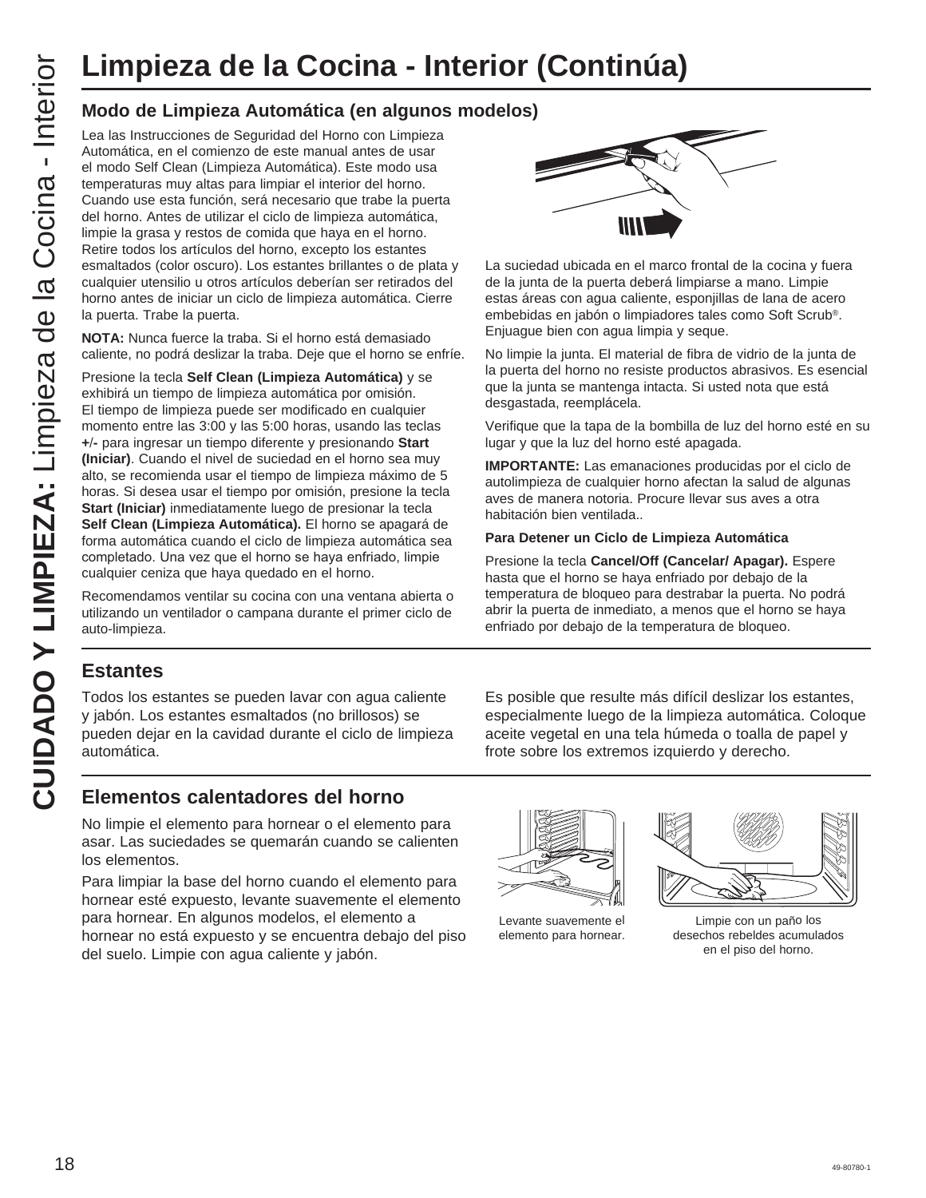# Limpieza de la Cocina - Interior (Continúa)

## Modo de Limpieza Automática (en algunos modelos)

Lea las Instrucciones de Seguridad del Horno con Limpieza Automática, en el comienzo de este manual antes de usar el modo Self Clean (Limpieza Automática). Este modo usa temperaturas muy altas para limpiar el interior del horno. Cuando use esta función, será necesario que trabe la puerta del horno. Antes de utilizar el ciclo de limpieza automática, limpie la grasa y restos de comida que haya en el horno. Retire todos los artículos del horno, excepto los estantes esmaltados (color oscuro). Los estantes brillantes o de plata y cualquier utensilio u otros artículos deberían ser retirados del horno antes de iniciar un ciclo de limpieza automática. Cierre la puerta. Trabe la puerta.

**NOTA:** Nunca fuerce la traba. Si el horno está demasiado caliente, no podrá deslizar la traba. Deje que el horno se enfríe.

Presione la tecla **Self Clean (Limpieza Automática)** y se exhibirá un tiempo de limpieza automática por omisión. El tiempo de limpieza puede ser modificado en cualquier momento entre las 3:00 y las 5:00 horas, usando las teclas **+/-** para ingresar un tiempo diferente y presionando **Start (Iniciar)**. Cuando el nivel de suciedad en el horno sea muy alto, se recomienda usar el tiempo de limpieza máximo de 5 horas. Si desea usar el tiempo por omisión, presione la tecla **Start (Iniciar)** inmediatamente luego de presionar la tecla **Self Clean (Limpieza Automática).** El horno se apagará de forma automática cuando el ciclo de limpieza automática sea completado. Una vez que el horno se haya enfriado, limpie cualquier ceniza que haya quedado en el horno.

Recomendamos ventilar su cocina con una ventana abierta o utilizando un ventilador o campana durante el primer ciclo de auto-limpieza.

La suciedad ubicada en el marco frontal de la cocina y fuera de la junta de la puerta deberá limpiarse a mano. Limpie estas áreas con agua caliente, esponjillas de lana de acero embebidas en jabón o limpiadores tales como Soft Scrub®. Enjuague bien con agua limpia y seque.

No limpie la junta. El material de fibra de vidrio de la junta de la puerta del horno no resiste productos abrasivos. Es esencial que la junta se mantenga intacta. Si usted nota que está desgastada, reemplácela.

Verifique que la tapa de la bombilla de luz del horno esté en su lugar y que la luz del horno esté apagada.

**IMPORTANTE:** Las emanaciones producidas por el ciclo de autolimpieza de cualquier horno afectan la salud de algunas aves de manera notoria. Procure llevar sus aves a otra habitación bien ventilada..

**Para Detener un Ciclo de Limpieza Automática**

Presione la tecla **Cancel/Off (Cancelar/ Apagar).** Espere hasta que el horno se haya enfriado por debajo de la temperatura de bloqueo para destrabar la puerta. No podrá abrir la puerta de inmediato, a menos que el horno se haya enfriado por debajo de la temperatura de bloqueo.

## Estantes

Todos los estantes se pueden lavar con agua caliente y jabón. Los estantes esmaltados (no brillosos) se pueden dejar en la cavidad durante el ciclo de limpieza automática.

Es posible que resulte más difícil deslizar los estantes, especialmente luego de la limpieza automática. Coloque aceite vegetal en una tela húmeda o toalla de papel y frote sobre los extremos izquierdo y derecho.

## Elementos calentadores del horno

No limpie el elemento para hornear o el elemento para asar. Las suciedades se quemarán cuando se calienten los elementos.

Para limpiar la base del horno cuando el elemento para hornear esté expuesto, levante suavemente el elemento para hornear. En algunos modelos, el elemento a hornear no está expuesto y se encuentra debajo del piso del suelo. Limpie con agua caliente y jabón.

Levante suavemente el elemento para hornear.

Limpie con un paño los desechos rebeldes acumulados en el piso del horno.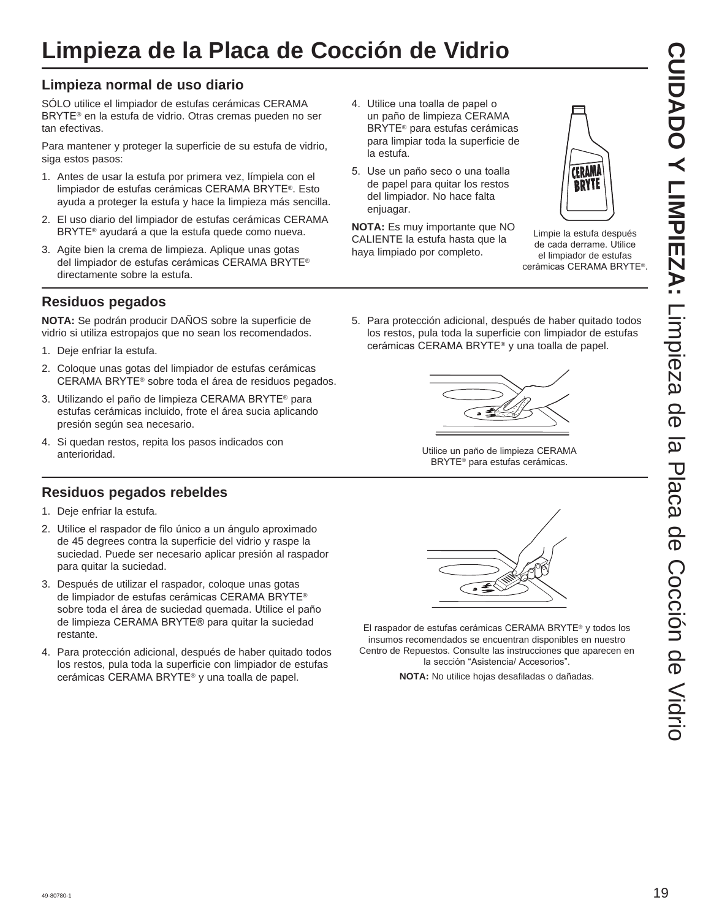# Limpieza de la Placa de Cocción de Vidrio

## Limpieza normal de uso diario

SÓLO utilice el limpiador de estufas cerámicas CERAMA BRYTE® en la estufa de vidrio. Otras cremas pueden no ser tan efectivas.

Para mantener y proteger la superficie de su estufa de vidrio, siga estos pasos:

1. Antes de usar la estufa por primera vez, límpiela con el limpiador de estufas cerámicas CERAMA BRYTE®. Esto ayuda a proteger la estufa y hace la limpieza más sencilla.
2. El uso diario del limpiador de estufas cerámicas CERAMA BRYTE® ayudará a que la estufa quede como nueva.
3. Agite bien la crema de limpieza. Aplique unas gotas del limpiador de estufas cerámicas CERAMA BRYTE® directamente sobre la estufa.
4. Utilice una toalla de papel o un paño de limpieza CERAMA BRYTE® para estufas cerámicas para limpiar toda la superficie de la estufa.
5. Use un paño seco o una toalla de papel para quitar los restos del limpiador. No hace falta enjuagar.

**NOTA:** Es muy importante que NO CALIENTE la estufa hasta que la haya limpiado por completo.

Limpie la estufa después de cada derrame. Utilice el limpiador de estufas cerámicas CERAMA BRYTE®.

## Residuos pegados

**NOTA:** Se podrán producir DAÑOS sobre la superficie de vidrio si utiliza estropajos que no sean los recomendados.

1. Deje enfriar la estufa.
2. Coloque unas gotas del limpiador de estufas cerámicas CERAMA BRYTE® sobre toda el área de residuos pegados.
3. Utilizando el paño de limpieza CERAMA BRYTE® para estufas cerámicas incluido, frote el área sucia aplicando presión según sea necesario.
4. Si quedan restos, repita los pasos indicados con anterioridad.
5. Para protección adicional, después de haber quitado todos los restos, pula toda la superficie con limpiador de estufas cerámicas CERAMA BRYTE® y una toalla de papel.

Utilice un paño de limpieza CERAMA BRYTE® para estufas cerámicas.

## Residuos pegados rebeldes

1. Deje enfriar la estufa.
2. Utilice el raspador de filo único a un ángulo aproximado de 45 degrees contra la superficie del vidrio y raspe la suciedad. Puede ser necesario aplicar presión al raspador para quitar la suciedad.
3. Después de utilizar el raspador, coloque unas gotas de limpiador de estufas cerámicas CERAMA BRYTE® sobre toda el área de suciedad quemada. Utilice el paño de limpieza CERAMA BRYTE® para quitar la suciedad restante.
4. Para protección adicional, después de haber quitado todos los restos, pula toda la superficie con limpiador de estufas cerámicas CERAMA BRYTE® y una toalla de papel.

El raspador de estufas cerámicas CERAMA BRYTE® y todos los insumos recomendados se encuentran disponibles en nuestro Centro de Repuestos. Consulte las instrucciones que aparecen en la sección "Asistencia/ Accesorios".

**NOTA:** No utilice hojas desafiladas o dañadas.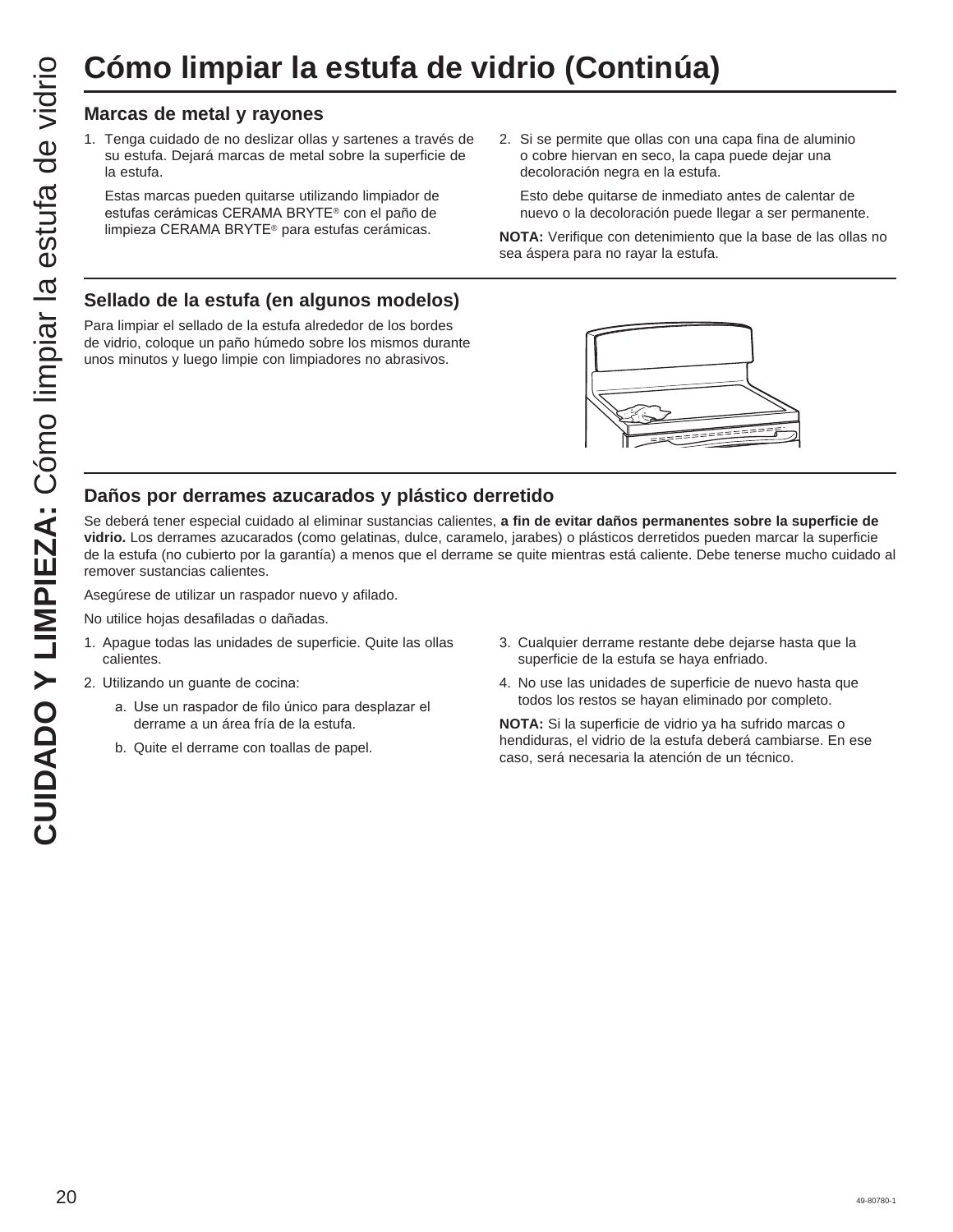# Cómo limpiar la estufa de vidrio (Continúa)

## Marcas de metal y rayones

1. Tenga cuidado de no deslizar ollas y sartenes a través de su estufa. Dejará marcas de metal sobre la superficie de la estufa.

   Estas marcas pueden quitarse utilizando limpiador de estufas cerámicas CERAMA BRYTE® con el paño de limpieza CERAMA BRYTE® para estufas cerámicas.

2. Si se permite que ollas con una capa fina de aluminio o cobre hiervan en seco, la capa puede dejar una decoloración negra en la estufa.

   Esto debe quitarse de inmediato antes de calentar de nuevo o la decoloración puede llegar a ser permanente.

**NOTA:** Verifique con detenimiento que la base de las ollas no sea áspera para no rayar la estufa.

## Sellado de la estufa (en algunos modelos)

Para limpiar el sellado de la estufa alrededor de los bordes de vidrio, coloque un paño húmedo sobre los mismos durante unos minutos y luego limpie con limpiadores no abrasivos.

## Daños por derrames azucarados y plástico derretido

Se deberá tener especial cuidado al eliminar sustancias calientes, **a fin de evitar daños permanentes sobre la superficie de vidrio.** Los derrames azucarados (como gelatinas, dulce, caramelo, jarabes) o plásticos derretidos pueden marcar la superficie de la estufa (no cubierto por la garantía) a menos que el derrame se quite mientras está caliente. Debe tenerse mucho cuidado al remover sustancias calientes.

Asegúrese de utilizar un raspador nuevo y afilado.

No utilice hojas desafiladas o dañadas.

1. Apague todas las unidades de superficie. Quite las ollas calientes.
2. Utilizando un guante de cocina:
   a. Use un raspador de filo único para desplazar el derrame a un área fría de la estufa.
   b. Quite el derrame con toallas de papel.
3. Cualquier derrame restante debe dejarse hasta que la superficie de la estufa se haya enfriado.
4. No use las unidades de superficie de nuevo hasta que todos los restos se hayan eliminado por completo.

**NOTA:** Si la superficie de vidrio ya ha sufrido marcas o hendiduras, el vidrio de la estufa deberá cambiarse. En ese caso, será necesaria la atención de un técnico.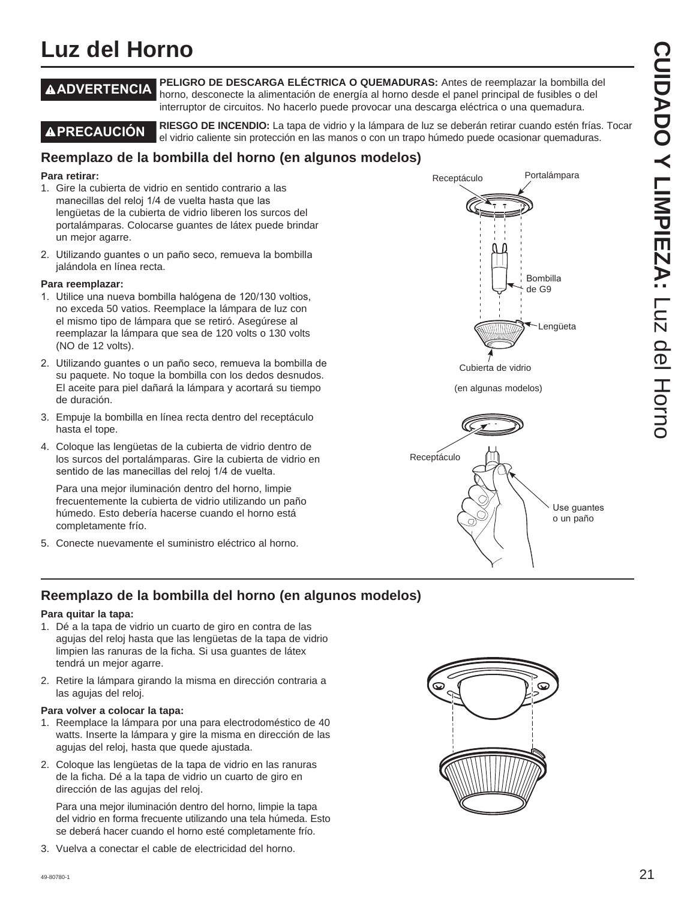# Luz del Horno

**⚠ADVERTENCIA** **PELIGRO DE DESCARGA ELÉCTRICA O QUEMADURAS:** Antes de reemplazar la bombilla del horno, desconecte la alimentación de energía al horno desde el panel principal de fusibles o del interruptor de circuitos. No hacerlo puede provocar una descarga eléctrica o una quemadura.

**⚠PRECAUCIÓN** **RIESGO DE INCENDIO:** La tapa de vidrio y la lámpara de luz se deberán retirar cuando estén frías. Tocar el vidrio caliente sin protección en las manos o con un trapo húmedo puede ocasionar quemaduras.

## Reemplazo de la bombilla del horno (en algunos modelos)

**Para retirar:**

1. Gire la cubierta de vidrio en sentido contrario a las manecillas del reloj 1/4 de vuelta hasta que las lengüetas de la cubierta de vidrio liberen los surcos del portalámparas. Colocarse guantes de látex puede brindar un mejor agarre.
2. Utilizando guantes o un paño seco, remueva la bombilla jalándola en línea recta.

**Para reemplazar:**

1. Utilice una nueva bombilla halógena de 120/130 voltios, no exceda 50 vatios. Reemplace la lámpara de luz con el mismo tipo de lámpara que se retiró. Asegúrese al reemplazar la lámpara que sea de 120 volts o 130 volts (NO de 12 volts).
2. Utilizando guantes o un paño seco, remueva la bombilla de su paquete. No toque la bombilla con los dedos desnudos. El aceite para piel dañará la lámpara y acortará su tiempo de duración.
3. Empuje la bombilla en línea recta dentro del receptáculo hasta el tope.
4. Coloque las lengüetas de la cubierta de vidrio dentro de los surcos del portalámparas. Gire la cubierta de vidrio en sentido de las manecillas del reloj 1/4 de vuelta.

   Para una mejor iluminación dentro del horno, limpie frecuentemente la cubierta de vidrio utilizando un paño húmedo. Esto debería hacerse cuando el horno está completamente frío.
5. Conecte nuevamente el suministro eléctrico al horno.

Receptáculo · Portalámpara · Bombilla de G9 · Lengüeta · Cubierta de vidrio

(en algunas modelos)

Receptáculo · Use guantes o un paño

## Reemplazo de la bombilla del horno (en algunos modelos)

**Para quitar la tapa:**

1. Dé a la tapa de vidrio un cuarto de giro en contra de las agujas del reloj hasta que las lengüetas de la tapa de vidrio limpien las ranuras de la ficha. Si usa guantes de látex tendrá un mejor agarre.
2. Retire la lámpara girando la misma en dirección contraria a las agujas del reloj.

**Para volver a colocar la tapa:**

1. Reemplace la lámpara por una para electrodoméstico de 40 watts. Inserte la lámpara y gire la misma en dirección de las agujas del reloj, hasta que quede ajustada.
2. Coloque las lengüetas de la tapa de vidrio en las ranuras de la ficha. Dé a la tapa de vidrio un cuarto de giro en dirección de las agujas del reloj.

   Para una mejor iluminación dentro del horno, limpie la tapa del vidrio en forma frecuente utilizando una tela húmeda. Esto se deberá hacer cuando el horno esté completamente frío.
3. Vuelva a conectar el cable de electricidad del horno.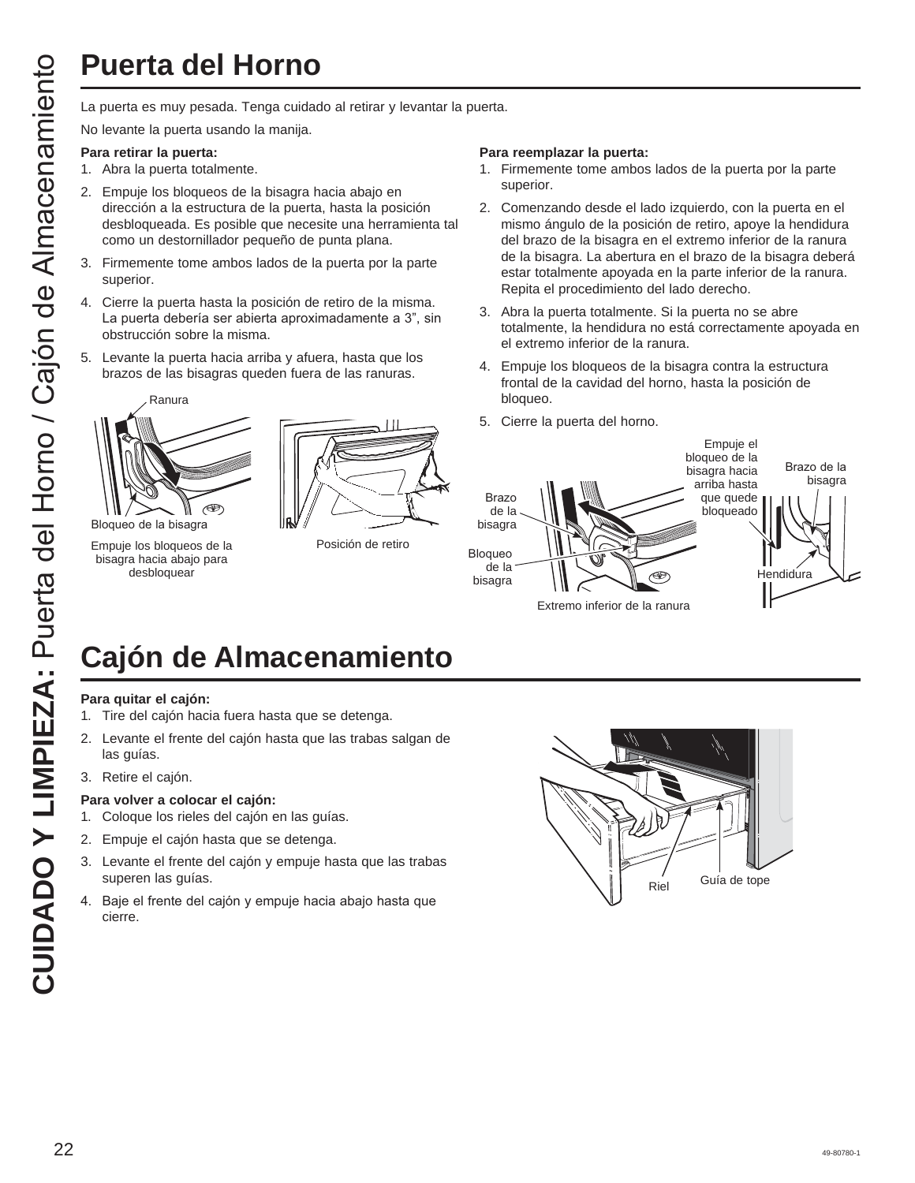# Puerta del Horno

La puerta es muy pesada. Tenga cuidado al retirar y levantar la puerta.

No levante la puerta usando la manija.

**Para retirar la puerta:**

1. Abra la puerta totalmente.
2. Empuje los bloqueos de la bisagra hacia abajo en dirección a la estructura de la puerta, hasta la posición desbloqueada. Es posible que necesite una herramienta tal como un destornillador pequeño de punta plana.
3. Firmemente tome ambos lados de la puerta por la parte superior.
4. Cierre la puerta hasta la posición de retiro de la misma. La puerta debería ser abierta aproximadamente a 3", sin obstrucción sobre la misma.
5. Levante la puerta hacia arriba y afuera, hasta que los brazos de las bisagras queden fuera de las ranuras.

Ranura

Bloqueo de la bisagra

Empuje los bloqueos de la bisagra hacia abajo para desbloquear

Posición de retiro

**Para reemplazar la puerta:**

1. Firmemente tome ambos lados de la puerta por la parte superior.
2. Comenzando desde el lado izquierdo, con la puerta en el mismo ángulo de la posición de retiro, apoye la hendidura del brazo de la bisagra en el extremo inferior de la ranura de la bisagra. La abertura en el brazo de la bisagra deberá estar totalmente apoyada en la parte inferior de la ranura. Repita el procedimiento del lado derecho.
3. Abra la puerta totalmente. Si la puerta no se abre totalmente, la hendidura no está correctamente apoyada en el extremo inferior de la ranura.
4. Empuje los bloqueos de la bisagra contra la estructura frontal de la cavidad del horno, hasta la posición de bloqueo.
5. Cierre la puerta del horno.

Empuje el bloqueo de la bisagra hacia arriba hasta que quede bloqueado

Brazo de la bisagra

Bloqueo de la bisagra

Extremo inferior de la ranura

Brazo de la bisagra

Hendidura

# Cajón de Almacenamiento

**Para quitar el cajón:**

1. Tire del cajón hacia fuera hasta que se detenga.
2. Levante el frente del cajón hasta que las trabas salgan de las guías.
3. Retire el cajón.

**Para volver a colocar el cajón:**

1. Coloque los rieles del cajón en las guías.
2. Empuje el cajón hasta que se detenga.
3. Levante el frente del cajón y empuje hasta que las trabas superen las guías.
4. Baje el frente del cajón y empuje hacia abajo hasta que cierre.

Riel

Guía de tope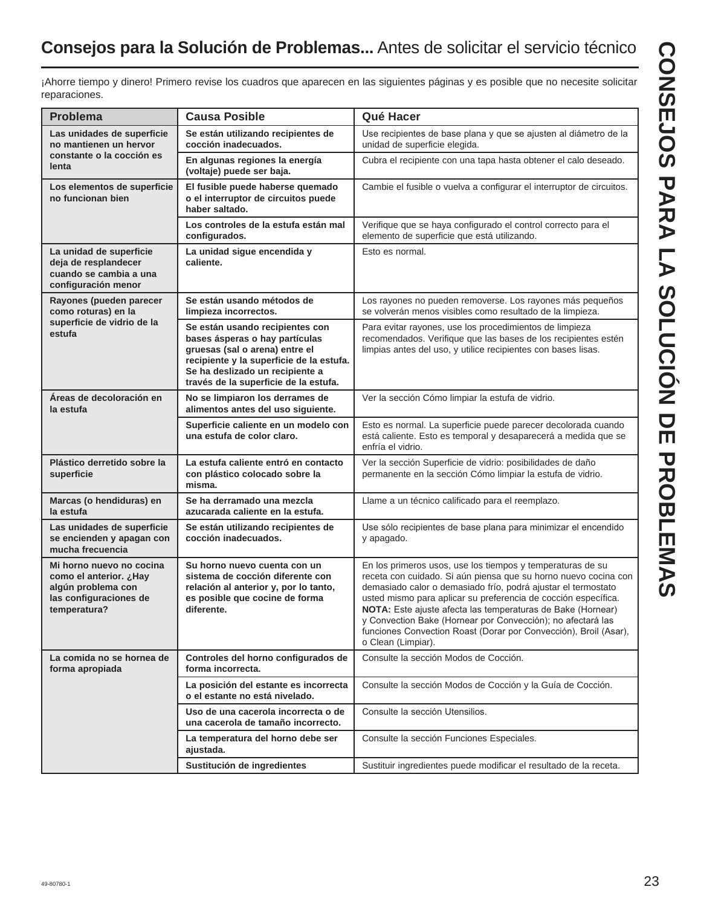## **Consejos para la Solución de Problemas...** Antes de solicitar el servicio técnico

¡Ahorre tiempo y dinero! Primero revise los cuadros que aparecen en las siguientes páginas y es posible que no necesite solicitar reparaciones.

| Problema | Causa Posible | Qué Hacer |
|---|---|---|
| **Las unidades de superficie no mantienen un hervor constante o la cocción es lenta** | **Se están utilizando recipientes de cocción inadecuados.** | Use recipientes de base plana y que se ajusten al diámetro de la unidad de superficie elegida. |
| | **En algunas regiones la energía (voltaje) puede ser baja.** | Cubra el recipiente con una tapa hasta obtener el calo deseado. |
| **Los elementos de superficie no funcionan bien** | **El fusible puede haberse quemado o el interruptor de circuitos puede haber saltado.** | Cambie el fusible o vuelva a configurar el interruptor de circuitos. |
| | **Los controles de la estufa están mal configurados.** | Verifique que se haya configurado el control correcto para el elemento de superficie que está utilizando. |
| **La unidad de superficie deja de resplandecer cuando se cambia a una configuración menor** | **La unidad sigue encendida y caliente.** | Esto es normal. |
| **Rayones (pueden parecer como roturas) en la superficie de vidrio de la estufa** | **Se están usando métodos de limpieza incorrectos.** | Los rayones no pueden removerse. Los rayones más pequeños se volverán menos visibles como resultado de la limpieza. |
| | **Se están usando recipientes con bases ásperas o hay partículas gruesas (sal o arena) entre el recipiente y la superficie de la estufa. Se ha deslizado un recipiente a través de la superficie de la estufa.** | Para evitar rayones, use los procedimientos de limpieza recomendados. Verifique que las bases de los recipientes estén limpias antes del uso, y utilice recipientes con bases lisas. |
| **Áreas de decoloración en la estufa** | **No se limpiaron los derrames de alimentos antes del uso siguiente.** | Ver la sección Cómo limpiar la estufa de vidrio. |
| | **Superficie caliente en un modelo con una estufa de color claro.** | Esto es normal. La superficie puede parecer decolorada cuando está caliente. Esto es temporal y desaparecerá a medida que se enfría el vidrio. |
| **Plástico derretido sobre la superficie** | **La estufa caliente entró en contacto con plástico colocado sobre la misma.** | Ver la sección Superficie de vidrio: posibilidades de daño permanente en la sección Cómo limpiar la estufa de vidrio. |
| **Marcas (o hendiduras) en la estufa** | **Se ha derramado una mezcla azucarada caliente en la estufa.** | Llame a un técnico calificado para el reemplazo. |
| **Las unidades de superficie se encienden y apagan con mucha frecuencia** | **Se están utilizando recipientes de cocción inadecuados.** | Use sólo recipientes de base plana para minimizar el encendido y apagado. |
| **Mi horno nuevo no cocina como el anterior. ¿Hay algún problema con las configuraciones de temperatura?** | **Su horno nuevo cuenta con un sistema de cocción diferente con relación al anterior y, por lo tanto, es posible que cocine de forma diferente.** | En los primeros usos, use los tiempos y temperaturas de su receta con cuidado. Si aún piensa que su horno nuevo cocina con demasiado calor o demasiado frío, podrá ajustar el termostato usted mismo para aplicar su preferencia de cocción específica. **NOTA:** Este ajuste afecta las temperaturas de Bake (Hornear) y Convection Bake (Hornear por Convección); no afectará las funciones Convection Roast (Dorar por Convección), Broil (Asar), o Clean (Limpiar). |
| **La comida no se hornea de forma apropiada** | **Controles del horno configurados de forma incorrecta.** | Consulte la sección Modos de Cocción. |
| | **La posición del estante es incorrecta o el estante no está nivelado.** | Consulte la sección Modos de Cocción y la Guía de Cocción. |
| | **Uso de una cacerola incorrecta o de una cacerola de tamaño incorrecto.** | Consulte la sección Utensilios. |
| | **La temperatura del horno debe ser ajustada.** | Consulte la sección Funciones Especiales. |
| | **Sustitución de ingredientes** | Sustituir ingredientes puede modificar el resultado de la receta. |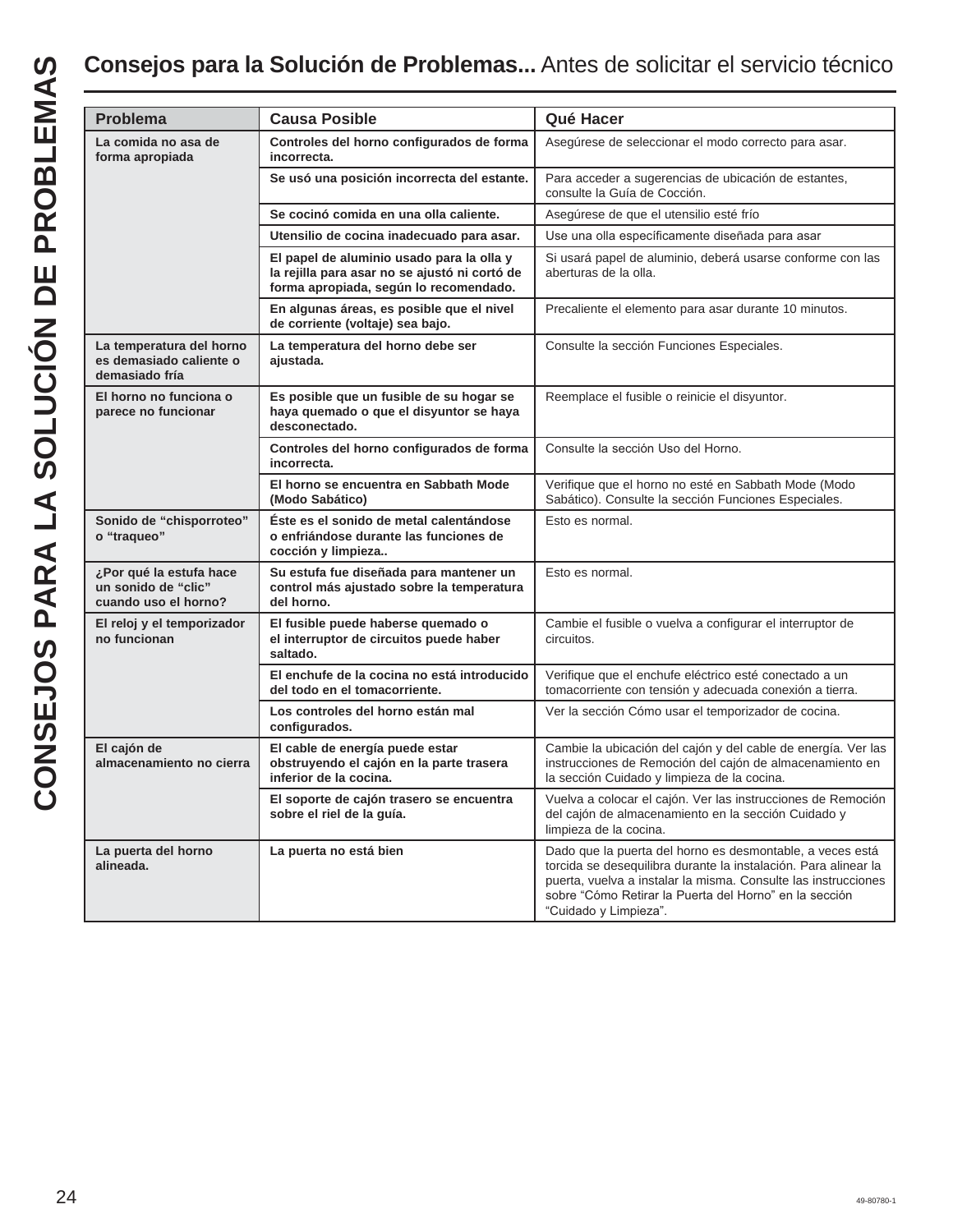# CONSEJOS PARA LA SOLUCIÓN DE PROBLEMAS

## **Consejos para la Solución de Problemas...** Antes de solicitar el servicio técnico

| Problema | Causa Posible | Qué Hacer |
|---|---|---|
| **La comida no asa de forma apropiada** | **Controles del horno configurados de forma incorrecta.** | Asegúrese de seleccionar el modo correcto para asar. |
| | **Se usó una posición incorrecta del estante.** | Para acceder a sugerencias de ubicación de estantes, consulte la Guía de Cocción. |
| | **Se cocinó comida en una olla caliente.** | Asegúrese de que el utensilio esté frío |
| | **Utensilio de cocina inadecuado para asar.** | Use una olla específicamente diseñada para asar |
| | **El papel de aluminio usado para la olla y la rejilla para asar no se ajustó ni cortó de forma apropiada, según lo recomendado.** | Si usará papel de aluminio, deberá usarse conforme con las aberturas de la olla. |
| | **En algunas áreas, es posible que el nivel de corriente (voltaje) sea bajo.** | Precaliente el elemento para asar durante 10 minutos. |
| **La temperatura del horno es demasiado caliente o demasiado fría** | **La temperatura del horno debe ser ajustada.** | Consulte la sección Funciones Especiales. |
| **El horno no funciona o parece no funcionar** | **Es posible que un fusible de su hogar se haya quemado o que el disyuntor se haya desconectado.** | Reemplace el fusible o reinicie el disyuntor. |
| | **Controles del horno configurados de forma incorrecta.** | Consulte la sección Uso del Horno. |
| | **El horno se encuentra en Sabbath Mode (Modo Sabático)** | Verifique que el horno no esté en Sabbath Mode (Modo Sabático). Consulte la sección Funciones Especiales. |
| **Sonido de "chisporroteo" o "traqueo"** | **Éste es el sonido de metal calentándose o enfriándose durante las funciones de cocción y limpieza..** | Esto es normal. |
| **¿Por qué la estufa hace un sonido de "clic" cuando uso el horno?** | **Su estufa fue diseñada para mantener un control más ajustado sobre la temperatura del horno.** | Esto es normal. |
| **El reloj y el temporizador no funcionan** | **El fusible puede haberse quemado o el interruptor de circuitos puede haber saltado.** | Cambie el fusible o vuelva a configurar el interruptor de circuitos. |
| | **El enchufe de la cocina no está introducido del todo en el tomacorriente.** | Verifique que el enchufe eléctrico esté conectado a un tomacorriente con tensión y adecuada conexión a tierra. |
| | **Los controles del horno están mal configurados.** | Ver la sección Cómo usar el temporizador de cocina. |
| **El cajón de almacenamiento no cierra** | **El cable de energía puede estar obstruyendo el cajón en la parte trasera inferior de la cocina.** | Cambie la ubicación del cajón y del cable de energía. Ver las instrucciones de Remoción del cajón de almacenamiento en la sección Cuidado y limpieza de la cocina. |
| | **El soporte de cajón trasero se encuentra sobre el riel de la guía.** | Vuelva a colocar el cajón. Ver las instrucciones de Remoción del cajón de almacenamiento en la sección Cuidado y limpieza de la cocina. |
| **La puerta del horno alineada.** | **La puerta no está bien** | Dado que la puerta del horno es desmontable, a veces está torcida se desequilibra durante la instalación. Para alinear la puerta, vuelva a instalar la misma. Consulte las instrucciones sobre "Cómo Retirar la Puerta del Horno" en la sección "Cuidado y Limpieza". |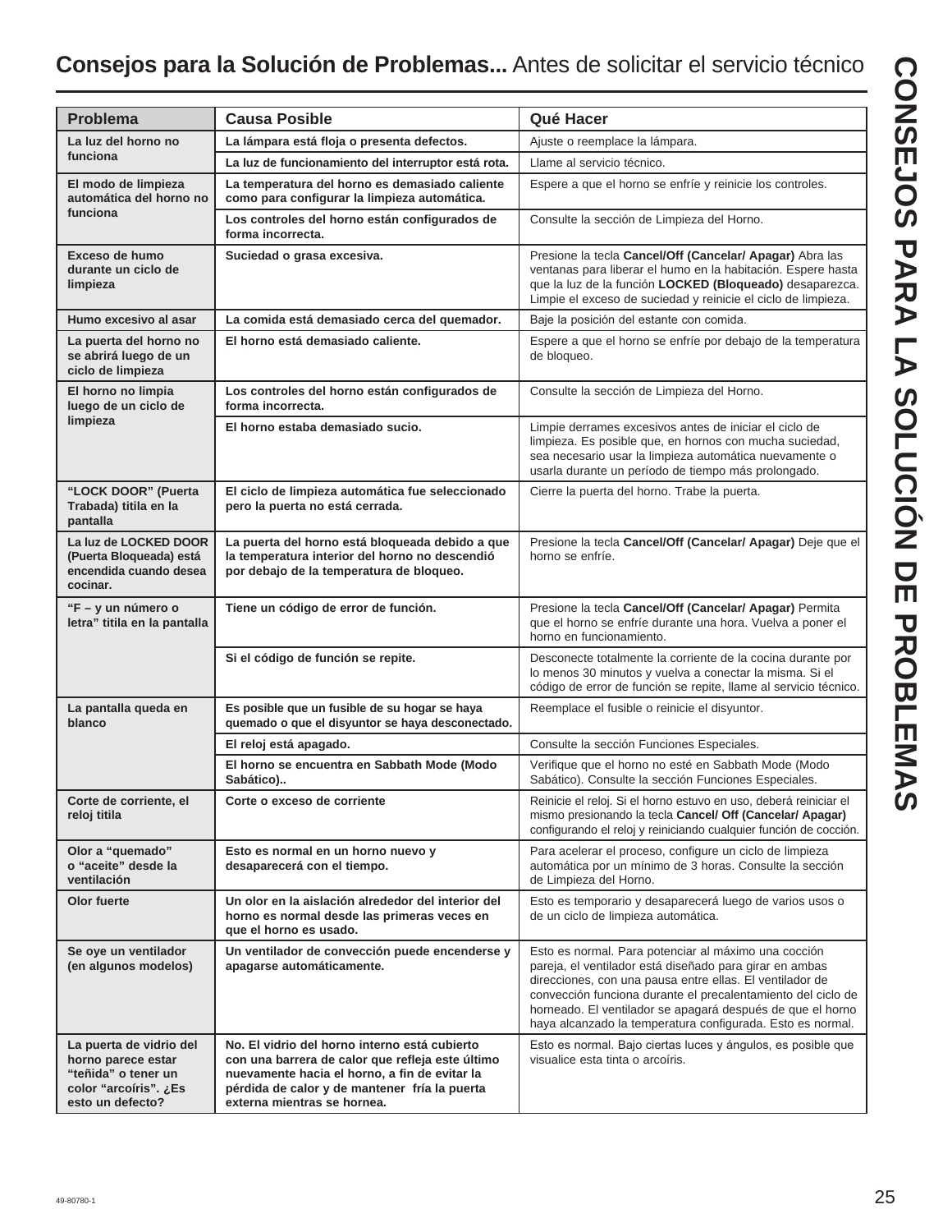## **Consejos para la Solución de Problemas...** Antes de solicitar el servicio técnico

# CONSEJOS PARA LA SOLUCIÓN DE PROBLEMAS

| Problema | Causa Posible | Qué Hacer |
|---|---|---|
| **La luz del horno no funciona** | **La lámpara está floja o presenta defectos.** | Ajuste o reemplace la lámpara. |
| | **La luz de funcionamiento del interruptor está rota.** | Llame al servicio técnico. |
| **El modo de limpieza automática del horno no funciona** | **La temperatura del horno es demasiado caliente como para configurar la limpieza automática.** | Espere a que el horno se enfríe y reinicie los controles. |
| | **Los controles del horno están configurados de forma incorrecta.** | Consulte la sección de Limpieza del Horno. |
| **Exceso de humo durante un ciclo de limpieza** | **Suciedad o grasa excesiva.** | Presione la tecla **Cancel/Off (Cancelar/ Apagar)** Abra las ventanas para liberar el humo en la habitación. Espere hasta que la luz de la función **LOCKED (Bloqueado)** desaparezca. Limpie el exceso de suciedad y reinicie el ciclo de limpieza. |
| **Humo excesivo al asar** | **La comida está demasiado cerca del quemador.** | Baje la posición del estante con comida. |
| **La puerta del horno no se abrirá luego de un ciclo de limpieza** | **El horno está demasiado caliente.** | Espere a que el horno se enfríe por debajo de la temperatura de bloqueo. |
| **El horno no limpia luego de un ciclo de limpieza** | **Los controles del horno están configurados de forma incorrecta.** | Consulte la sección de Limpieza del Horno. |
| | **El horno estaba demasiado sucio.** | Limpie derrames excesivos antes de iniciar el ciclo de limpieza. Es posible que, en hornos con mucha suciedad, sea necesario usar la limpieza automática nuevamente o usarla durante un período de tiempo más prolongado. |
| **"LOCK DOOR" (Puerta Trabada) titila en la pantalla** | **El ciclo de limpieza automática fue seleccionado pero la puerta no está cerrada.** | Cierre la puerta del horno. Trabe la puerta. |
| **La luz de LOCKED DOOR (Puerta Bloqueada) está encendida cuando desea cocinar.** | **La puerta del horno está bloqueada debido a que la temperatura interior del horno no descendió por debajo de la temperatura de bloqueo.** | Presione la tecla **Cancel/Off (Cancelar/ Apagar)** Deje que el horno se enfríe. |
| **"F – y un número o letra" titila en la pantalla** | **Tiene un código de error de función.** | Presione la tecla **Cancel/Off (Cancelar/ Apagar)** Permita que el horno se enfríe durante una hora. Vuelva a poner el horno en funcionamiento. |
| | **Si el código de función se repite.** | Desconecte totalmente la corriente de la cocina durante por lo menos 30 minutos y vuelva a conectar la misma. Si el código de error de función se repite, llame al servicio técnico. |
| **La pantalla queda en blanco** | **Es posible que un fusible de su hogar se haya quemado o que el disyuntor se haya desconectado.** | Reemplace el fusible o reinicie el disyuntor. |
| | **El reloj está apagado.** | Consulte la sección Funciones Especiales. |
| | **El horno se encuentra en Sabbath Mode (Modo Sabático)..** | Verifique que el horno no esté en Sabbath Mode (Modo Sabático). Consulte la sección Funciones Especiales. |
| **Corte de corriente, el reloj titila** | **Corte o exceso de corriente** | Reinicie el reloj. Si el horno estuvo en uso, deberá reiniciar el mismo presionando la tecla **Cancel/ Off (Cancelar/ Apagar)** configurando el reloj y reiniciando cualquier función de cocción. |
| **Olor a "quemado" o "aceite" desde la ventilación** | **Esto es normal en un horno nuevo y desaparecerá con el tiempo.** | Para acelerar el proceso, configure un ciclo de limpieza automática por un mínimo de 3 horas. Consulte la sección de Limpieza del Horno. |
| **Olor fuerte** | **Un olor en la aislación alrededor del interior del horno es normal desde las primeras veces en que el horno es usado.** | Esto es temporario y desaparecerá luego de varios usos o de un ciclo de limpieza automática. |
| **Se oye un ventilador (en algunos modelos)** | **Un ventilador de convección puede encenderse y apagarse automáticamente.** | Esto es normal. Para potenciar al máximo una cocción pareja, el ventilador está diseñado para girar en ambas direcciones, con una pausa entre ellas. El ventilador de convección funciona durante el precalentamiento del ciclo de horneado. El ventilador se apagará después de que el horno haya alcanzado la temperatura configurada. Esto es normal. |
| **La puerta de vidrio del horno parece estar "teñida" o tener un color "arcoíris". ¿Es esto un defecto?** | **No. El vidrio del horno interno está cubierto con una barrera de calor que refleja este último nuevamente hacia el horno, a fin de evitar la pérdida de calor y de mantener fría la puerta externa mientras se hornea.** | Esto es normal. Bajo ciertas luces y ángulos, es posible que visualice esta tinta o arcoíris. |

49-80780-1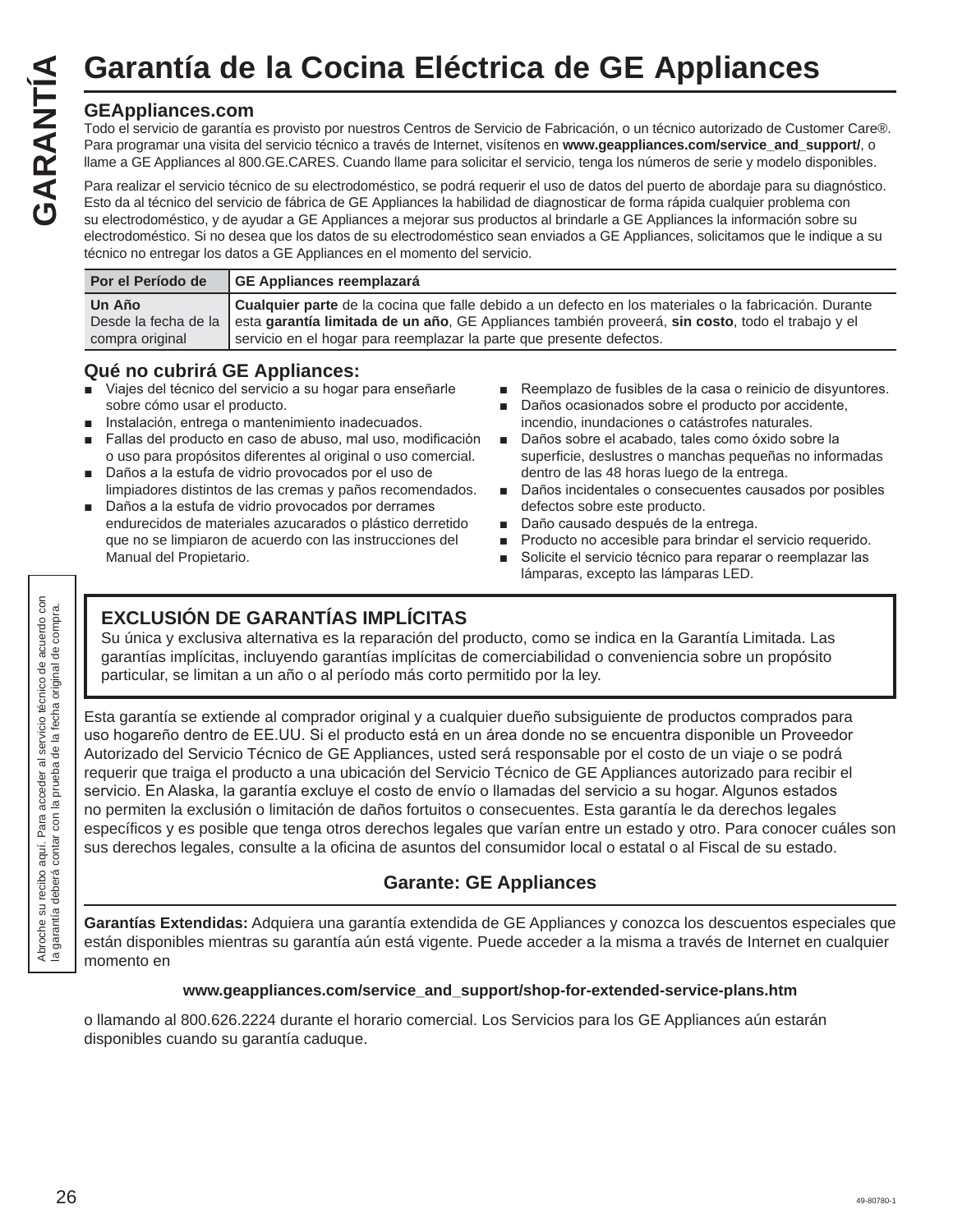# Garantía de la Cocina Eléctrica de GE Appliances

**GEAppliances.com**

Todo el servicio de garantía es provisto por nuestros Centros de Servicio de Fabricación, o un técnico autorizado de Customer Care®. Para programar una visita del servicio técnico a través de Internet, visítenos en **www.geappliances.com/service_and_support/**, o llame a GE Appliances al 800.GE.CARES. Cuando llame para solicitar el servicio, tenga los números de serie y modelo disponibles.

Para realizar el servicio técnico de su electrodoméstico, se podrá requerir el uso de datos del puerto de abordaje para su diagnóstico. Esto da al técnico del servicio de fábrica de GE Appliances la habilidad de diagnosticar de forma rápida cualquier problema con su electrodoméstico, y de ayudar a GE Appliances a mejorar sus productos al brindarle a GE Appliances la información sobre su electrodoméstico. Si no desea que los datos de su electrodoméstico sean enviados a GE Appliances, solicitamos que le indique a su técnico no entregar los datos a GE Appliances en el momento del servicio.

| Por el Período de | GE Appliances reemplazará |
|---|---|
| **Un Año** Desde la fecha de la compra original | **Cualquier parte** de la cocina que falle debido a un defecto en los materiales o la fabricación. Durante esta **garantía limitada de un año**, GE Appliances también proveerá, **sin costo**, todo el trabajo y el servicio en el hogar para reemplazar la parte que presente defectos. |

## Qué no cubrirá GE Appliances:

- Viajes del técnico del servicio a su hogar para enseñarle sobre cómo usar el producto.
- Instalación, entrega o mantenimiento inadecuados.
- Fallas del producto en caso de abuso, mal uso, modificación o uso para propósitos diferentes al original o uso comercial.
- Daños a la estufa de vidrio provocados por el uso de limpiadores distintos de las cremas y paños recomendados.
- Daños a la estufa de vidrio provocados por derrames endurecidos de materiales azucarados o plástico derretido que no se limpiaron de acuerdo con las instrucciones del Manual del Propietario.
- Reemplazo de fusibles de la casa o reinicio de disyuntores.
- Daños ocasionados sobre el producto por accidente, incendio, inundaciones o catástrofes naturales.
- Daños sobre el acabado, tales como óxido sobre la superficie, deslustres o manchas pequeñas no informadas dentro de las 48 horas luego de la entrega.
- Daños incidentales o consecuentes causados por posibles defectos sobre este producto.
- Daño causado después de la entrega.
- Producto no accesible para brindar el servicio requerido.
- Solicite el servicio técnico para reparar o reemplazar las lámparas, excepto las lámparas LED.

### EXCLUSIÓN DE GARANTÍAS IMPLÍCITAS

Su única y exclusiva alternativa es la reparación del producto, como se indica en la Garantía Limitada. Las garantías implícitas, incluyendo garantías implícitas de comerciabilidad o conveniencia sobre un propósito particular, se limitan a un año o al período más corto permitido por la ley.

Esta garantía se extiende al comprador original y a cualquier dueño subsiguiente de productos comprados para uso hogareño dentro de EE.UU. Si el producto está en un área donde no se encuentra disponible un Proveedor Autorizado del Servicio Técnico de GE Appliances, usted será responsable por el costo de un viaje o se podrá requerir que traiga el producto a una ubicación del Servicio Técnico de GE Appliances autorizado para recibir el servicio. En Alaska, la garantía excluye el costo de envío o llamadas del servicio a su hogar. Algunos estados no permiten la exclusión o limitación de daños fortuitos o consecuentes. Esta garantía le da derechos legales específicos y es posible que tenga otros derechos legales que varían entre un estado y otro. Para conocer cuáles son sus derechos legales, consulte a la oficina de asuntos del consumidor local o estatal o al Fiscal de su estado.

**Garante: GE Appliances**

**Garantías Extendidas:** Adquiera una garantía extendida de GE Appliances y conozca los descuentos especiales que están disponibles mientras su garantía aún está vigente. Puede acceder a la misma a través de Internet en cualquier momento en

**www.geappliances.com/service_and_support/shop-for-extended-service-plans.htm**

o llamando al 800.626.2224 durante el horario comercial. Los Servicios para los GE Appliances aún estarán disponibles cuando su garantía caduque.

Abroche su recibo aquí. Para acceder al servicio técnico de acuerdo con la garantía deberá contar con la prueba de la fecha original de compra.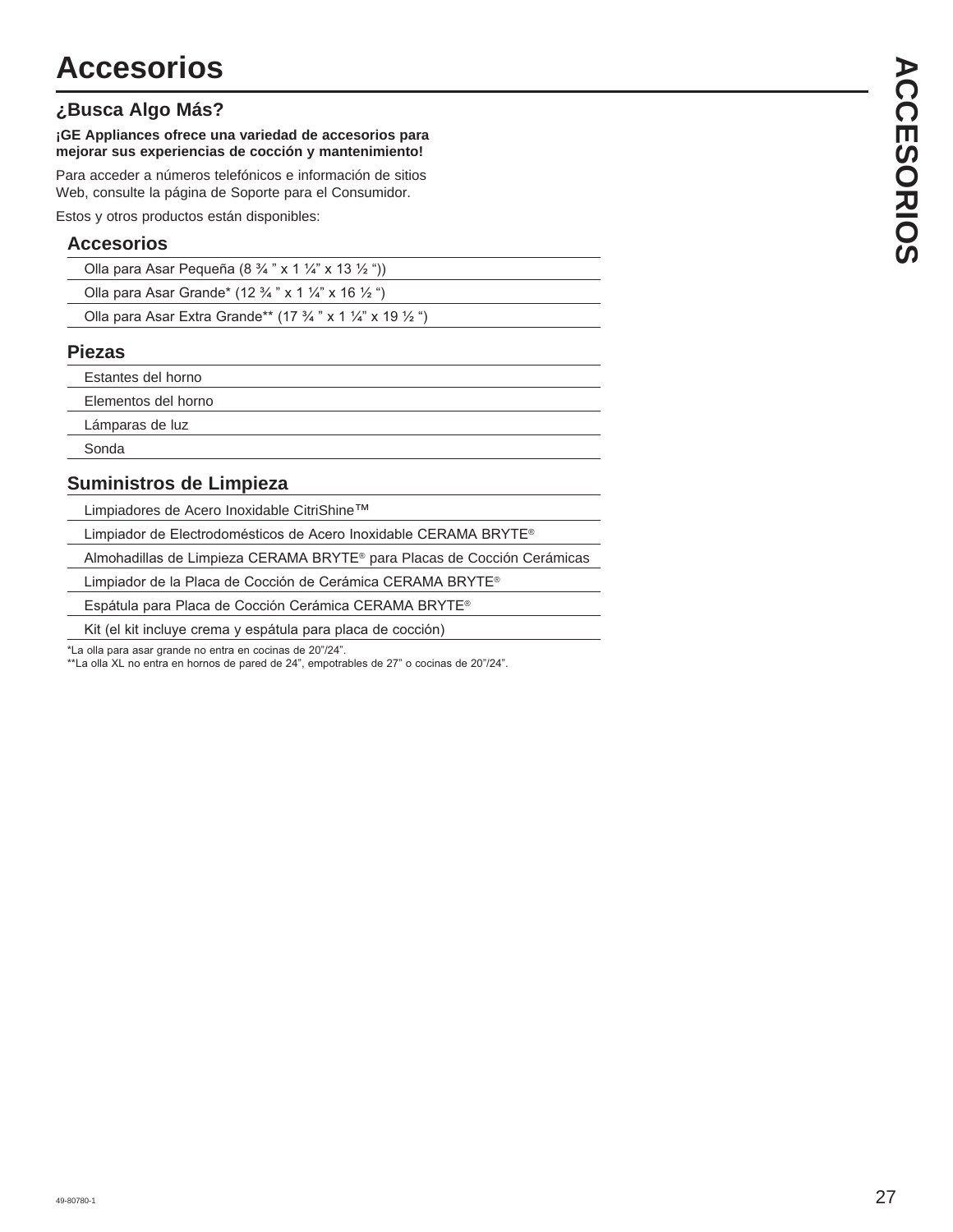# Accesorios

## ¿Busca Algo Más?

**¡GE Appliances ofrece una variedad de accesorios para mejorar sus experiencias de cocción y mantenimiento!**

Para acceder a números telefónicos e información de sitios Web, consulte la página de Soporte para el Consumidor.

Estos y otros productos están disponibles:

### Accesorios

- Olla para Asar Pequeña (8 ¾ " x 1 ¼" x 13 ½ "))
- Olla para Asar Grande* (12 ¾ " x 1 ¼" x 16 ½ ")
- Olla para Asar Extra Grande** (17 ¾ " x 1 ¼" x 19 ½ ")

### Piezas

- Estantes del horno
- Elementos del horno
- Lámparas de luz
- Sonda

### Suministros de Limpieza

- Limpiadores de Acero Inoxidable CitriShine™
- Limpiador de Electrodomésticos de Acero Inoxidable CERAMA BRYTE®
- Almohadillas de Limpieza CERAMA BRYTE® para Placas de Cocción Cerámicas
- Limpiador de la Placa de Cocción de Cerámica CERAMA BRYTE®
- Espátula para Placa de Cocción Cerámica CERAMA BRYTE®
- Kit (el kit incluye crema y espátula para placa de cocción)

*La olla para asar grande no entra en cocinas de 20"/24".
**La olla XL no entra en hornos de pared de 24", empotrables de 27" o cocinas de 20"/24".

49-80780-1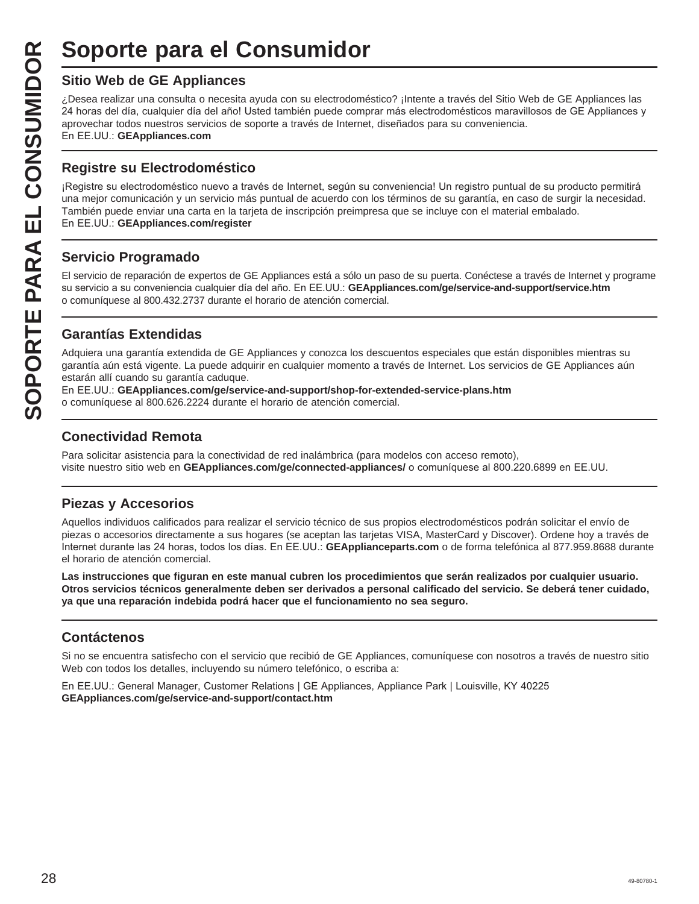# Soporte para el Consumidor

## Sitio Web de GE Appliances

¿Desea realizar una consulta o necesita ayuda con su electrodoméstico? ¡Intente a través del Sitio Web de GE Appliances las 24 horas del día, cualquier día del año! Usted también puede comprar más electrodomésticos maravillosos de GE Appliances y aprovechar todos nuestros servicios de soporte a través de Internet, diseñados para su conveniencia.
En EE.UU.: **GEAppliances.com**

## Registre su Electrodoméstico

¡Registre su electrodoméstico nuevo a través de Internet, según su conveniencia! Un registro puntual de su producto permitirá una mejor comunicación y un servicio más puntual de acuerdo con los términos de su garantía, en caso de surgir la necesidad. También puede enviar una carta en la tarjeta de inscripción preimpresa que se incluye con el material embalado.
En EE.UU.: **GEAppliances.com/register**

## Servicio Programado

El servicio de reparación de expertos de GE Appliances está a sólo un paso de su puerta. Conéctese a través de Internet y programe su servicio a su conveniencia cualquier día del año. En EE.UU.: **GEAppliances.com/ge/service-and-support/service.htm**
o comuníquese al 800.432.2737 durante el horario de atención comercial.

## Garantías Extendidas

Adquiera una garantía extendida de GE Appliances y conozca los descuentos especiales que están disponibles mientras su garantía aún está vigente. La puede adquirir en cualquier momento a través de Internet. Los servicios de GE Appliances aún estarán allí cuando su garantía caduque.
En EE.UU.: **GEAppliances.com/ge/service-and-support/shop-for-extended-service-plans.htm**
o comuníquese al 800.626.2224 durante el horario de atención comercial.

## Conectividad Remota

Para solicitar asistencia para la conectividad de red inalámbrica (para modelos con acceso remoto),
visite nuestro sitio web en **GEAppliances.com/ge/connected-appliances/** o comuníquese al 800.220.6899 en EE.UU.

## Piezas y Accesorios

Aquellos individuos calificados para realizar el servicio técnico de sus propios electrodomésticos podrán solicitar el envío de piezas o accesorios directamente a sus hogares (se aceptan las tarjetas VISA, MasterCard y Discover). Ordene hoy a través de Internet durante las 24 horas, todos los días. En EE.UU.: **GEApplianceparts.com** o de forma telefónica al 877.959.8688 durante el horario de atención comercial.

**Las instrucciones que figuran en este manual cubren los procedimientos que serán realizados por cualquier usuario. Otros servicios técnicos generalmente deben ser derivados a personal calificado del servicio. Se deberá tener cuidado, ya que una reparación indebida podrá hacer que el funcionamiento no sea seguro.**

## Contáctenos

Si no se encuentra satisfecho con el servicio que recibió de GE Appliances, comuníquese con nosotros a través de nuestro sitio Web con todos los detalles, incluyendo su número telefónico, o escriba a:

En EE.UU.: General Manager, Customer Relations | GE Appliances, Appliance Park | Louisville, KY 40225
**GEAppliances.com/ge/service-and-support/contact.htm**